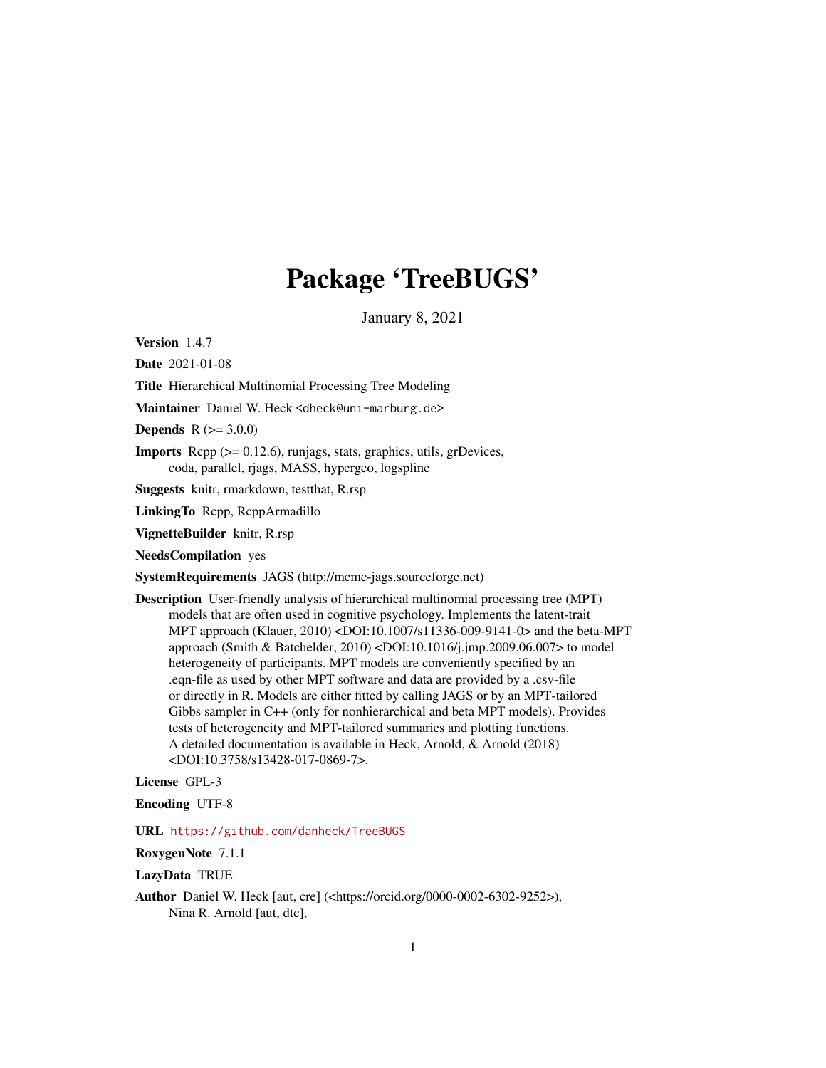# Package 'TreeBUGS'

January 8, 2021

**Version** 1.4.7

**Date** 2021-01-08

**Title** Hierarchical Multinomial Processing Tree Modeling

**Maintainer** Daniel W. Heck <dheck@uni-marburg.de>

**Depends** R (>= 3.0.0)

**Imports** Rcpp (>= 0.12.6), runjags, stats, graphics, utils, grDevices, coda, parallel, rjags, MASS, hypergeo, logspline

**Suggests** knitr, rmarkdown, testthat, R.rsp

**LinkingTo** Rcpp, RcppArmadillo

**VignetteBuilder** knitr, R.rsp

**NeedsCompilation** yes

**SystemRequirements** JAGS (http://mcmc-jags.sourceforge.net)

**Description** User-friendly analysis of hierarchical multinomial processing tree (MPT) models that are often used in cognitive psychology. Implements the latent-trait MPT approach (Klauer, 2010) <DOI:10.1007/s11336-009-9141-0> and the beta-MPT approach (Smith & Batchelder, 2010) <DOI:10.1016/j.jmp.2009.06.007> to model heterogeneity of participants. MPT models are conveniently specified by an .eqn-file as used by other MPT software and data are provided by a .csv-file or directly in R. Models are either fitted by calling JAGS or by an MPT-tailored Gibbs sampler in C++ (only for nonhierarchical and beta MPT models). Provides tests of heterogeneity and MPT-tailored summaries and plotting functions. A detailed documentation is available in Heck, Arnold, & Arnold (2018) <DOI:10.3758/s13428-017-0869-7>.

**License** GPL-3

**Encoding** UTF-8

**URL** https://github.com/danheck/TreeBUGS

**RoxygenNote** 7.1.1

**LazyData** TRUE

**Author** Daniel W. Heck [aut, cre] (<https://orcid.org/0000-0002-6302-9252>), Nina R. Arnold [aut, dtc],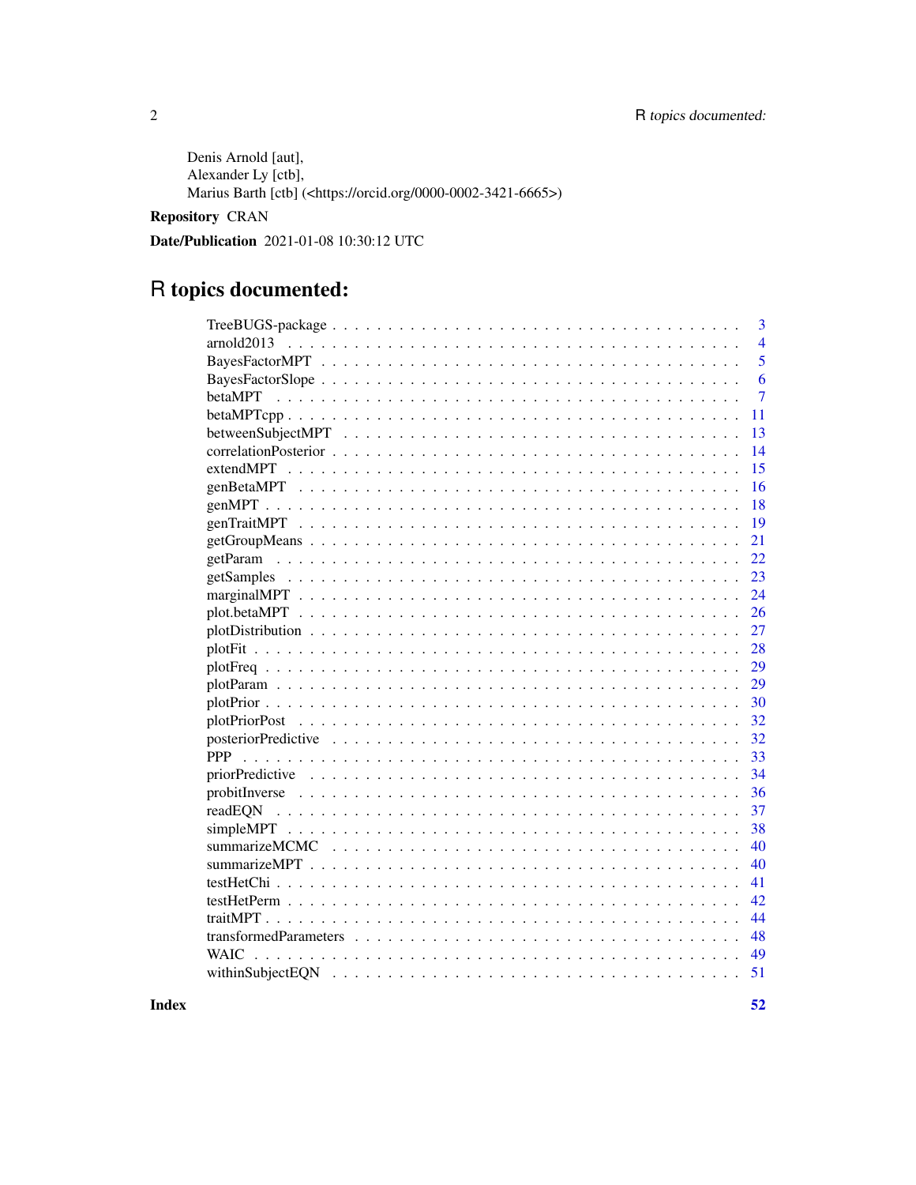Denis Arnold [aut],
Alexander Ly [ctb],
Marius Barth [ctb] (<https://orcid.org/0000-0002-3421-6665>)

**Repository** CRAN

**Date/Publication** 2021-01-08 10:30:12 UTC

# R topics documented:

| Topic | Page |
|---|---|
| TreeBUGS-package | 3 |
| arnold2013 | 4 |
| BayesFactorMPT | 5 |
| BayesFactorSlope | 6 |
| betaMPT | 7 |
| betaMPTcpp | 11 |
| betweenSubjectMPT | 13 |
| correlationPosterior | 14 |
| extendMPT | 15 |
| genBetaMPT | 16 |
| genMPT | 18 |
| genTraitMPT | 19 |
| getGroupMeans | 21 |
| getParam | 22 |
| getSamples | 23 |
| marginalMPT | 24 |
| plot.betaMPT | 26 |
| plotDistribution | 27 |
| plotFit | 28 |
| plotFreq | 29 |
| plotParam | 29 |
| plotPrior | 30 |
| plotPriorPost | 32 |
| posteriorPredictive | 32 |
| PPP | 33 |
| priorPredictive | 34 |
| probitInverse | 36 |
| readEQN | 37 |
| simpleMPT | 38 |
| summarizeMCMC | 40 |
| summarizeMPT | 40 |
| testHetChi | 41 |
| testHetPerm | 42 |
| traitMPT | 44 |
| transformedParameters | 48 |
| WAIC | 49 |
| withinSubjectEQN | 51 |

**Index** **52**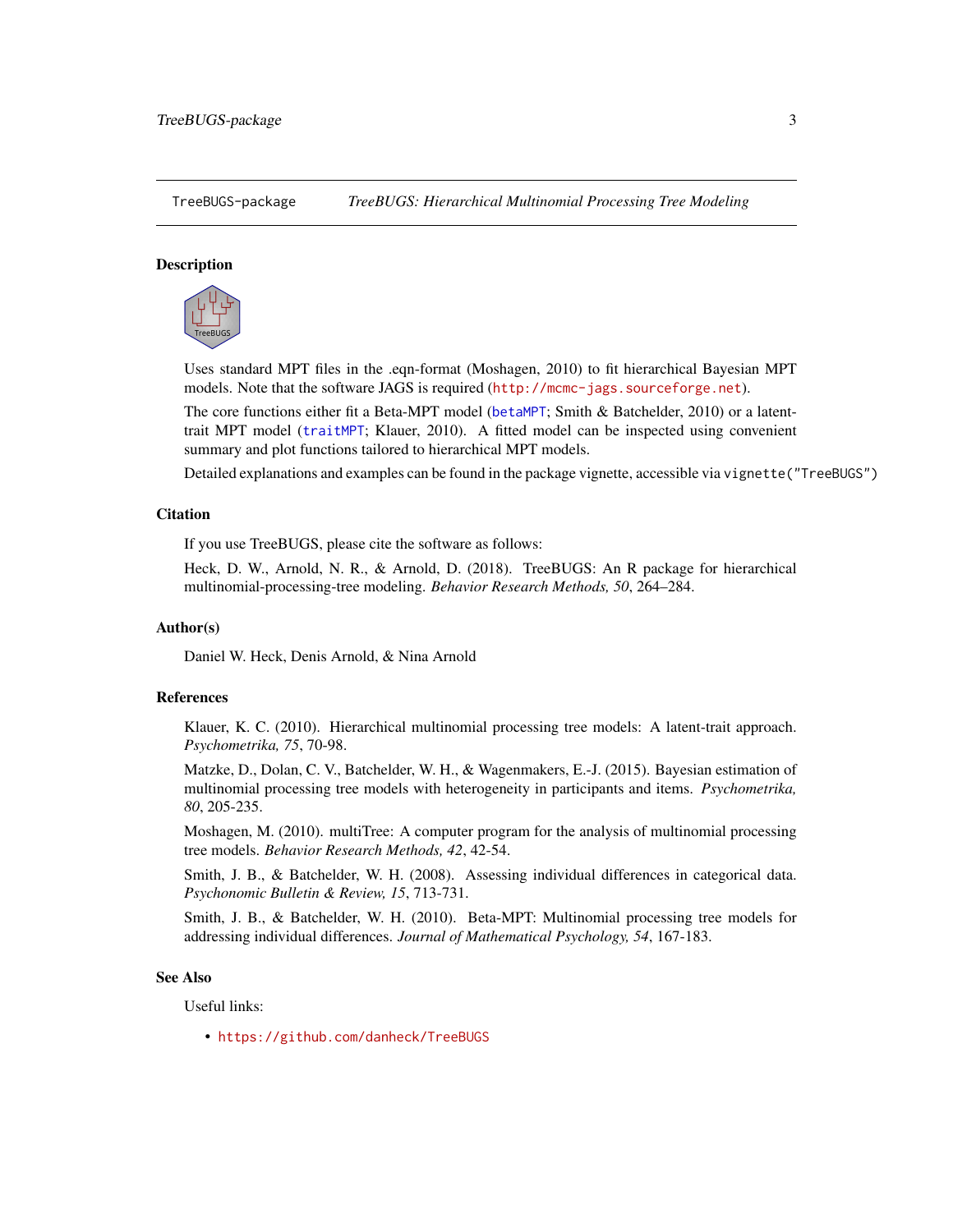TreeBUGS-package    *TreeBUGS: Hierarchical Multinomial Processing Tree Modeling*

## Description

Uses standard MPT files in the .eqn-format (Moshagen, 2010) to fit hierarchical Bayesian MPT models. Note that the software JAGS is required (http://mcmc-jags.sourceforge.net).

The core functions either fit a Beta-MPT model (betaMPT; Smith & Batchelder, 2010) or a latent-trait MPT model (traitMPT; Klauer, 2010). A fitted model can be inspected using convenient summary and plot functions tailored to hierarchical MPT models.

Detailed explanations and examples can be found in the package vignette, accessible via `vignette("TreeBUGS")`

## Citation

If you use TreeBUGS, please cite the software as follows:

Heck, D. W., Arnold, N. R., & Arnold, D. (2018). TreeBUGS: An R package for hierarchical multinomial-processing-tree modeling. *Behavior Research Methods, 50*, 264–284.

## Author(s)

Daniel W. Heck, Denis Arnold, & Nina Arnold

## References

Klauer, K. C. (2010). Hierarchical multinomial processing tree models: A latent-trait approach. *Psychometrika, 75*, 70-98.

Matzke, D., Dolan, C. V., Batchelder, W. H., & Wagenmakers, E.-J. (2015). Bayesian estimation of multinomial processing tree models with heterogeneity in participants and items. *Psychometrika, 80*, 205-235.

Moshagen, M. (2010). multiTree: A computer program for the analysis of multinomial processing tree models. *Behavior Research Methods, 42*, 42-54.

Smith, J. B., & Batchelder, W. H. (2008). Assessing individual differences in categorical data. *Psychonomic Bulletin & Review, 15*, 713-731.

Smith, J. B., & Batchelder, W. H. (2010). Beta-MPT: Multinomial processing tree models for addressing individual differences. *Journal of Mathematical Psychology, 54*, 167-183.

## See Also

Useful links:

- https://github.com/danheck/TreeBUGS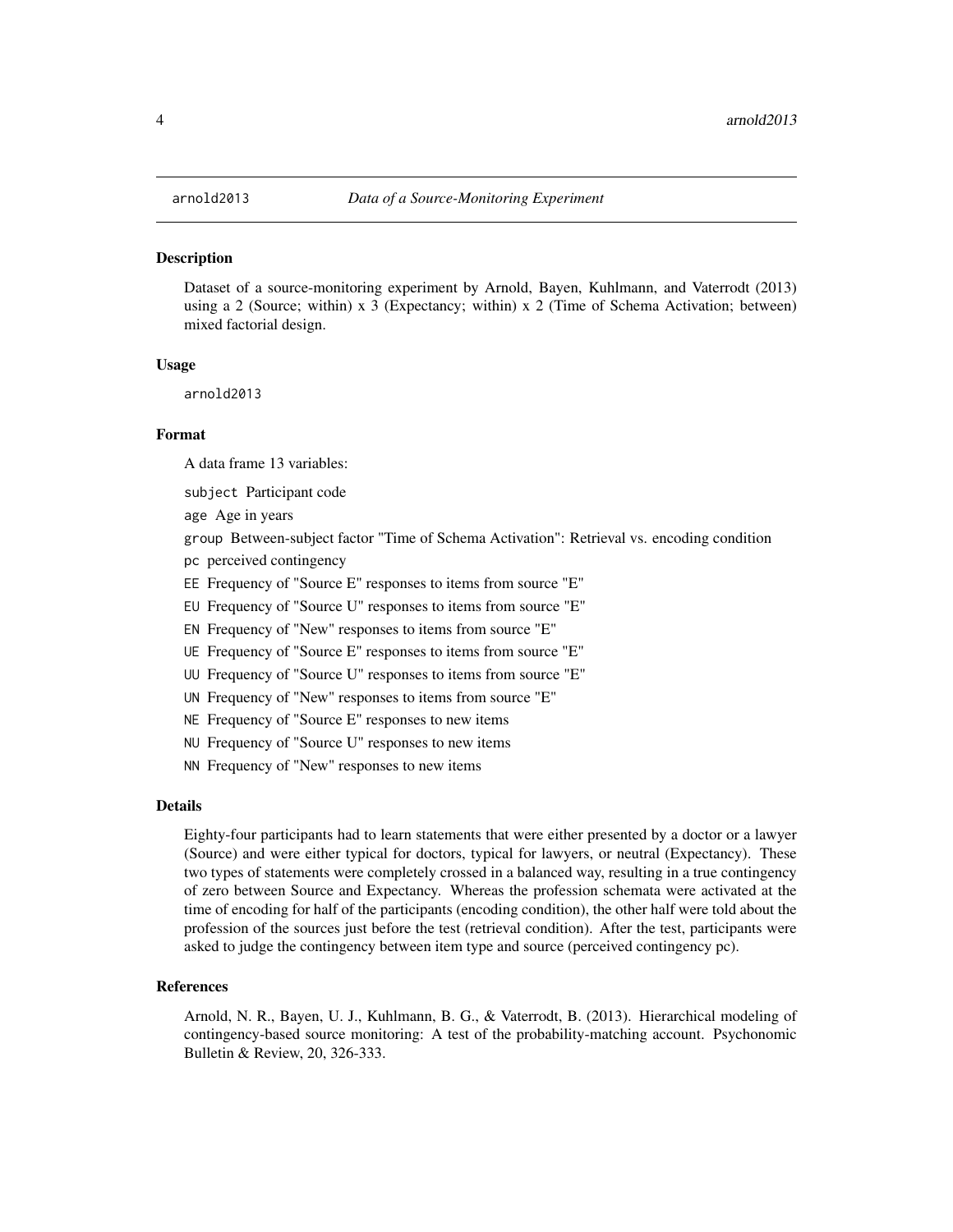arnold2013 *Data of a Source-Monitoring Experiment*

## Description

Dataset of a source-monitoring experiment by Arnold, Bayen, Kuhlmann, and Vaterrodt (2013) using a 2 (Source; within) x 3 (Expectancy; within) x 2 (Time of Schema Activation; between) mixed factorial design.

## Usage

```
arnold2013
```

## Format

A data frame 13 variables:

`subject` Participant code

`age` Age in years

`group` Between-subject factor "Time of Schema Activation": Retrieval vs. encoding condition

`pc` perceived contingency

`EE` Frequency of "Source E" responses to items from source "E"

`EU` Frequency of "Source U" responses to items from source "E"

`EN` Frequency of "New" responses to items from source "E"

`UE` Frequency of "Source E" responses to items from source "E"

`UU` Frequency of "Source U" responses to items from source "E"

`UN` Frequency of "New" responses to items from source "E"

`NE` Frequency of "Source E" responses to new items

`NU` Frequency of "Source U" responses to new items

`NN` Frequency of "New" responses to new items

## Details

Eighty-four participants had to learn statements that were either presented by a doctor or a lawyer (Source) and were either typical for doctors, typical for lawyers, or neutral (Expectancy). These two types of statements were completely crossed in a balanced way, resulting in a true contingency of zero between Source and Expectancy. Whereas the profession schemata were activated at the time of encoding for half of the participants (encoding condition), the other half were told about the profession of the sources just before the test (retrieval condition). After the test, participants were asked to judge the contingency between item type and source (perceived contingency pc).

## References

Arnold, N. R., Bayen, U. J., Kuhlmann, B. G., & Vaterrodt, B. (2013). Hierarchical modeling of contingency-based source monitoring: A test of the probability-matching account. Psychonomic Bulletin & Review, 20, 326-333.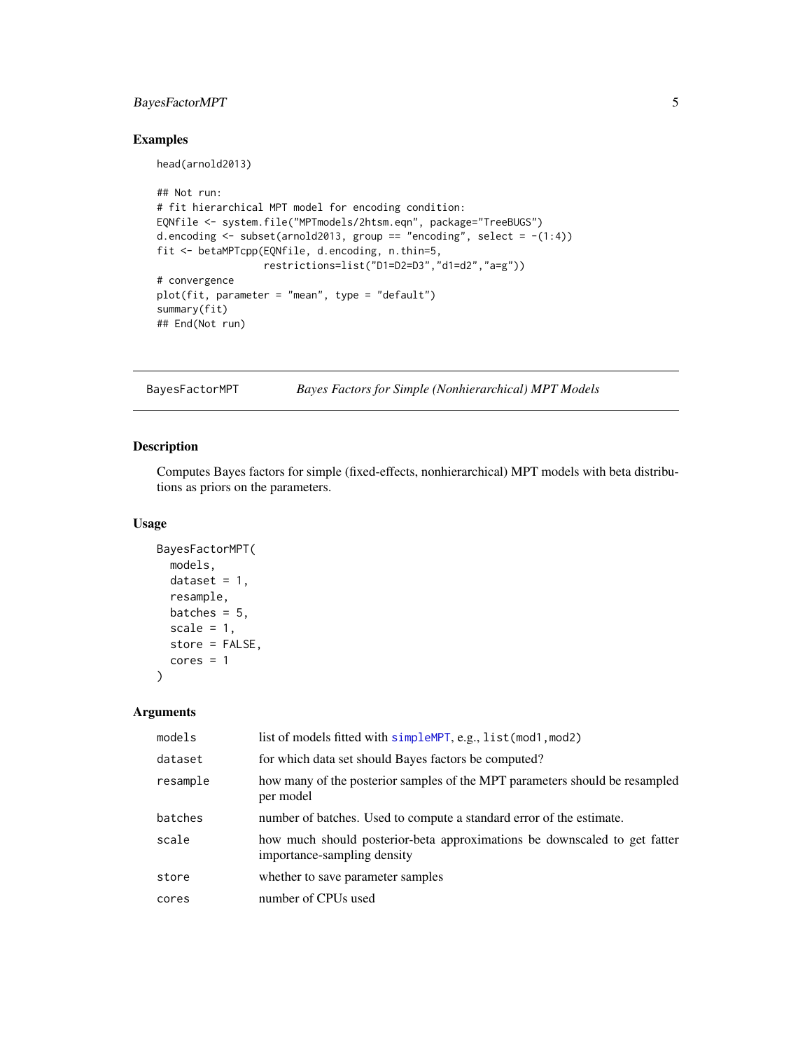## Examples

```
head(arnold2013)

## Not run:
# fit hierarchical MPT model for encoding condition:
EQNfile <- system.file("MPTmodels/2htsm.eqn", package="TreeBUGS")
d.encoding <- subset(arnold2013, group == "encoding", select = -(1:4))
fit <- betaMPTcpp(EQNfile, d.encoding, n.thin=5,
                  restrictions=list("D1=D2=D3","d1=d2","a=g"))
# convergence
plot(fit, parameter = "mean", type = "default")
summary(fit)
## End(Not run)
```

---

# BayesFactorMPT — *Bayes Factors for Simple (Nonhierarchical) MPT Models*

## Description

Computes Bayes factors for simple (fixed-effects, nonhierarchical) MPT models with beta distributions as priors on the parameters.

## Usage

```
BayesFactorMPT(
  models,
  dataset = 1,
  resample,
  batches = 5,
  scale = 1,
  store = FALSE,
  cores = 1
)
```

## Arguments

| | |
|---|---|
| `models` | list of models fitted with `simpleMPT`, e.g., `list(mod1,mod2)` |
| `dataset` | for which data set should Bayes factors be computed? |
| `resample` | how many of the posterior samples of the MPT parameters should be resampled per model |
| `batches` | number of batches. Used to compute a standard error of the estimate. |
| `scale` | how much should posterior-beta approximations be downscaled to get fatter importance-sampling density |
| `store` | whether to save parameter samples |
| `cores` | number of CPUs used |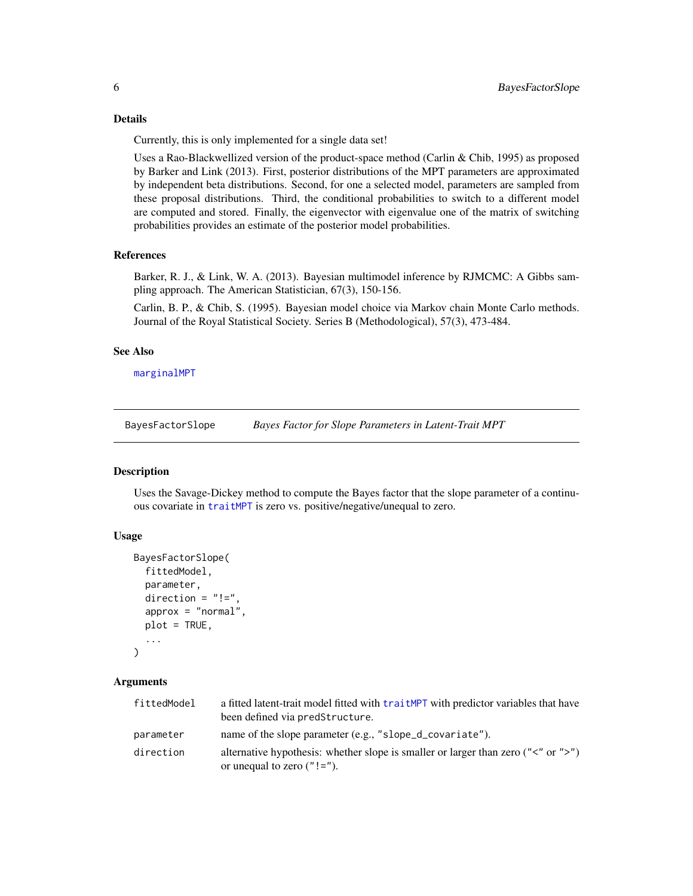### Details

Currently, this is only implemented for a single data set!

Uses a Rao-Blackwellized version of the product-space method (Carlin & Chib, 1995) as proposed by Barker and Link (2013). First, posterior distributions of the MPT parameters are approximated by independent beta distributions. Second, for one a selected model, parameters are sampled from these proposal distributions. Third, the conditional probabilities to switch to a different model are computed and stored. Finally, the eigenvector with eigenvalue one of the matrix of switching probabilities provides an estimate of the posterior model probabilities.

### References

Barker, R. J., & Link, W. A. (2013). Bayesian multimodel inference by RJMCMC: A Gibbs sampling approach. The American Statistician, 67(3), 150-156.

Carlin, B. P., & Chib, S. (1995). Bayesian model choice via Markov chain Monte Carlo methods. Journal of the Royal Statistical Society. Series B (Methodological), 57(3), 473-484.

### See Also

marginalMPT

---

## BayesFactorSlope — *Bayes Factor for Slope Parameters in Latent-Trait MPT*

### Description

Uses the Savage-Dickey method to compute the Bayes factor that the slope parameter of a continuous covariate in traitMPT is zero vs. positive/negative/unequal to zero.

### Usage

```
BayesFactorSlope(
  fittedModel,
  parameter,
  direction = "!=",
  approx = "normal",
  plot = TRUE,
  ...
)
```

### Arguments

| | |
|---|---|
| fittedModel | a fitted latent-trait model fitted with traitMPT with predictor variables that have been defined via predStructure. |
| parameter | name of the slope parameter (e.g., "slope_d_covariate"). |
| direction | alternative hypothesis: whether slope is smaller or larger than zero ("<" or ">") or unequal to zero ("!="). |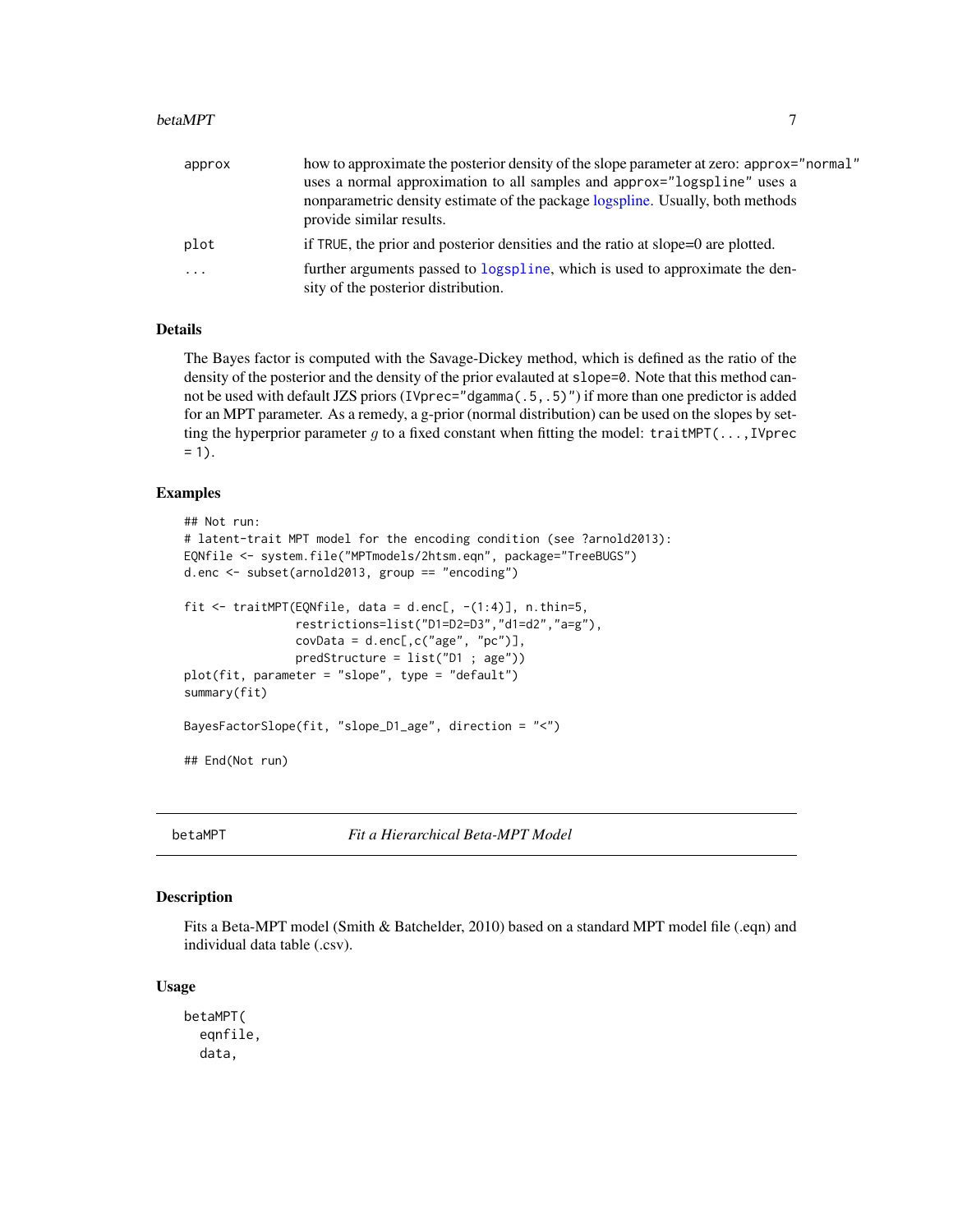| | |
|---|---|
| approx | how to approximate the posterior density of the slope parameter at zero: approx="normal" uses a normal approximation to all samples and approx="logspline" uses a nonparametric density estimate of the package logspline. Usually, both methods provide similar results. |
| plot | if TRUE, the prior and posterior densities and the ratio at slope=0 are plotted. |
| ... | further arguments passed to logspline, which is used to approximate the density of the posterior distribution. |

## Details

The Bayes factor is computed with the Savage-Dickey method, which is defined as the ratio of the density of the posterior and the density of the prior evalauted at slope=0. Note that this method cannot be used with default JZS priors (IVprec="dgamma(.5,.5)") if more than one predictor is added for an MPT parameter. As a remedy, a g-prior (normal distribution) can be used on the slopes by setting the hyperprior parameter $g$ to a fixed constant when fitting the model: traitMPT(...,IVprec = 1).

## Examples

```
## Not run:
# latent-trait MPT model for the encoding condition (see ?arnold2013):
EQNfile <- system.file("MPTmodels/2htsm.eqn", package="TreeBUGS")
d.enc <- subset(arnold2013, group == "encoding")

fit <- traitMPT(EQNfile, data = d.enc[, -(1:4)], n.thin=5,
                restrictions=list("D1=D2=D3","d1=d2","a=g"),
                covData = d.enc[,c("age", "pc")],
                predStructure = list("D1 ; age"))
plot(fit, parameter = "slope", type = "default")
summary(fit)

BayesFactorSlope(fit, "slope_D1_age", direction = "<")

## End(Not run)
```

---

# betaMPT — *Fit a Hierarchical Beta-MPT Model*

## Description

Fits a Beta-MPT model (Smith & Batchelder, 2010) based on a standard MPT model file (.eqn) and individual data table (.csv).

## Usage

```
betaMPT(
  eqnfile,
  data,
```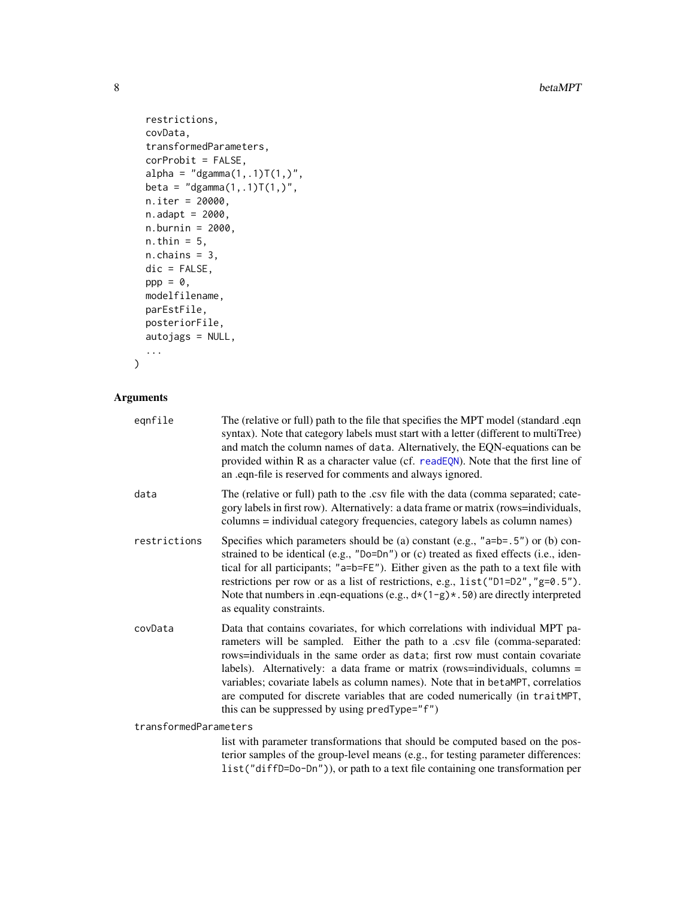```
  restrictions,
  covData,
  transformedParameters,
  corProbit = FALSE,
  alpha = "dgamma(1,.1)T(1,)",
  beta = "dgamma(1,.1)T(1,)",
  n.iter = 20000,
  n.adapt = 2000,
  n.burnin = 2000,
  n.thin = 5,
  n.chains = 3,
  dic = FALSE,
  ppp = 0,
  modelfilename,
  parEstFile,
  posteriorFile,
  autojags = NULL,
  ...
)
```

## Arguments

**eqnfile**
The (relative or full) path to the file that specifies the MPT model (standard .eqn syntax). Note that category labels must start with a letter (different to multiTree) and match the column names of `data`. Alternatively, the EQN-equations can be provided within R as a character value (cf. `readEQN`). Note that the first line of an .eqn-file is reserved for comments and always ignored.

**data**
The (relative or full) path to the .csv file with the data (comma separated; category labels in first row). Alternatively: a data frame or matrix (rows=individuals, columns = individual category frequencies, category labels as column names)

**restrictions**
Specifies which parameters should be (a) constant (e.g., `"a=b=.5"`) or (b) constrained to be identical (e.g., `"Do=Dn"`) or (c) treated as fixed effects (i.e., identical for all participants; `"a=b=FE"`). Either given as the path to a text file with restrictions per row or as a list of restrictions, e.g., `list("D1=D2","g=0.5")`. Note that numbers in .eqn-equations (e.g., `d*(1-g)*.50`) are directly interpreted as equality constraints.

**covData**
Data that contains covariates, for which correlations with individual MPT parameters will be sampled. Either the path to a .csv file (comma-separated: rows=individuals in the same order as `data`; first row must contain covariate labels). Alternatively: a data frame or matrix (rows=individuals, columns = variables; covariate labels as column names). Note that in `betaMPT`, correlatios are computed for discrete variables that are coded numerically (in `traitMPT`, this can be suppressed by using `predType="f"`)

**transformedParameters**
list with parameter transformations that should be computed based on the posterior samples of the group-level means (e.g., for testing parameter differences: `list("diffD=Do-Dn")`), or path to a text file containing one transformation per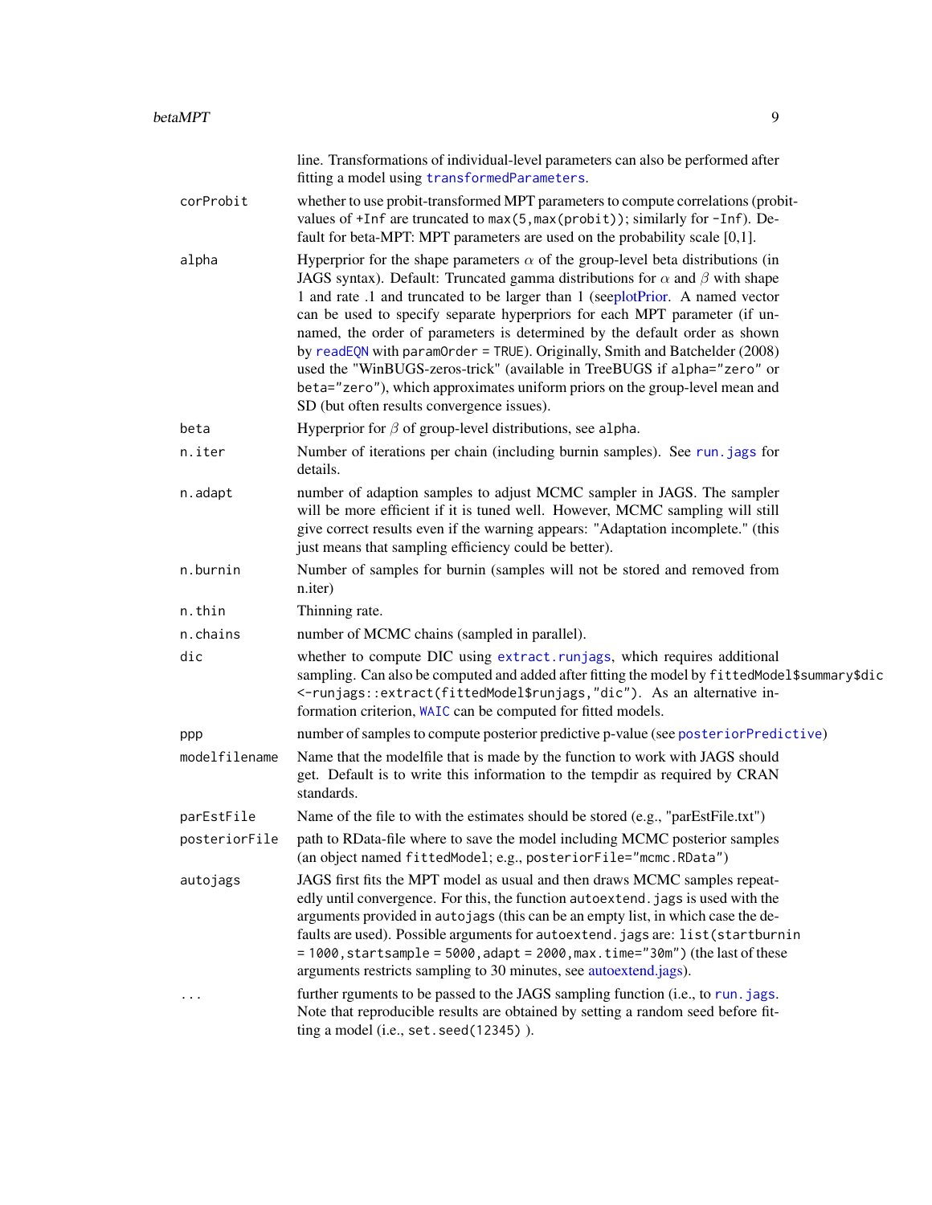| | |
|---|---|
| | line. Transformations of individual-level parameters can also be performed after fitting a model using `transformedParameters`. |
| `corProbit` | whether to use probit-transformed MPT parameters to compute correlations (probit-values of `+Inf` are truncated to `max(5,max(probit))`; similarly for `-Inf`). Default for beta-MPT: MPT parameters are used on the probability scale [0,1]. |
| `alpha` | Hyperprior for the shape parameters $\alpha$ of the group-level beta distributions (in JAGS syntax). Default: Truncated gamma distributions for $\alpha$ and $\beta$ with shape 1 and rate .1 and truncated to be larger than 1 (seeplotPrior. A named vector can be used to specify separate hyperpriors for each MPT parameter (if unnamed, the order of parameters is determined by the default order as shown by `readEQN` with `paramOrder = TRUE`). Originally, Smith and Batchelder (2008) used the "WinBUGS-zeros-trick" (available in TreeBUGS if `alpha="zero"` or `beta="zero"`), which approximates uniform priors on the group-level mean and SD (but often results convergence issues). |
| `beta` | Hyperprior for $\beta$ of group-level distributions, see `alpha`. |
| `n.iter` | Number of iterations per chain (including burnin samples). See `run.jags` for details. |
| `n.adapt` | number of adaption samples to adjust MCMC sampler in JAGS. The sampler will be more efficient if it is tuned well. However, MCMC sampling will still give correct results even if the warning appears: "Adaptation incomplete." (this just means that sampling efficiency could be better). |
| `n.burnin` | Number of samples for burnin (samples will not be stored and removed from n.iter) |
| `n.thin` | Thinning rate. |
| `n.chains` | number of MCMC chains (sampled in parallel). |
| `dic` | whether to compute DIC using `extract.runjags`, which requires additional sampling. Can also be computed and added after fitting the model by `fittedModel$summary$dic <-runjags::extract(fittedModel$runjags,"dic")`. As an alternative information criterion, `WAIC` can be computed for fitted models. |
| `ppp` | number of samples to compute posterior predictive p-value (see `posteriorPredictive`) |
| `modelfilename` | Name that the modelfile that is made by the function to work with JAGS should get. Default is to write this information to the tempdir as required by CRAN standards. |
| `parEstFile` | Name of the file to with the estimates should be stored (e.g., "parEstFile.txt") |
| `posteriorFile` | path to RData-file where to save the model including MCMC posterior samples (an object named `fittedModel`; e.g., `posteriorFile="mcmc.RData"`) |
| `autojags` | JAGS first fits the MPT model as usual and then draws MCMC samples repeatedly until convergence. For this, the function `autoextend.jags` is used with the arguments provided in `autojags` (this can be an empty list, in which case the defaults are used). Possible arguments for `autoextend.jags` are: `list(startburnin = 1000, startsample = 5000, adapt = 2000, max.time="30m")` (the last of these arguments restricts sampling to 30 minutes, see autoextend.jags). |
| `...` | further rguments to be passed to the JAGS sampling function (i.e., to `run.jags`. Note that reproducible results are obtained by setting a random seed before fitting a model (i.e., `set.seed(12345)` ). |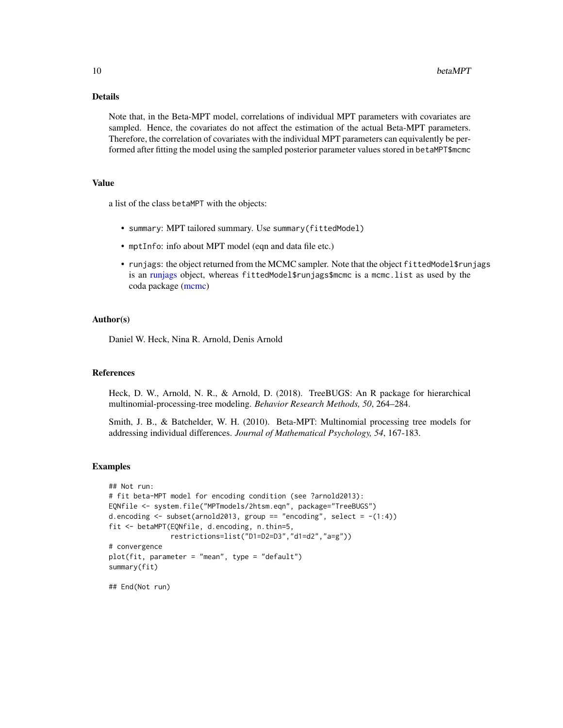## Details

Note that, in the Beta-MPT model, correlations of individual MPT parameters with covariates are sampled. Hence, the covariates do not affect the estimation of the actual Beta-MPT parameters. Therefore, the correlation of covariates with the individual MPT parameters can equivalently be performed after fitting the model using the sampled posterior parameter values stored in `betaMPT$mcmc`

## Value

a list of the class `betaMPT` with the objects:

- `summary`: MPT tailored summary. Use `summary(fittedModel)`
- `mptInfo`: info about MPT model (eqn and data file etc.)
- `runjags`: the object returned from the MCMC sampler. Note that the object `fittedModel$runjags` is an runjags object, whereas `fittedModel$runjags$mcmc` is a `mcmc.list` as used by the coda package (mcmc)

## Author(s)

Daniel W. Heck, Nina R. Arnold, Denis Arnold

## References

Heck, D. W., Arnold, N. R., & Arnold, D. (2018). TreeBUGS: An R package for hierarchical multinomial-processing-tree modeling. *Behavior Research Methods, 50*, 264–284.

Smith, J. B., & Batchelder, W. H. (2010). Beta-MPT: Multinomial processing tree models for addressing individual differences. *Journal of Mathematical Psychology, 54*, 167-183.

## Examples

```
## Not run:
# fit beta-MPT model for encoding condition (see ?arnold2013):
EQNfile <- system.file("MPTmodels/2htsm.eqn", package="TreeBUGS")
d.encoding <- subset(arnold2013, group == "encoding", select = -(1:4))
fit <- betaMPT(EQNfile, d.encoding, n.thin=5,
               restrictions=list("D1=D2=D3","d1=d2","a=g"))
# convergence
plot(fit, parameter = "mean", type = "default")
summary(fit)

## End(Not run)
```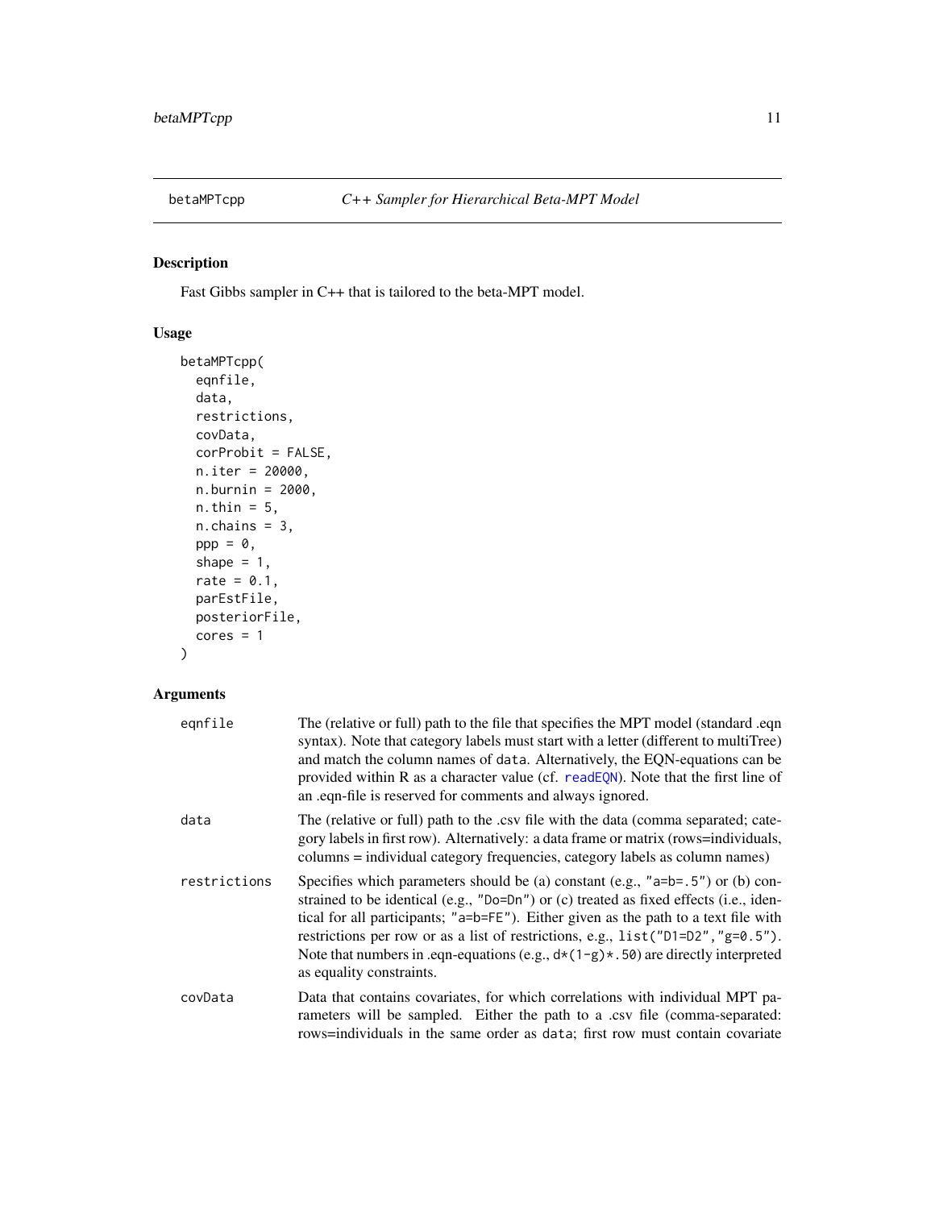# betaMPTcpp — *C++ Sampler for Hierarchical Beta-MPT Model*

## Description

Fast Gibbs sampler in C++ that is tailored to the beta-MPT model.

## Usage

```
betaMPTcpp(
  eqnfile,
  data,
  restrictions,
  covData,
  corProbit = FALSE,
  n.iter = 20000,
  n.burnin = 2000,
  n.thin = 5,
  n.chains = 3,
  ppp = 0,
  shape = 1,
  rate = 0.1,
  parEstFile,
  posteriorFile,
  cores = 1
)
```

## Arguments

| | |
|---|---|
| `eqnfile` | The (relative or full) path to the file that specifies the MPT model (standard .eqn syntax). Note that category labels must start with a letter (different to multiTree) and match the column names of `data`. Alternatively, the EQN-equations can be provided within R as a character value (cf. `readEQN`). Note that the first line of an .eqn-file is reserved for comments and always ignored. |
| `data` | The (relative or full) path to the .csv file with the data (comma separated; category labels in first row). Alternatively: a data frame or matrix (rows=individuals, columns = individual category frequencies, category labels as column names) |
| `restrictions` | Specifies which parameters should be (a) constant (e.g., `"a=b=.5"`) or (b) constrained to be identical (e.g., `"Do=Dn"`) or (c) treated as fixed effects (i.e., identical for all participants; `"a=b=FE"`). Either given as the path to a text file with restrictions per row or as a list of restrictions, e.g., `list("D1=D2","g=0.5")`. Note that numbers in .eqn-equations (e.g., `d*(1-g)*.50`) are directly interpreted as equality constraints. |
| `covData` | Data that contains covariates, for which correlations with individual MPT parameters will be sampled. Either the path to a .csv file (comma-separated: rows=individuals in the same order as `data`; first row must contain covariate |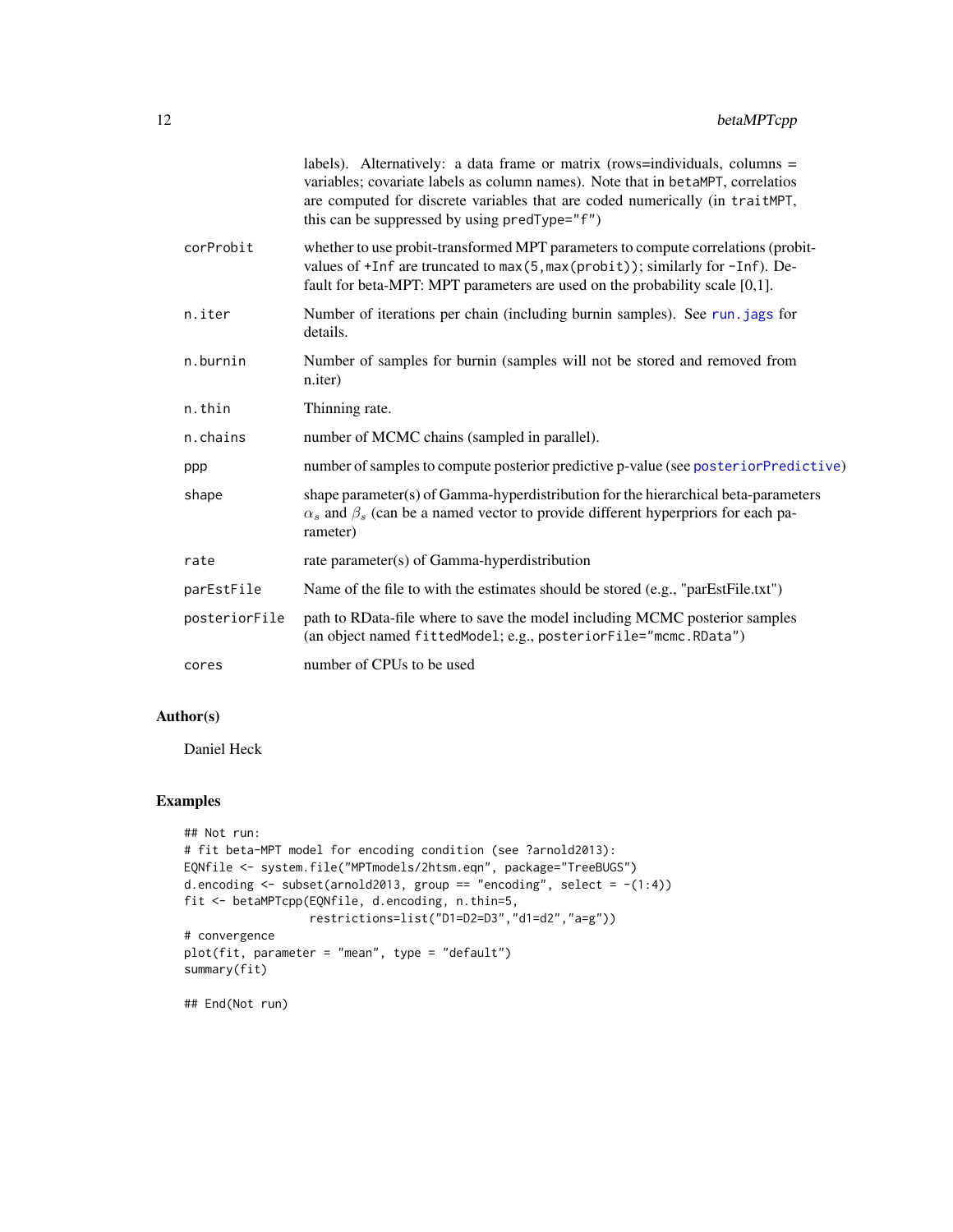| | |
|---|---|
| | labels). Alternatively: a data frame or matrix (rows=individuals, columns = variables; covariate labels as column names). Note that in `betaMPT`, correlatios are computed for discrete variables that are coded numerically (in `traitMPT`, this can be suppressed by using `predType="f"`) |
| `corProbit` | whether to use probit-transformed MPT parameters to compute correlations (probit-values of `+Inf` are truncated to `max(5,max(probit))`; similarly for `-Inf`). Default for beta-MPT: MPT parameters are used on the probability scale [0,1]. |
| `n.iter` | Number of iterations per chain (including burnin samples). See `run.jags` for details. |
| `n.burnin` | Number of samples for burnin (samples will not be stored and removed from n.iter) |
| `n.thin` | Thinning rate. |
| `n.chains` | number of MCMC chains (sampled in parallel). |
| `ppp` | number of samples to compute posterior predictive p-value (see `posteriorPredictive`) |
| `shape` | shape parameter(s) of Gamma-hyperdistribution for the hierarchical beta-parameters $\alpha_s$ and $\beta_s$ (can be a named vector to provide different hyperpriors for each parameter) |
| `rate` | rate parameter(s) of Gamma-hyperdistribution |
| `parEstFile` | Name of the file to with the estimates should be stored (e.g., "parEstFile.txt") |
| `posteriorFile` | path to RData-file where to save the model including MCMC posterior samples (an object named `fittedModel`; e.g., `posteriorFile="mcmc.RData"`) |
| `cores` | number of CPUs to be used |

## Author(s)

Daniel Heck

## Examples

```
## Not run:
# fit beta-MPT model for encoding condition (see ?arnold2013):
EQNfile <- system.file("MPTmodels/2htsm.eqn", package="TreeBUGS")
d.encoding <- subset(arnold2013, group == "encoding", select = -(1:4))
fit <- betaMPTcpp(EQNfile, d.encoding, n.thin=5,
                  restrictions=list("D1=D2=D3","d1=d2","a=g"))
# convergence
plot(fit, parameter = "mean", type = "default")
summary(fit)

## End(Not run)
```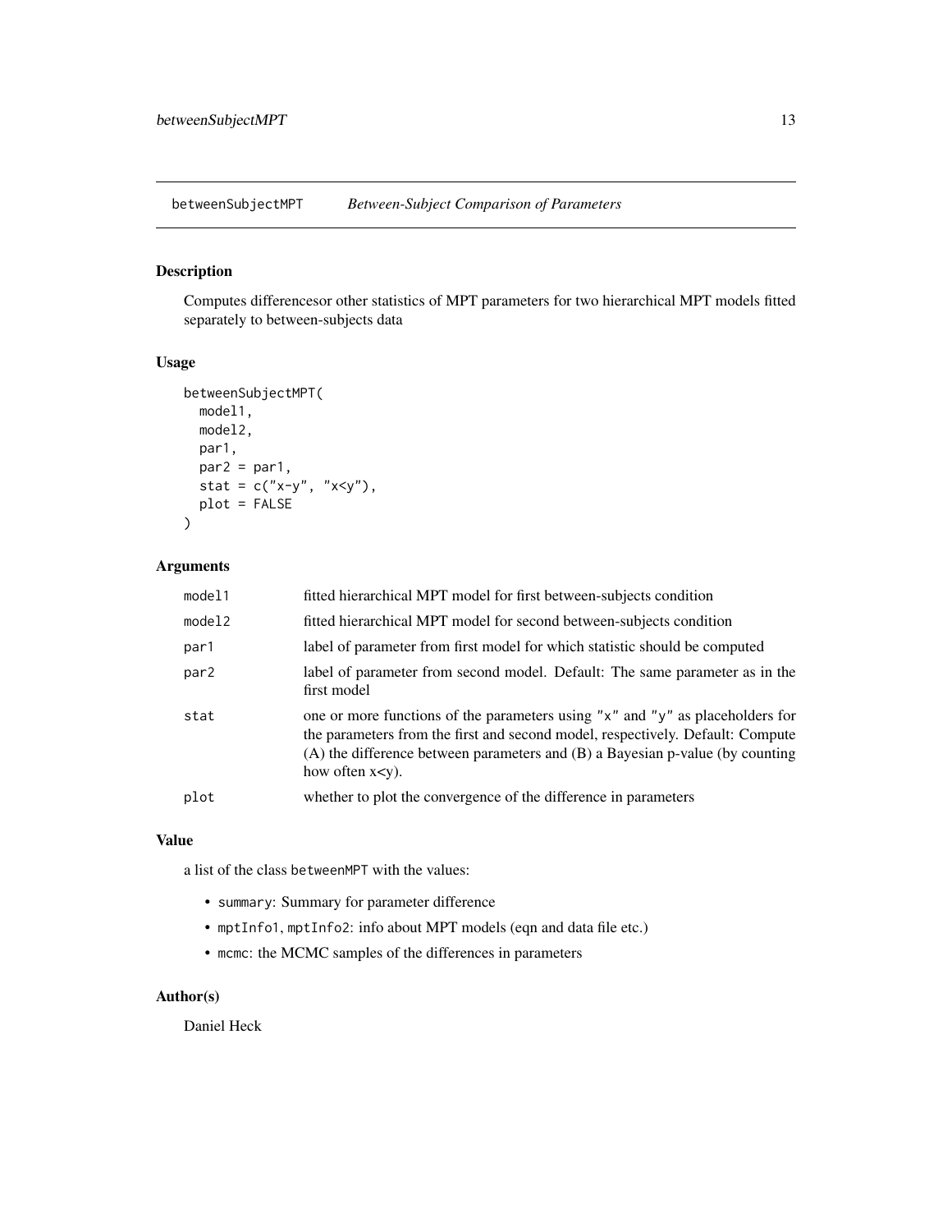# betweenSubjectMPT — *Between-Subject Comparison of Parameters*

## Description

Computes differencesor other statistics of MPT parameters for two hierarchical MPT models fitted separately to between-subjects data

## Usage

```
betweenSubjectMPT(
  model1,
  model2,
  par1,
  par2 = par1,
  stat = c("x-y", "x<y"),
  plot = FALSE
)
```

## Arguments

| | |
|---|---|
| `model1` | fitted hierarchical MPT model for first between-subjects condition |
| `model2` | fitted hierarchical MPT model for second between-subjects condition |
| `par1` | label of parameter from first model for which statistic should be computed |
| `par2` | label of parameter from second model. Default: The same parameter as in the first model |
| `stat` | one or more functions of the parameters using `"x"` and `"y"` as placeholders for the parameters from the first and second model, respectively. Default: Compute (A) the difference between parameters and (B) a Bayesian p-value (by counting how often x<y). |
| `plot` | whether to plot the convergence of the difference in parameters |

## Value

a list of the class `betweenMPT` with the values:

- `summary`: Summary for parameter difference
- `mptInfo1`, `mptInfo2`: info about MPT models (eqn and data file etc.)
- `mcmc`: the MCMC samples of the differences in parameters

## Author(s)

Daniel Heck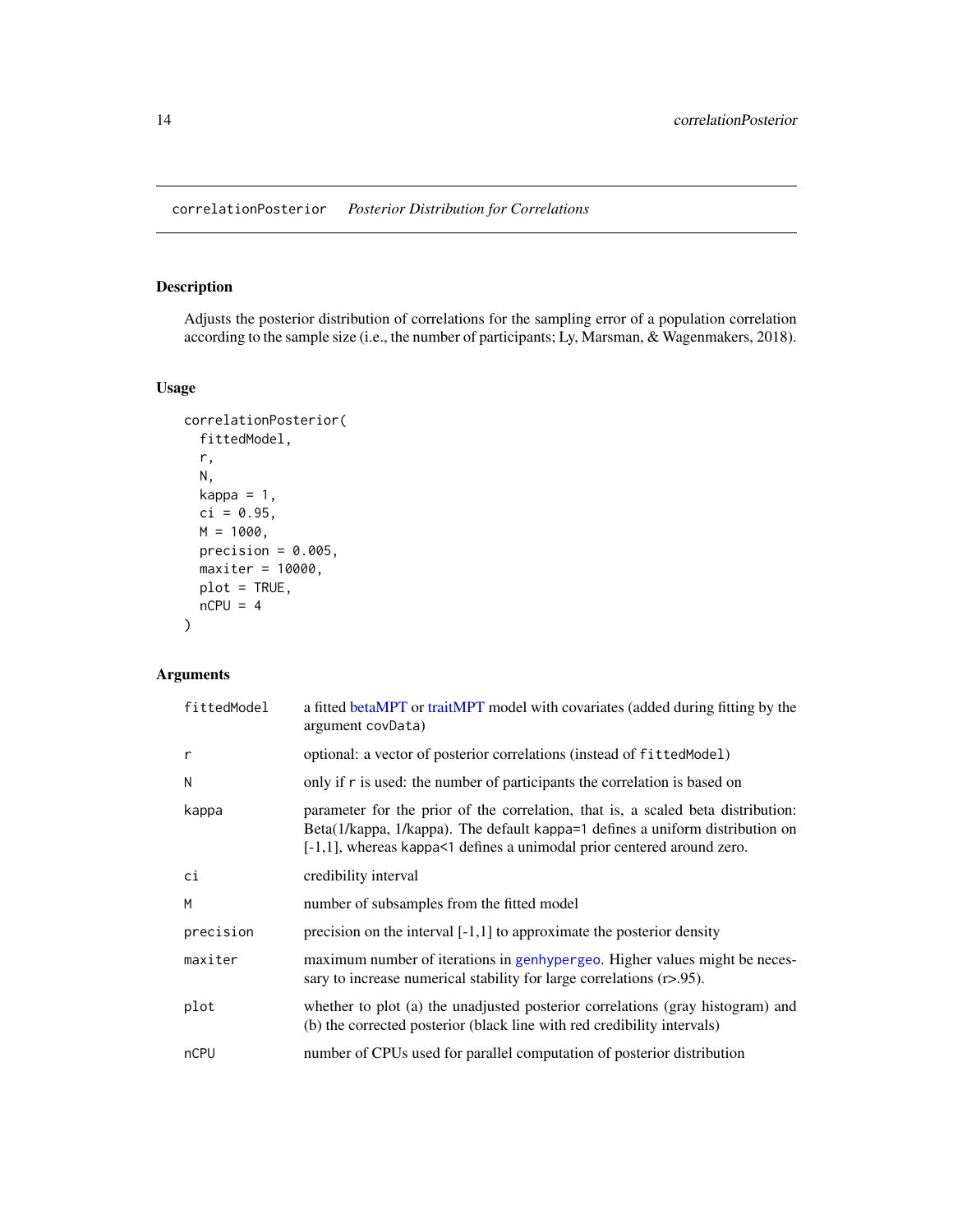# correlationPosterior    *Posterior Distribution for Correlations*

## Description

Adjusts the posterior distribution of correlations for the sampling error of a population correlation according to the sample size (i.e., the number of participants; Ly, Marsman, & Wagenmakers, 2018).

## Usage

```
correlationPosterior(
  fittedModel,
  r,
  N,
  kappa = 1,
  ci = 0.95,
  M = 1000,
  precision = 0.005,
  maxiter = 10000,
  plot = TRUE,
  nCPU = 4
)
```

## Arguments

| | |
|---|---|
| `fittedModel` | a fitted betaMPT or traitMPT model with covariates (added during fitting by the argument `covData`) |
| `r` | optional: a vector of posterior correlations (instead of `fittedModel`) |
| `N` | only if `r` is used: the number of participants the correlation is based on |
| `kappa` | parameter for the prior of the correlation, that is, a scaled beta distribution: Beta(1/kappa, 1/kappa). The default `kappa=1` defines a uniform distribution on [-1,1], whereas `kappa<1` defines a unimodal prior centered around zero. |
| `ci` | credibility interval |
| `M` | number of subsamples from the fitted model |
| `precision` | precision on the interval [-1,1] to approximate the posterior density |
| `maxiter` | maximum number of iterations in `genhypergeo`. Higher values might be necessary to increase numerical stability for large correlations (r>.95). |
| `plot` | whether to plot (a) the unadjusted posterior correlations (gray histogram) and (b) the corrected posterior (black line with red credibility intervals) |
| `nCPU` | number of CPUs used for parallel computation of posterior distribution |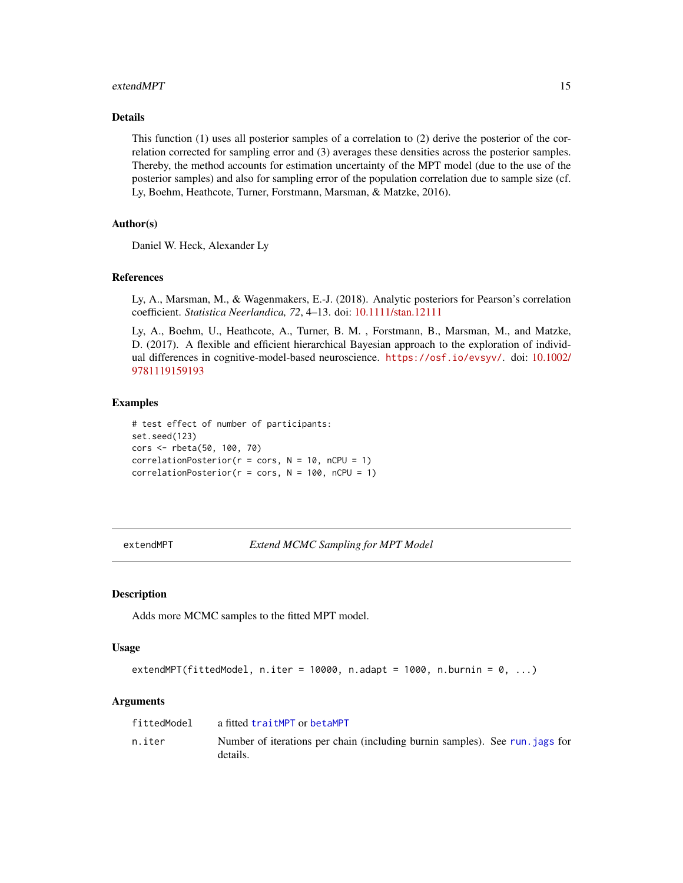## Details

This function (1) uses all posterior samples of a correlation to (2) derive the posterior of the correlation corrected for sampling error and (3) averages these densities across the posterior samples. Thereby, the method accounts for estimation uncertainty of the MPT model (due to the use of the posterior samples) and also for sampling error of the population correlation due to sample size (cf. Ly, Boehm, Heathcote, Turner, Forstmann, Marsman, & Matzke, 2016).

## Author(s)

Daniel W. Heck, Alexander Ly

## References

Ly, A., Marsman, M., & Wagenmakers, E.-J. (2018). Analytic posteriors for Pearson's correlation coefficient. *Statistica Neerlandica, 72*, 4–13. doi: 10.1111/stan.12111

Ly, A., Boehm, U., Heathcote, A., Turner, B. M. , Forstmann, B., Marsman, M., and Matzke, D. (2017). A flexible and efficient hierarchical Bayesian approach to the exploration of individual differences in cognitive-model-based neuroscience. https://osf.io/evsyv/. doi: 10.1002/9781119159193

## Examples

```
# test effect of number of participants:
set.seed(123)
cors <- rbeta(50, 100, 70)
correlationPosterior(r = cors, N = 10, nCPU = 1)
correlationPosterior(r = cors, N = 100, nCPU = 1)
```

---

# extendMPT — *Extend MCMC Sampling for MPT Model*

## Description

Adds more MCMC samples to the fitted MPT model.

## Usage

```
extendMPT(fittedModel, n.iter = 10000, n.adapt = 1000, n.burnin = 0, ...)
```

## Arguments

| | |
|---|---|
| fittedModel | a fitted traitMPT or betaMPT |
| n.iter | Number of iterations per chain (including burnin samples). See run.jags for details. |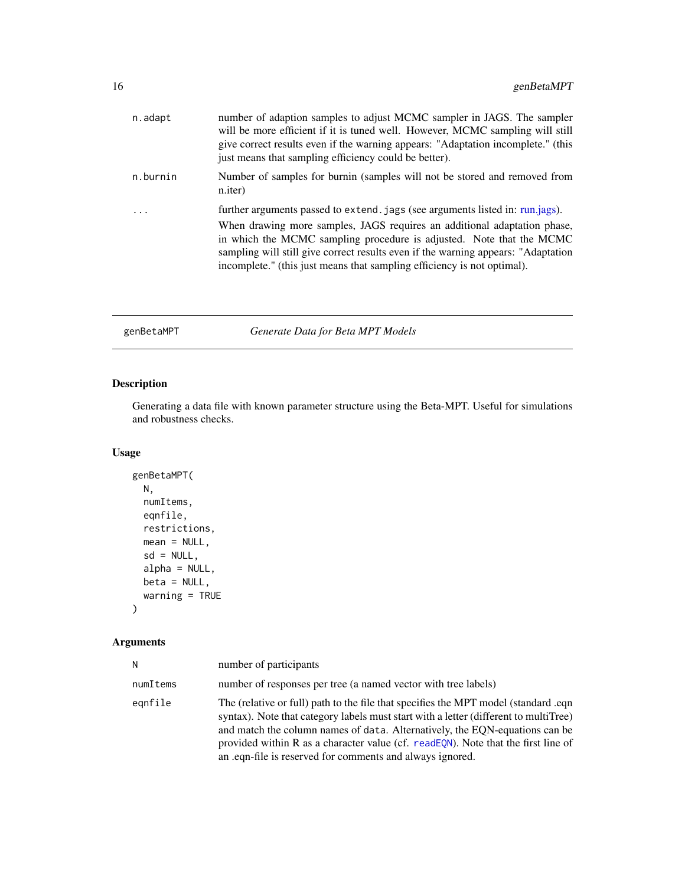| | |
|---|---|
| n.adapt | number of adaption samples to adjust MCMC sampler in JAGS. The sampler will be more efficient if it is tuned well. However, MCMC sampling will still give correct results even if the warning appears: "Adaptation incomplete." (this just means that sampling efficiency could be better). |
| n.burnin | Number of samples for burnin (samples will not be stored and removed from n.iter) |
| ... | further arguments passed to `extend.jags` (see arguments listed in: run.jags). When drawing more samples, JAGS requires an additional adaptation phase, in which the MCMC sampling procedure is adjusted. Note that the MCMC sampling will still give correct results even if the warning appears: "Adaptation incomplete." (this just means that sampling efficiency is not optimal). |

## genBetaMPT — *Generate Data for Beta MPT Models*

### Description

Generating a data file with known parameter structure using the Beta-MPT. Useful for simulations and robustness checks.

### Usage

```
genBetaMPT(
  N,
  numItems,
  eqnfile,
  restrictions,
  mean = NULL,
  sd = NULL,
  alpha = NULL,
  beta = NULL,
  warning = TRUE
)
```

### Arguments

| | |
|---|---|
| N | number of participants |
| numItems | number of responses per tree (a named vector with tree labels) |
| eqnfile | The (relative or full) path to the file that specifies the MPT model (standard .eqn syntax). Note that category labels must start with a letter (different to multiTree) and match the column names of `data`. Alternatively, the EQN-equations can be provided within R as a character value (cf. `readEQN`). Note that the first line of an .eqn-file is reserved for comments and always ignored. |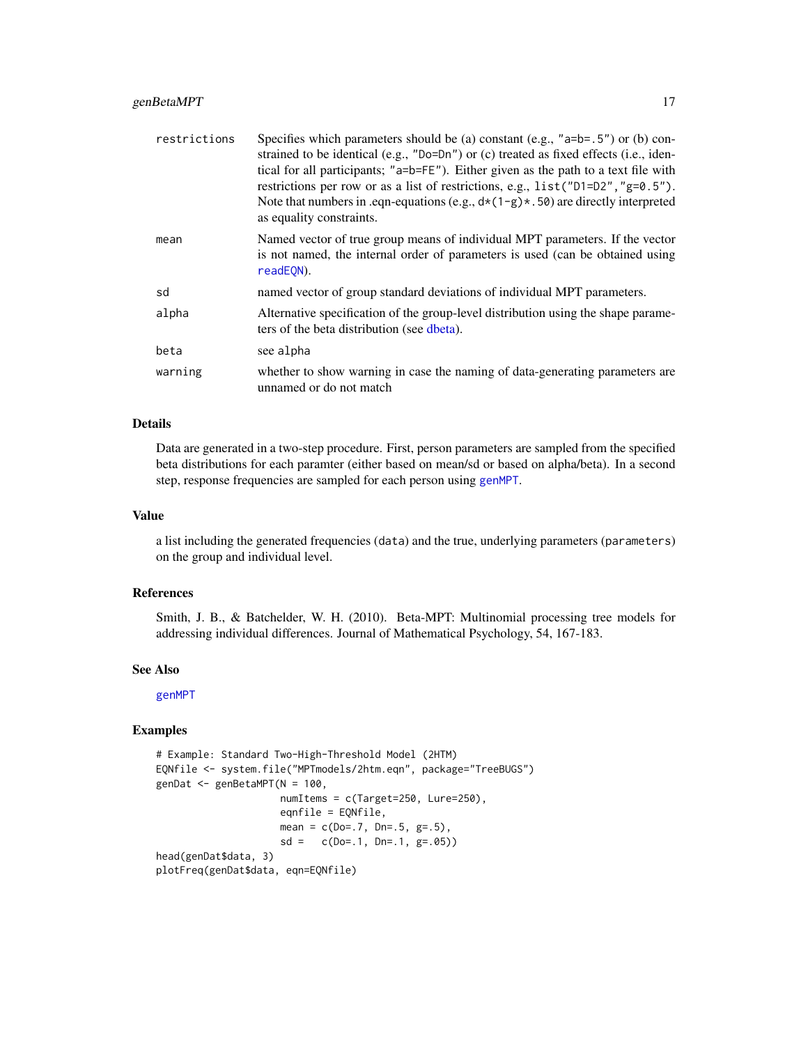| | |
|---|---|
| restrictions | Specifies which parameters should be (a) constant (e.g., "a=b=.5") or (b) constrained to be identical (e.g., "Do=Dn") or (c) treated as fixed effects (i.e., identical for all participants; "a=b=FE"). Either given as the path to a text file with restrictions per row or as a list of restrictions, e.g., list("D1=D2","g=0.5"). Note that numbers in .eqn-equations (e.g., d*(1-g)*.50) are directly interpreted as equality constraints. |
| mean | Named vector of true group means of individual MPT parameters. If the vector is not named, the internal order of parameters is used (can be obtained using readEQN). |
| sd | named vector of group standard deviations of individual MPT parameters. |
| alpha | Alternative specification of the group-level distribution using the shape parameters of the beta distribution (see dbeta). |
| beta | see alpha |
| warning | whether to show warning in case the naming of data-generating parameters are unnamed or do not match |

## Details

Data are generated in a two-step procedure. First, person parameters are sampled from the specified beta distributions for each paramter (either based on mean/sd or based on alpha/beta). In a second step, response frequencies are sampled for each person using genMPT.

## Value

a list including the generated frequencies (data) and the true, underlying parameters (parameters) on the group and individual level.

## References

Smith, J. B., & Batchelder, W. H. (2010). Beta-MPT: Multinomial processing tree models for addressing individual differences. Journal of Mathematical Psychology, 54, 167-183.

## See Also

genMPT

## Examples

```
# Example: Standard Two-High-Threshold Model (2HTM)
EQNfile <- system.file("MPTmodels/2htm.eqn", package="TreeBUGS")
genDat <- genBetaMPT(N = 100,
                     numItems = c(Target=250, Lure=250),
                     eqnfile = EQNfile,
                     mean = c(Do=.7, Dn=.5, g=.5),
                     sd =   c(Do=.1, Dn=.1, g=.05))
head(genDat$data, 3)
plotFreq(genDat$data, eqn=EQNfile)
```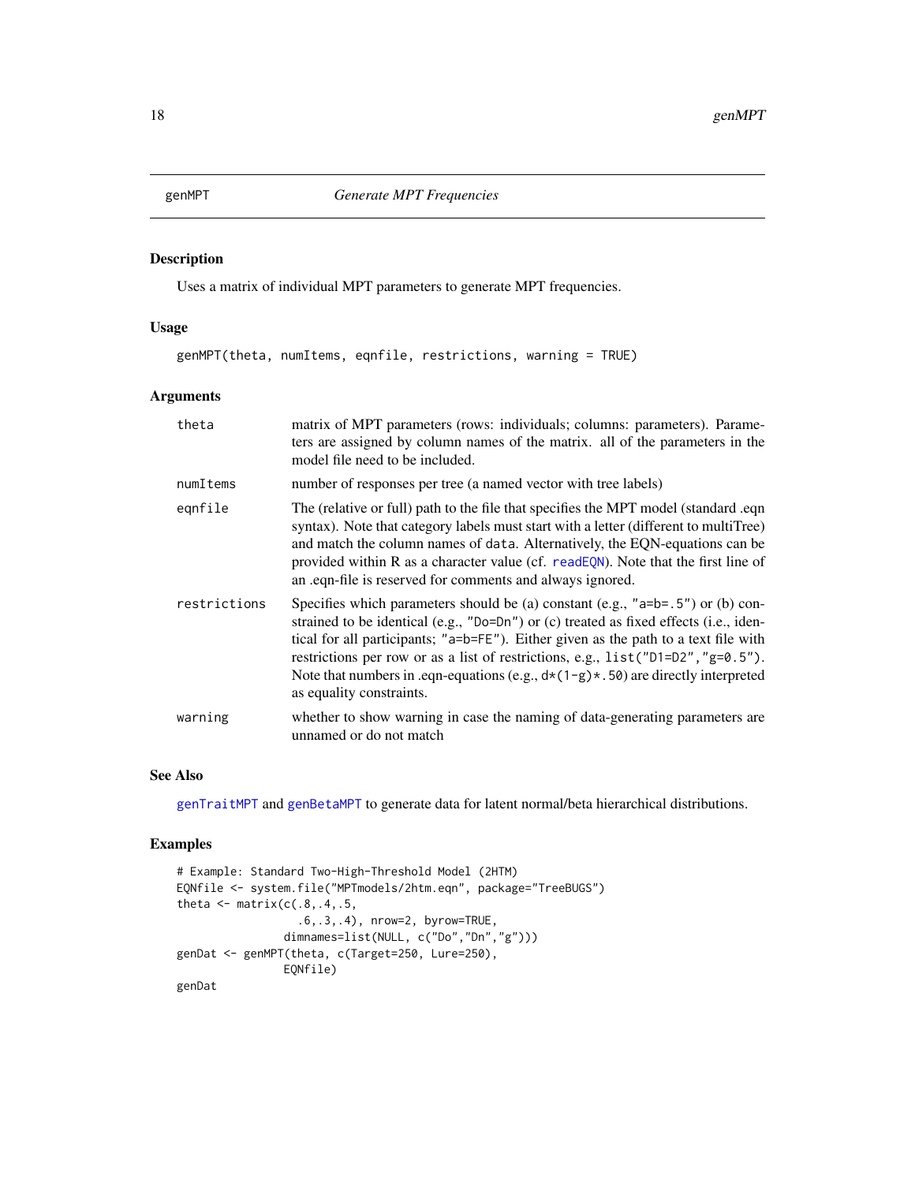## genMPT — *Generate MPT Frequencies*

### Description

Uses a matrix of individual MPT parameters to generate MPT frequencies.

### Usage

```
genMPT(theta, numItems, eqnfile, restrictions, warning = TRUE)
```

### Arguments

| Argument | Description |
|---|---|
| `theta` | matrix of MPT parameters (rows: individuals; columns: parameters). Parameters are assigned by column names of the matrix. all of the parameters in the model file need to be included. |
| `numItems` | number of responses per tree (a named vector with tree labels) |
| `eqnfile` | The (relative or full) path to the file that specifies the MPT model (standard .eqn syntax). Note that category labels must start with a letter (different to multiTree) and match the column names of `data`. Alternatively, the EQN-equations can be provided within R as a character value (cf. `readEQN`). Note that the first line of an .eqn-file is reserved for comments and always ignored. |
| `restrictions` | Specifies which parameters should be (a) constant (e.g., `"a=b=.5"`) or (b) constrained to be identical (e.g., `"Do=Dn"`) or (c) treated as fixed effects (i.e., identical for all participants; `"a=b=FE"`). Either given as the path to a text file with restrictions per row or as a list of restrictions, e.g., `list("D1=D2","g=0.5")`. Note that numbers in .eqn-equations (e.g., `d*(1-g)*.50`) are directly interpreted as equality constraints. |
| `warning` | whether to show warning in case the naming of data-generating parameters are unnamed or do not match |

### See Also

`genTraitMPT` and `genBetaMPT` to generate data for latent normal/beta hierarchical distributions.

### Examples

```
# Example: Standard Two-High-Threshold Model (2HTM)
EQNfile <- system.file("MPTmodels/2htm.eqn", package="TreeBUGS")
theta <- matrix(c(.8,.4,.5,
                  .6,.3,.4), nrow=2, byrow=TRUE,
                dimnames=list(NULL, c("Do","Dn","g")))
genDat <- genMPT(theta, c(Target=250, Lure=250),
                EQNfile)
genDat
```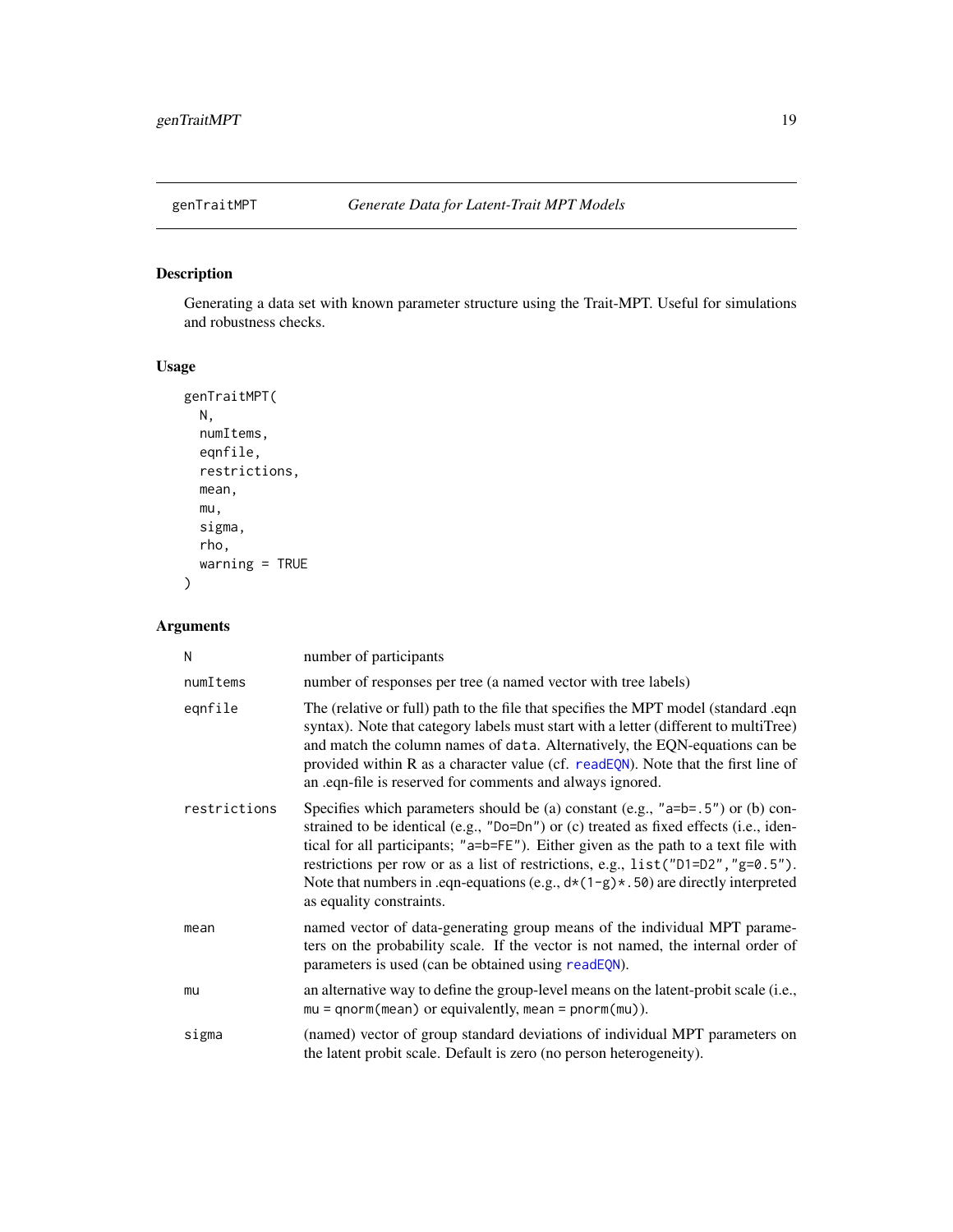genTraitMPT *Generate Data for Latent-Trait MPT Models*

## Description

Generating a data set with known parameter structure using the Trait-MPT. Useful for simulations and robustness checks.

## Usage

```
genTraitMPT(
  N,
  numItems,
  eqnfile,
  restrictions,
  mean,
  mu,
  sigma,
  rho,
  warning = TRUE
)
```

## Arguments

| | |
|---|---|
| N | number of participants |
| numItems | number of responses per tree (a named vector with tree labels) |
| eqnfile | The (relative or full) path to the file that specifies the MPT model (standard .eqn syntax). Note that category labels must start with a letter (different to multiTree) and match the column names of `data`. Alternatively, the EQN-equations can be provided within R as a character value (cf. `readEQN`). Note that the first line of an .eqn-file is reserved for comments and always ignored. |
| restrictions | Specifies which parameters should be (a) constant (e.g., `"a=b=.5"`) or (b) constrained to be identical (e.g., `"Do=Dn"`) or (c) treated as fixed effects (i.e., identical for all participants; `"a=b=FE"`). Either given as the path to a text file with restrictions per row or as a list of restrictions, e.g., `list("D1=D2","g=0.5")`. Note that numbers in .eqn-equations (e.g., `d*(1-g)*.50`) are directly interpreted as equality constraints. |
| mean | named vector of data-generating group means of the individual MPT parameters on the probability scale. If the vector is not named, the internal order of parameters is used (can be obtained using `readEQN`). |
| mu | an alternative way to define the group-level means on the latent-probit scale (i.e., `mu = qnorm(mean)` or equivalently, `mean = pnorm(mu)`). |
| sigma | (named) vector of group standard deviations of individual MPT parameters on the latent probit scale. Default is zero (no person heterogeneity). |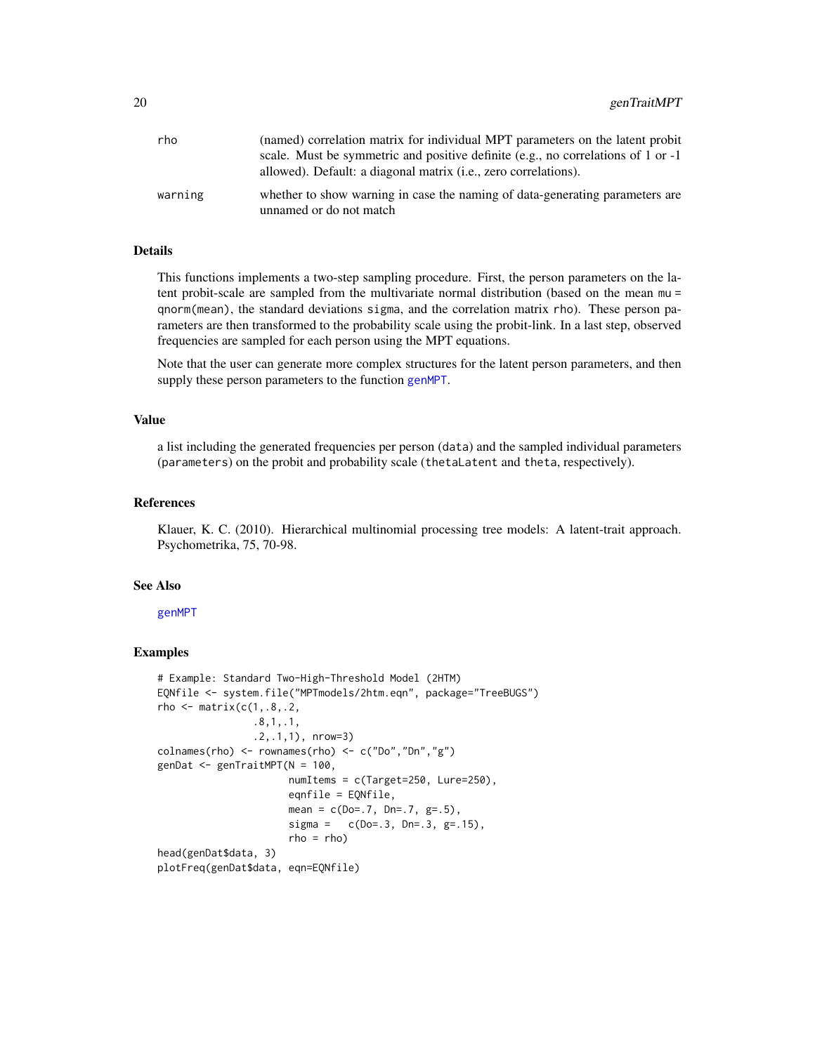| | |
|---|---|
| rho | (named) correlation matrix for individual MPT parameters on the latent probit scale. Must be symmetric and positive definite (e.g., no correlations of 1 or -1 allowed). Default: a diagonal matrix (i.e., zero correlations). |
| warning | whether to show warning in case the naming of data-generating parameters are unnamed or do not match |

## Details

This functions implements a two-step sampling procedure. First, the person parameters on the latent probit-scale are sampled from the multivariate normal distribution (based on the mean `mu = qnorm(mean)`, the standard deviations `sigma`, and the correlation matrix `rho`). These person parameters are then transformed to the probability scale using the probit-link. In a last step, observed frequencies are sampled for each person using the MPT equations.

Note that the user can generate more complex structures for the latent person parameters, and then supply these person parameters to the function `genMPT`.

## Value

a list including the generated frequencies per person (`data`) and the sampled individual parameters (`parameters`) on the probit and probability scale (`thetaLatent` and `theta`, respectively).

## References

Klauer, K. C. (2010). Hierarchical multinomial processing tree models: A latent-trait approach. Psychometrika, 75, 70-98.

## See Also

`genMPT`

## Examples

```
# Example: Standard Two-High-Threshold Model (2HTM)
EQNfile <- system.file("MPTmodels/2htm.eqn", package="TreeBUGS")
rho <- matrix(c(1,.8,.2,
                .8,1,.1,
                .2,.1,1), nrow=3)
colnames(rho) <- rownames(rho) <- c("Do","Dn","g")
genDat <- genTraitMPT(N = 100,
                      numItems = c(Target=250, Lure=250),
                      eqnfile = EQNfile,
                      mean = c(Do=.7, Dn=.7, g=.5),
                      sigma =   c(Do=.3, Dn=.3, g=.15),
                      rho = rho)
head(genDat$data, 3)
plotFreq(genDat$data, eqn=EQNfile)
```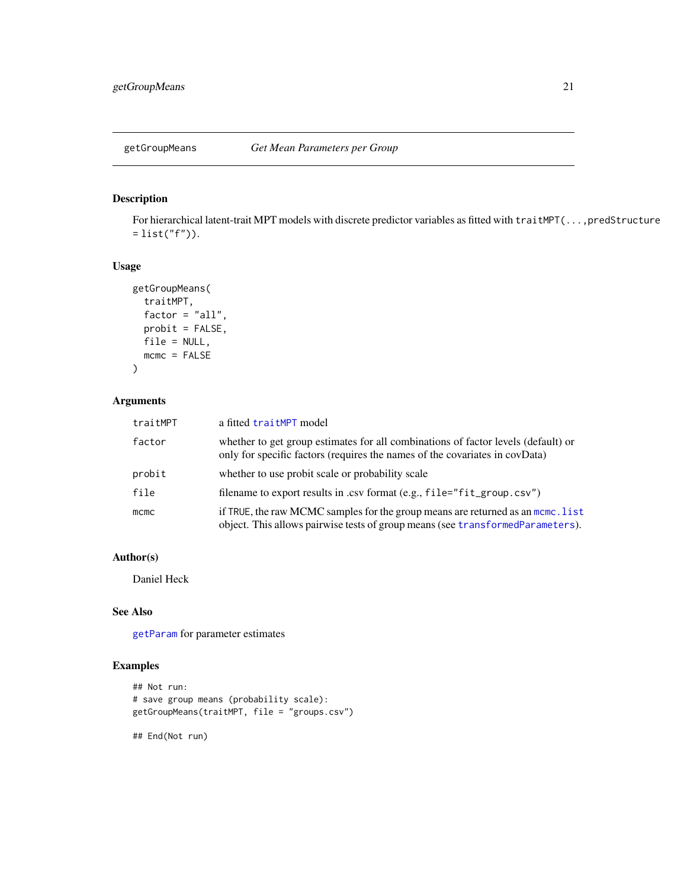## getGroupMeans — *Get Mean Parameters per Group*

### Description

For hierarchical latent-trait MPT models with discrete predictor variables as fitted with `traitMPT(...,predStructure = list("f"))`.

### Usage

```
getGroupMeans(
  traitMPT,
  factor = "all",
  probit = FALSE,
  file = NULL,
  mcmc = FALSE
)
```

### Arguments

| | |
|---|---|
| `traitMPT` | a fitted `traitMPT` model |
| `factor` | whether to get group estimates for all combinations of factor levels (default) or only for specific factors (requires the names of the covariates in covData) |
| `probit` | whether to use probit scale or probability scale |
| `file` | filename to export results in .csv format (e.g., `file="fit_group.csv"`) |
| `mcmc` | if `TRUE`, the raw MCMC samples for the group means are returned as an `mcmc.list` object. This allows pairwise tests of group means (see `transformedParameters`). |

### Author(s)

Daniel Heck

### See Also

`getParam` for parameter estimates

### Examples

```
## Not run:
# save group means (probability scale):
getGroupMeans(traitMPT, file = "groups.csv")

## End(Not run)
```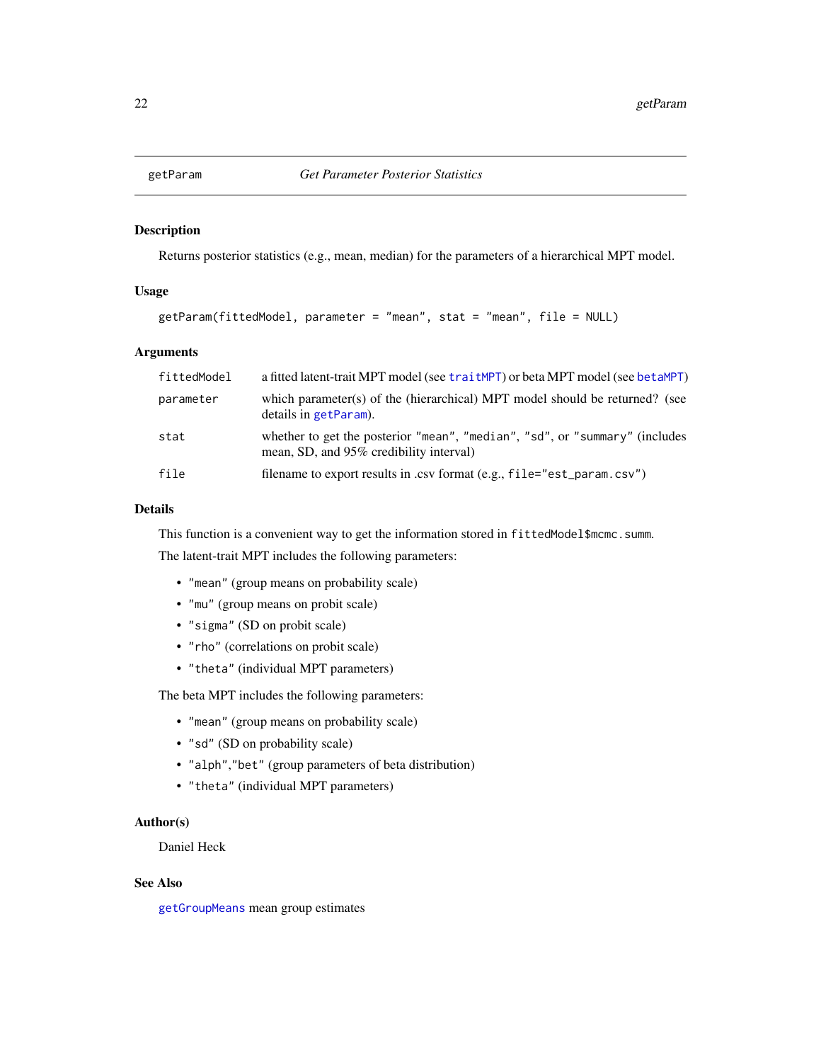## getParam — Get Parameter Posterior Statistics

### Description

Returns posterior statistics (e.g., mean, median) for the parameters of a hierarchical MPT model.

### Usage

```
getParam(fittedModel, parameter = "mean", stat = "mean", file = NULL)
```

### Arguments

| | |
|---|---|
| `fittedModel` | a fitted latent-trait MPT model (see `traitMPT`) or beta MPT model (see `betaMPT`) |
| `parameter` | which parameter(s) of the (hierarchical) MPT model should be returned? (see details in `getParam`). |
| `stat` | whether to get the posterior `"mean"`, `"median"`, `"sd"`, or `"summary"` (includes mean, SD, and 95% credibility interval) |
| `file` | filename to export results in .csv format (e.g., `file="est_param.csv"`) |

### Details

This function is a convenient way to get the information stored in `fittedModel$mcmc.summ`.

The latent-trait MPT includes the following parameters:

- `"mean"` (group means on probability scale)
- `"mu"` (group means on probit scale)
- `"sigma"` (SD on probit scale)
- `"rho"` (correlations on probit scale)
- `"theta"` (individual MPT parameters)

The beta MPT includes the following parameters:

- `"mean"` (group means on probability scale)
- `"sd"` (SD on probability scale)
- `"alph"`,`"bet"` (group parameters of beta distribution)
- `"theta"` (individual MPT parameters)

### Author(s)

Daniel Heck

### See Also

`getGroupMeans` mean group estimates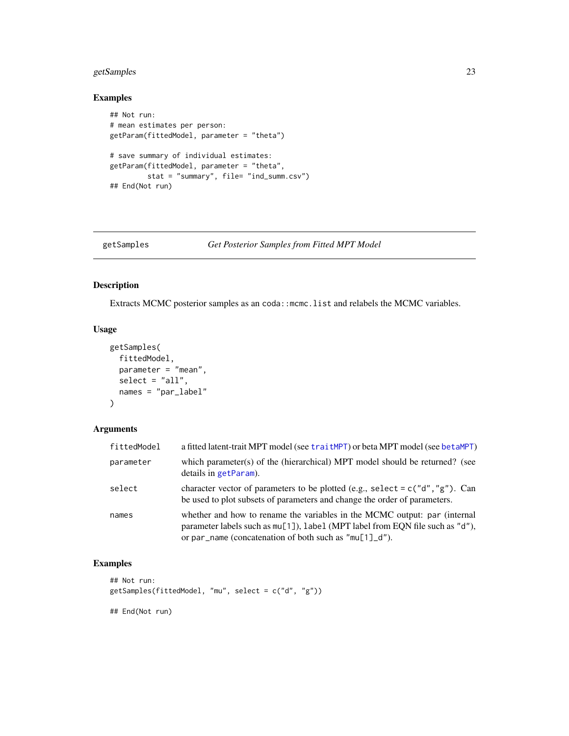## Examples

```
## Not run:
# mean estimates per person:
getParam(fittedModel, parameter = "theta")

# save summary of individual estimates:
getParam(fittedModel, parameter = "theta",
         stat = "summary", file= "ind_summ.csv")
## End(Not run)
```

---

# getSamples — *Get Posterior Samples from Fitted MPT Model*

---

## Description

Extracts MCMC posterior samples as an `coda::mcmc.list` and relabels the MCMC variables.

## Usage

```
getSamples(
  fittedModel,
  parameter = "mean",
  select = "all",
  names = "par_label"
)
```

## Arguments

| | |
|---|---|
| `fittedModel` | a fitted latent-trait MPT model (see `traitMPT`) or beta MPT model (see `betaMPT`) |
| `parameter` | which parameter(s) of the (hierarchical) MPT model should be returned? (see details in `getParam`). |
| `select` | character vector of parameters to be plotted (e.g., `select = c("d","g")`. Can be used to plot subsets of parameters and change the order of parameters. |
| `names` | whether and how to rename the variables in the MCMC output: `par` (internal parameter labels such as `mu[1]`), `label` (MPT label from EQN file such as `"d"`), or `par_name` (concatenation of both such as `"mu[1]_d"`). |

## Examples

```
## Not run:
getSamples(fittedModel, "mu", select = c("d", "g"))

## End(Not run)
```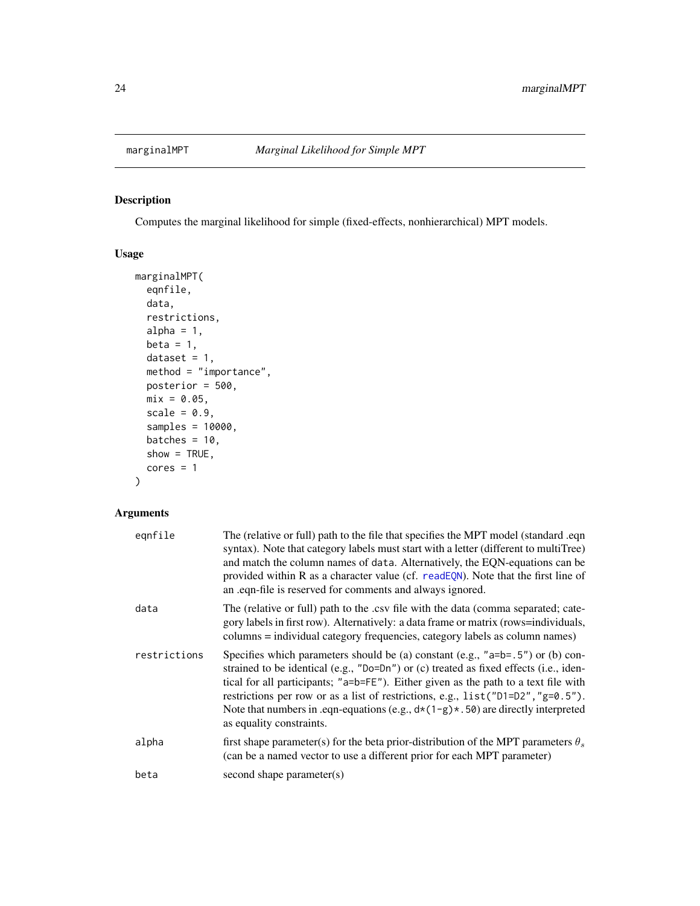marginalMPT *Marginal Likelihood for Simple MPT*

## Description

Computes the marginal likelihood for simple (fixed-effects, nonhierarchical) MPT models.

## Usage

```
marginalMPT(
  eqnfile,
  data,
  restrictions,
  alpha = 1,
  beta = 1,
  dataset = 1,
  method = "importance",
  posterior = 500,
  mix = 0.05,
  scale = 0.9,
  samples = 10000,
  batches = 10,
  show = TRUE,
  cores = 1
)
```

## Arguments

| | |
|---|---|
| `eqnfile` | The (relative or full) path to the file that specifies the MPT model (standard .eqn syntax). Note that category labels must start with a letter (different to multiTree) and match the column names of `data`. Alternatively, the EQN-equations can be provided within R as a character value (cf. `readEQN`). Note that the first line of an .eqn-file is reserved for comments and always ignored. |
| `data` | The (relative or full) path to the .csv file with the data (comma separated; category labels in first row). Alternatively: a data frame or matrix (rows=individuals, columns = individual category frequencies, category labels as column names) |
| `restrictions` | Specifies which parameters should be (a) constant (e.g., `"a=b=.5"`) or (b) constrained to be identical (e.g., `"Do=Dn"`) or (c) treated as fixed effects (i.e., identical for all participants; `"a=b=FE"`). Either given as the path to a text file with restrictions per row or as a list of restrictions, e.g., `list("D1=D2","g=0.5")`. Note that numbers in .eqn-equations (e.g., `d*(1-g)*.50`) are directly interpreted as equality constraints. |
| `alpha` | first shape parameter(s) for the beta prior-distribution of the MPT parameters $\theta_s$ (can be a named vector to use a different prior for each MPT parameter) |
| `beta` | second shape parameter(s) |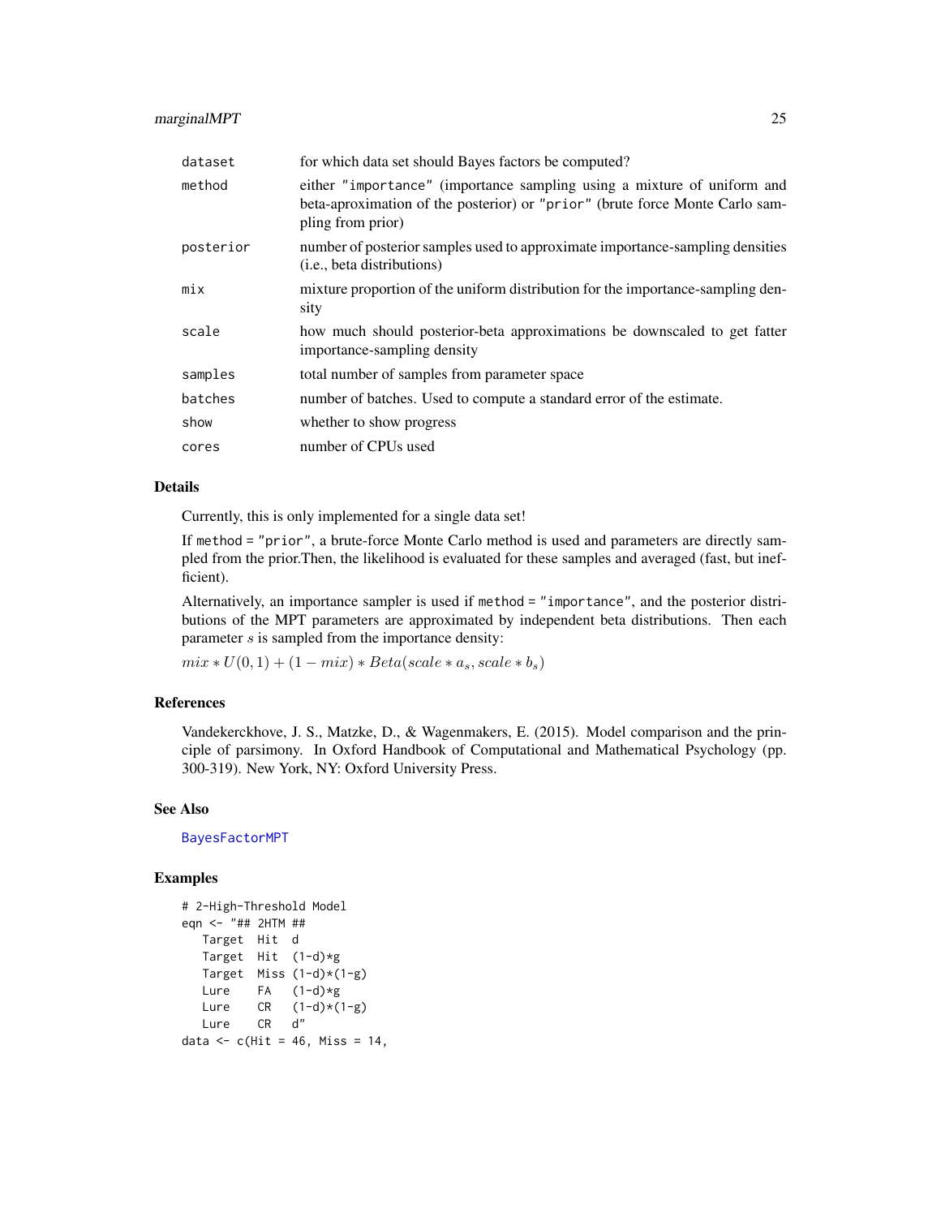| | |
|---|---|
| dataset | for which data set should Bayes factors be computed? |
| method | either "importance" (importance sampling using a mixture of uniform and beta-aproximation of the posterior) or "prior" (brute force Monte Carlo sampling from prior) |
| posterior | number of posterior samples used to approximate importance-sampling densities (i.e., beta distributions) |
| mix | mixture proportion of the uniform distribution for the importance-sampling density |
| scale | how much should posterior-beta approximations be downscaled to get fatter importance-sampling density |
| samples | total number of samples from parameter space |
| batches | number of batches. Used to compute a standard error of the estimate. |
| show | whether to show progress |
| cores | number of CPUs used |

### Details

Currently, this is only implemented for a single data set!

If `method = "prior"`, a brute-force Monte Carlo method is used and parameters are directly sampled from the prior.Then, the likelihood is evaluated for these samples and averaged (fast, but inefficient).

Alternatively, an importance sampler is used if `method = "importance"`, and the posterior distributions of the MPT parameters are approximated by independent beta distributions. Then each parameter $s$ is sampled from the importance density:

$mix * U(0, 1) + (1 - mix) * Beta(scale * a_s, scale * b_s)$

### References

Vandekerckhove, J. S., Matzke, D., & Wagenmakers, E. (2015). Model comparison and the principle of parsimony. In Oxford Handbook of Computational and Mathematical Psychology (pp. 300-319). New York, NY: Oxford University Press.

### See Also

BayesFactorMPT

### Examples

```
# 2-High-Threshold Model
eqn <- "## 2HTM ##
   Target  Hit  d
   Target  Hit  (1-d)*g
   Target  Miss (1-d)*(1-g)
   Lure    FA   (1-d)*g
   Lure    CR   (1-d)*(1-g)
   Lure    CR   d"
data <- c(Hit = 46, Miss = 14,
```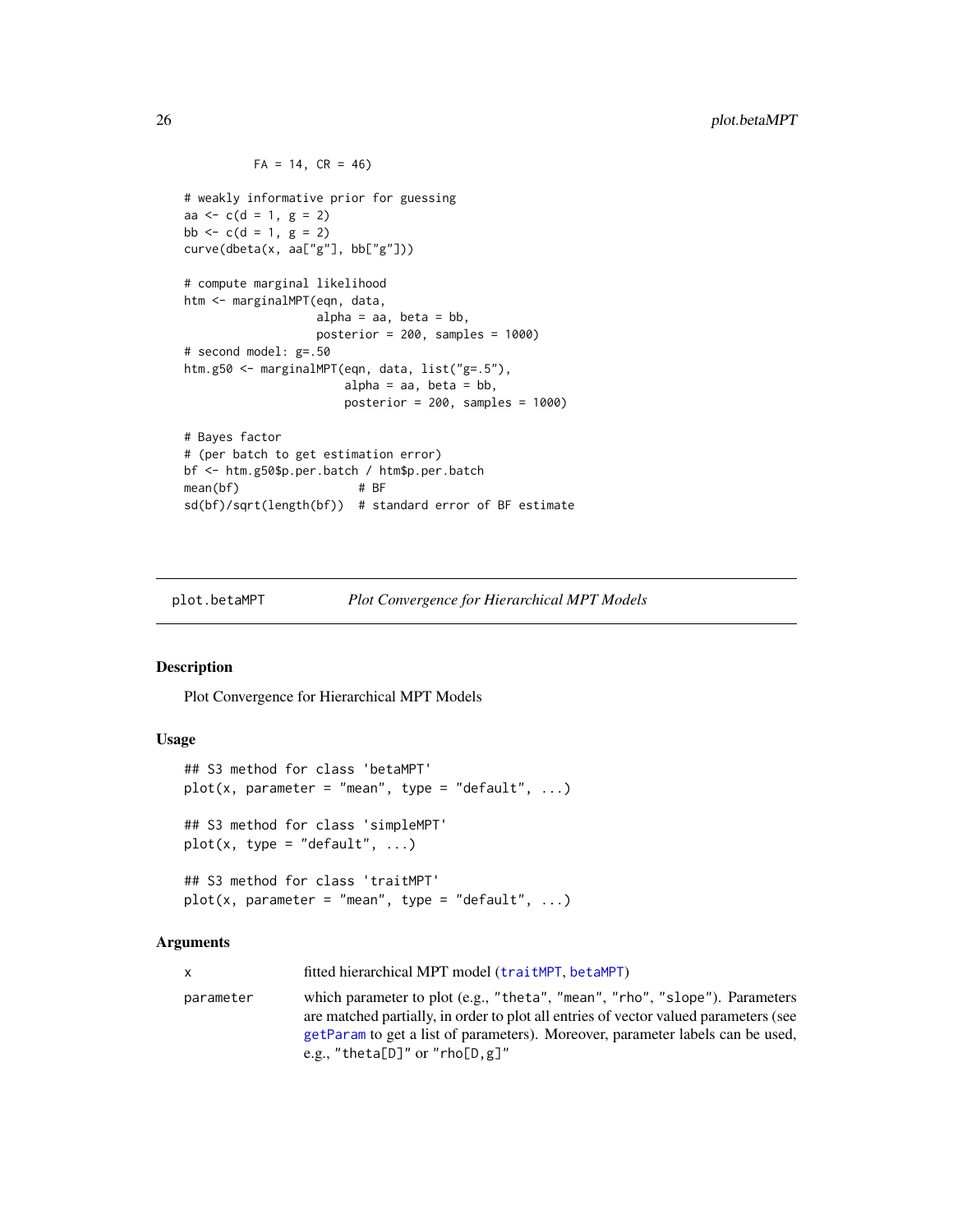```
         FA = 14, CR = 46)

# weakly informative prior for guessing
aa <- c(d = 1, g = 2)
bb <- c(d = 1, g = 2)
curve(dbeta(x, aa["g"], bb["g"]))

# compute marginal likelihood
htm <- marginalMPT(eqn, data,
                   alpha = aa, beta = bb,
                   posterior = 200, samples = 1000)
# second model: g=.50
htm.g50 <- marginalMPT(eqn, data, list("g=.5"),
                       alpha = aa, beta = bb,
                       posterior = 200, samples = 1000)

# Bayes factor
# (per batch to get estimation error)
bf <- htm.g50$p.per.batch / htm$p.per.batch
mean(bf)                 # BF
sd(bf)/sqrt(length(bf))  # standard error of BF estimate
```

## plot.betaMPT — *Plot Convergence for Hierarchical MPT Models*

### Description

Plot Convergence for Hierarchical MPT Models

### Usage

```
## S3 method for class 'betaMPT'
plot(x, parameter = "mean", type = "default", ...)

## S3 method for class 'simpleMPT'
plot(x, type = "default", ...)

## S3 method for class 'traitMPT'
plot(x, parameter = "mean", type = "default", ...)
```

### Arguments

| | |
|---|---|
| `x` | fitted hierarchical MPT model (`traitMPT`, `betaMPT`) |
| `parameter` | which parameter to plot (e.g., `"theta"`, `"mean"`, `"rho"`, `"slope"`). Parameters are matched partially, in order to plot all entries of vector valued parameters (see `getParam` to get a list of parameters). Moreover, parameter labels can be used, e.g., `"theta[D]"` or `"rho[D,g]"` |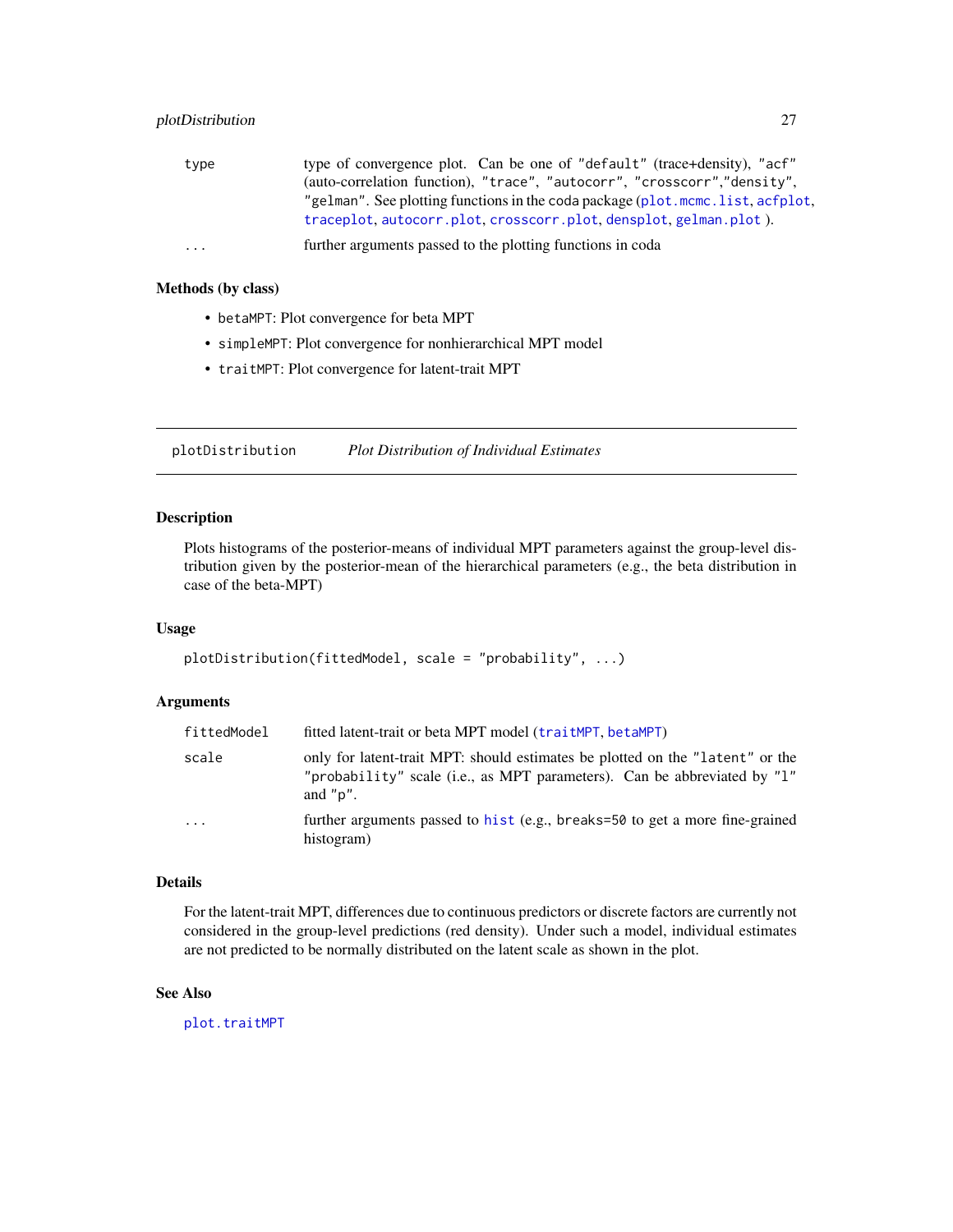| | |
|---|---|
| `type` | type of convergence plot. Can be one of `"default"` (trace+density), `"acf"` (auto-correlation function), `"trace"`, `"autocorr"`, `"crosscorr"`,`"density"`, `"gelman"`. See plotting functions in the coda package (`plot.mcmc.list`, `acfplot`, `traceplot`, `autocorr.plot`, `crosscorr.plot`, `densplot`, `gelman.plot` ). |
| `...` | further arguments passed to the plotting functions in coda |

### Methods (by class)

- `betaMPT`: Plot convergence for beta MPT
- `simpleMPT`: Plot convergence for nonhierarchical MPT model
- `traitMPT`: Plot convergence for latent-trait MPT

---

## plotDistribution — *Plot Distribution of Individual Estimates*

---

### Description

Plots histograms of the posterior-means of individual MPT parameters against the group-level distribution given by the posterior-mean of the hierarchical parameters (e.g., the beta distribution in case of the beta-MPT)

### Usage

```
plotDistribution(fittedModel, scale = "probability", ...)
```

### Arguments

| | |
|---|---|
| `fittedModel` | fitted latent-trait or beta MPT model (`traitMPT`, `betaMPT`) |
| `scale` | only for latent-trait MPT: should estimates be plotted on the `"latent"` or the `"probability"` scale (i.e., as MPT parameters). Can be abbreviated by `"l"` and `"p"`. |
| `...` | further arguments passed to `hist` (e.g., `breaks=50` to get a more fine-grained histogram) |

### Details

For the latent-trait MPT, differences due to continuous predictors or discrete factors are currently not considered in the group-level predictions (red density). Under such a model, individual estimates are not predicted to be normally distributed on the latent scale as shown in the plot.

### See Also

`plot.traitMPT`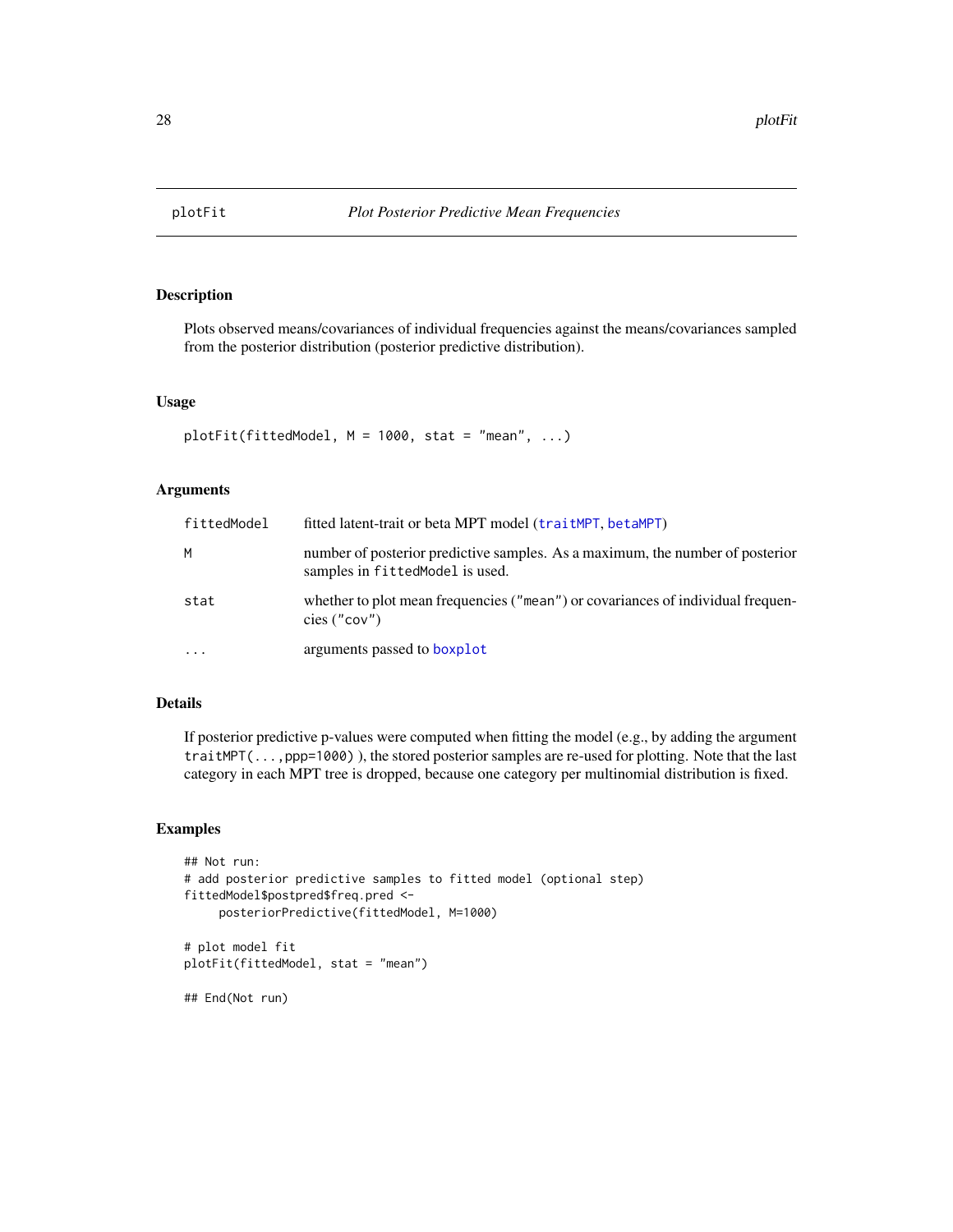# plotFit — *Plot Posterior Predictive Mean Frequencies*

## Description

Plots observed means/covariances of individual frequencies against the means/covariances sampled from the posterior distribution (posterior predictive distribution).

## Usage

```
plotFit(fittedModel, M = 1000, stat = "mean", ...)
```

## Arguments

| | |
|---|---|
| `fittedModel` | fitted latent-trait or beta MPT model (`traitMPT`, `betaMPT`) |
| `M` | number of posterior predictive samples. As a maximum, the number of posterior samples in `fittedModel` is used. |
| `stat` | whether to plot mean frequencies (`"mean"`) or covariances of individual frequencies (`"cov"`) |
| `...` | arguments passed to `boxplot` |

## Details

If posterior predictive p-values were computed when fitting the model (e.g., by adding the argument `traitMPT(...,ppp=1000)` ), the stored posterior samples are re-used for plotting. Note that the last category in each MPT tree is dropped, because one category per multinomial distribution is fixed.

## Examples

```
## Not run:
# add posterior predictive samples to fitted model (optional step)
fittedModel$postpred$freq.pred <-
     posteriorPredictive(fittedModel, M=1000)

# plot model fit
plotFit(fittedModel, stat = "mean")

## End(Not run)
```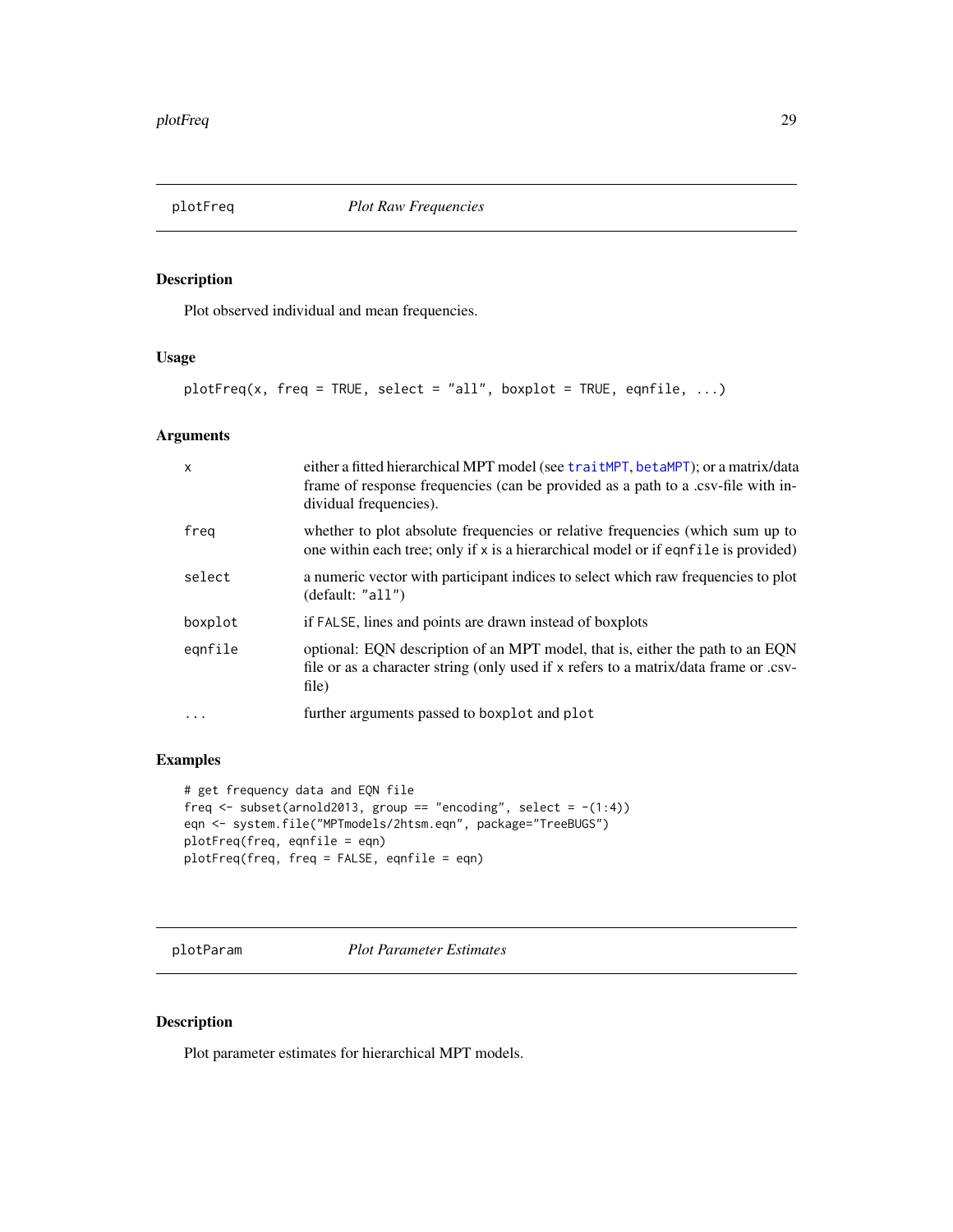## plotFreq *Plot Raw Frequencies*

### Description

Plot observed individual and mean frequencies.

### Usage

```
plotFreq(x, freq = TRUE, select = "all", boxplot = TRUE, eqnfile, ...)
```

### Arguments

| | |
|---|---|
| x | either a fitted hierarchical MPT model (see traitMPT, betaMPT); or a matrix/data frame of response frequencies (can be provided as a path to a .csv-file with individual frequencies). |
| freq | whether to plot absolute frequencies or relative frequencies (which sum up to one within each tree; only if x is a hierarchical model or if eqnfile is provided) |
| select | a numeric vector with participant indices to select which raw frequencies to plot (default: "all") |
| boxplot | if FALSE, lines and points are drawn instead of boxplots |
| eqnfile | optional: EQN description of an MPT model, that is, either the path to an EQN file or as a character string (only used if x refers to a matrix/data frame or .csv-file) |
| ... | further arguments passed to boxplot and plot |

### Examples

```
# get frequency data and EQN file
freq <- subset(arnold2013, group == "encoding", select = -(1:4))
eqn <- system.file("MPTmodels/2htsm.eqn", package="TreeBUGS")
plotFreq(freq, eqnfile = eqn)
plotFreq(freq, freq = FALSE, eqnfile = eqn)
```

## plotParam *Plot Parameter Estimates*

### Description

Plot parameter estimates for hierarchical MPT models.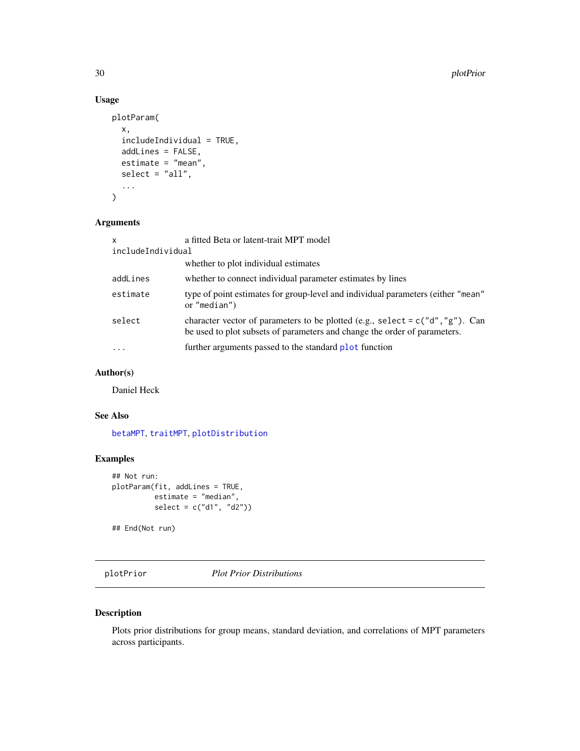### Usage

```
plotParam(
  x,
  includeIndividual = TRUE,
  addLines = FALSE,
  estimate = "mean",
  select = "all",
  ...
)
```

### Arguments

| | |
|---|---|
| `x` | a fitted Beta or latent-trait MPT model |
| `includeIndividual` | whether to plot individual estimates |
| `addLines` | whether to connect individual parameter estimates by lines |
| `estimate` | type of point estimates for group-level and individual parameters (either `"mean"` or `"median"`) |
| `select` | character vector of parameters to be plotted (e.g., `select = c("d","g")`. Can be used to plot subsets of parameters and change the order of parameters. |
| `...` | further arguments passed to the standard `plot` function |

### Author(s)

Daniel Heck

### See Also

`betaMPT`, `traitMPT`, `plotDistribution`

### Examples

```
## Not run:
plotParam(fit, addLines = TRUE,
          estimate = "median",
          select = c("d1", "d2"))

## End(Not run)
```

---

## plotPrior *Plot Prior Distributions*

---

### Description

Plots prior distributions for group means, standard deviation, and correlations of MPT parameters across participants.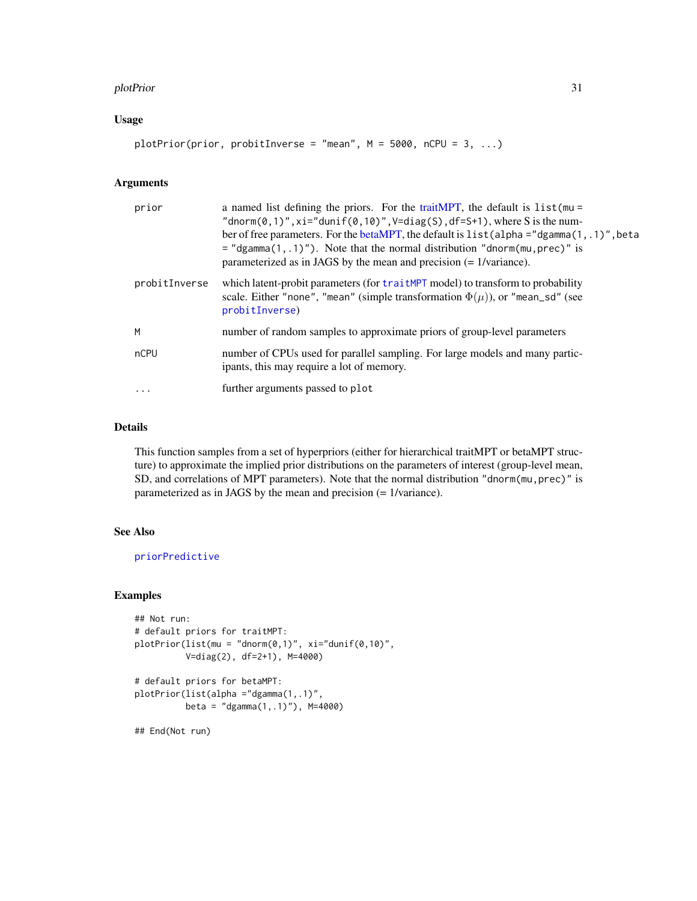## Usage

```
plotPrior(prior, probitInverse = "mean", M = 5000, nCPU = 3, ...)
```

## Arguments

| | |
|---|---|
| prior | a named list defining the priors. For the traitMPT, the default is `list(mu = "dnorm(0,1)",xi="dunif(0,10)",V=diag(S),df=S+1)`, where S is the number of free parameters. For the betaMPT, the default is `list(alpha ="dgamma(1,.1)",beta = "dgamma(1,.1)")`. Note that the normal distribution `"dnorm(mu,prec)"` is parameterized as in JAGS by the mean and precision (= 1/variance). |
| probitInverse | which latent-probit parameters (for `traitMPT` model) to transform to probability scale. Either `"none"`, `"mean"` (simple transformation $\Phi(\mu)$), or `"mean_sd"` (see `probitInverse`) |
| M | number of random samples to approximate priors of group-level parameters |
| nCPU | number of CPUs used for parallel sampling. For large models and many participants, this may require a lot of memory. |
| ... | further arguments passed to `plot` |

## Details

This function samples from a set of hyperpriors (either for hierarchical traitMPT or betaMPT structure) to approximate the implied prior distributions on the parameters of interest (group-level mean, SD, and correlations of MPT parameters). Note that the normal distribution `"dnorm(mu,prec)"` is parameterized as in JAGS by the mean and precision (= 1/variance).

## See Also

`priorPredictive`

## Examples

```
## Not run:
# default priors for traitMPT:
plotPrior(list(mu = "dnorm(0,1)", xi="dunif(0,10)",
          V=diag(2), df=2+1), M=4000)

# default priors for betaMPT:
plotPrior(list(alpha ="dgamma(1,.1)",
          beta = "dgamma(1,.1)"), M=4000)

## End(Not run)
```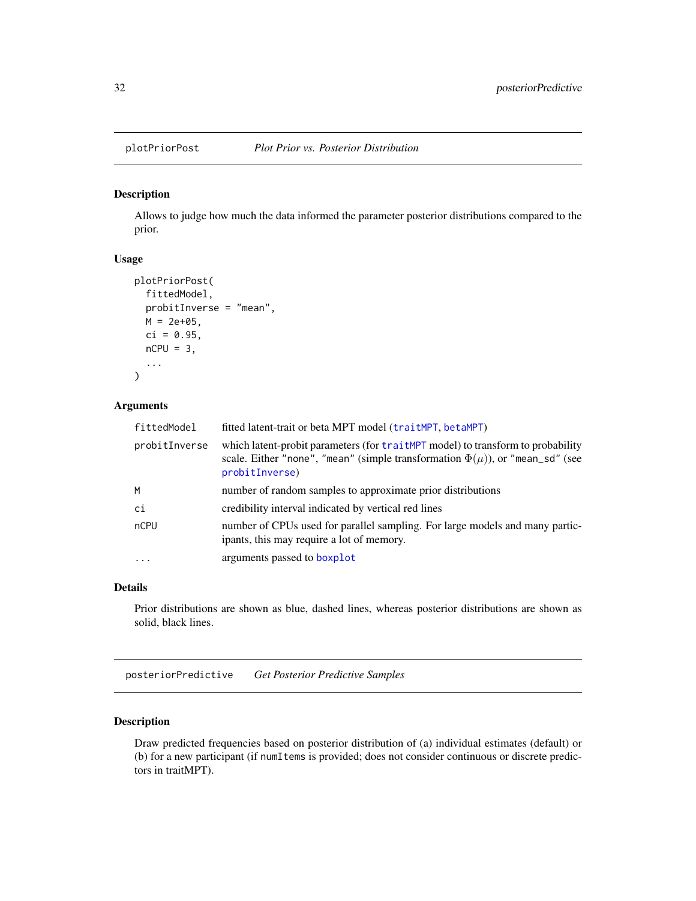## plotPriorPost *Plot Prior vs. Posterior Distribution*

### Description

Allows to judge how much the data informed the parameter posterior distributions compared to the prior.

### Usage

```
plotPriorPost(
  fittedModel,
  probitInverse = "mean",
  M = 2e+05,
  ci = 0.95,
  nCPU = 3,
  ...
)
```

### Arguments

| | |
|---|---|
| fittedModel | fitted latent-trait or beta MPT model (traitMPT, betaMPT) |
| probitInverse | which latent-probit parameters (for traitMPT model) to transform to probability scale. Either "none", "mean" (simple transformation $\Phi(\mu)$), or "mean_sd" (see probitInverse) |
| M | number of random samples to approximate prior distributions |
| ci | credibility interval indicated by vertical red lines |
| nCPU | number of CPUs used for parallel sampling. For large models and many participants, this may require a lot of memory. |
| ... | arguments passed to boxplot |

### Details

Prior distributions are shown as blue, dashed lines, whereas posterior distributions are shown as solid, black lines.

## posteriorPredictive *Get Posterior Predictive Samples*

### Description

Draw predicted frequencies based on posterior distribution of (a) individual estimates (default) or (b) for a new participant (if numItems is provided; does not consider continuous or discrete predictors in traitMPT).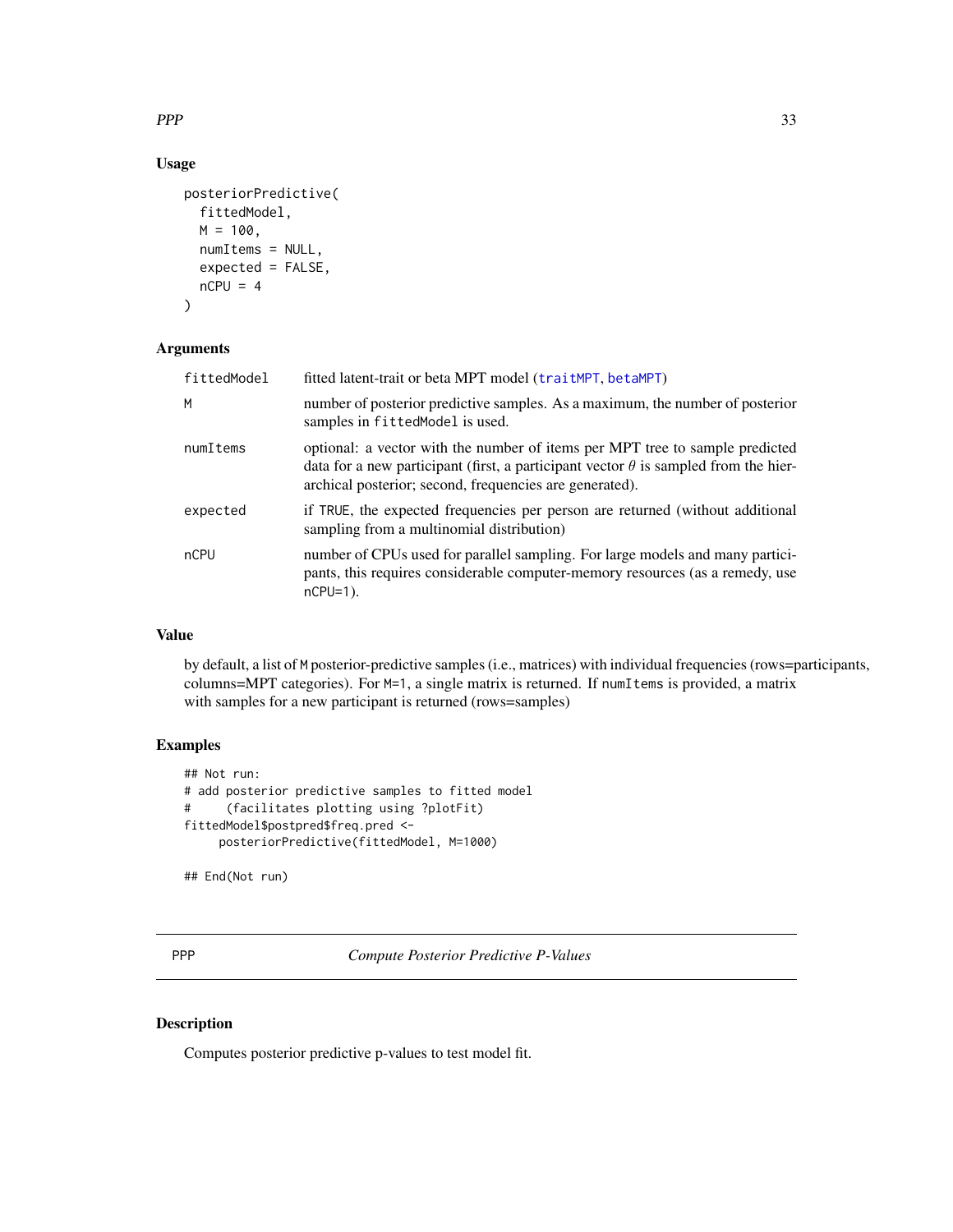## Usage

```
posteriorPredictive(
  fittedModel,
  M = 100,
  numItems = NULL,
  expected = FALSE,
  nCPU = 4
)
```

## Arguments

| | |
|---|---|
| fittedModel | fitted latent-trait or beta MPT model (traitMPT, betaMPT) |
| M | number of posterior predictive samples. As a maximum, the number of posterior samples in fittedModel is used. |
| numItems | optional: a vector with the number of items per MPT tree to sample predicted data for a new participant (first, a participant vector $\theta$ is sampled from the hierarchical posterior; second, frequencies are generated). |
| expected | if TRUE, the expected frequencies per person are returned (without additional sampling from a multinomial distribution) |
| nCPU | number of CPUs used for parallel sampling. For large models and many participants, this requires considerable computer-memory resources (as a remedy, use nCPU=1). |

## Value

by default, a list of M posterior-predictive samples (i.e., matrices) with individual frequencies (rows=participants, columns=MPT categories). For M=1, a single matrix is returned. If numItems is provided, a matrix with samples for a new participant is returned (rows=samples)

## Examples

```
## Not run:
# add posterior predictive samples to fitted model
#     (facilitates plotting using ?plotFit)
fittedModel$postpred$freq.pred <-
     posteriorPredictive(fittedModel, M=1000)

## End(Not run)
```

---

# PPP    *Compute Posterior Predictive P-Values*

## Description

Computes posterior predictive p-values to test model fit.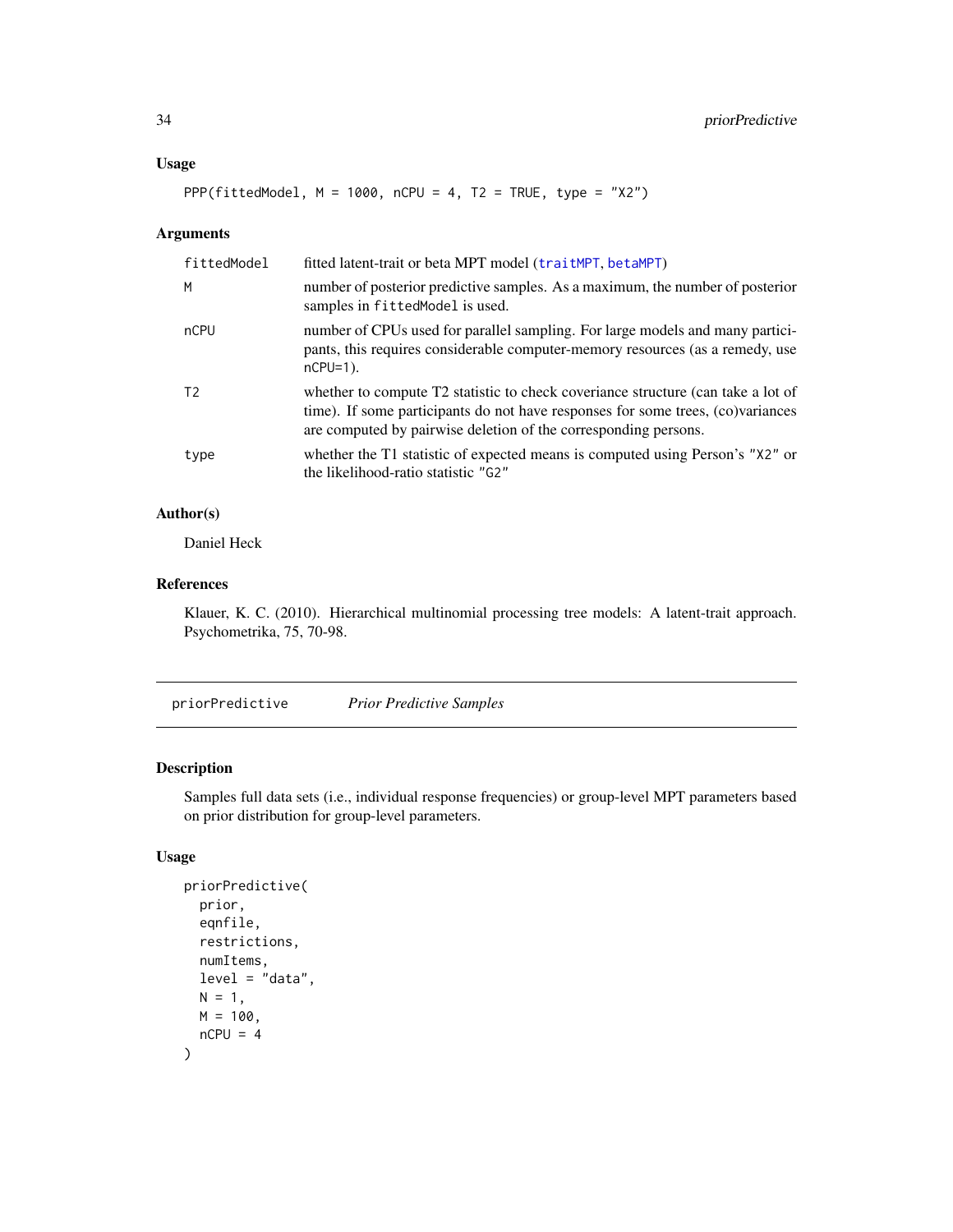### Usage

```
PPP(fittedModel, M = 1000, nCPU = 4, T2 = TRUE, type = "X2")
```

### Arguments

| | |
|---|---|
| fittedModel | fitted latent-trait or beta MPT model (traitMPT, betaMPT) |
| M | number of posterior predictive samples. As a maximum, the number of posterior samples in fittedModel is used. |
| nCPU | number of CPUs used for parallel sampling. For large models and many participants, this requires considerable computer-memory resources (as a remedy, use nCPU=1). |
| T2 | whether to compute T2 statistic to check coveriance structure (can take a lot of time). If some participants do not have responses for some trees, (co)variances are computed by pairwise deletion of the corresponding persons. |
| type | whether the T1 statistic of expected means is computed using Person's "X2" or the likelihood-ratio statistic "G2" |

### Author(s)

Daniel Heck

### References

Klauer, K. C. (2010). Hierarchical multinomial processing tree models: A latent-trait approach. Psychometrika, 75, 70-98.

---

## priorPredictive *Prior Predictive Samples*

### Description

Samples full data sets (i.e., individual response frequencies) or group-level MPT parameters based on prior distribution for group-level parameters.

### Usage

```
priorPredictive(
  prior,
  eqnfile,
  restrictions,
  numItems,
  level = "data",
  N = 1,
  M = 100,
  nCPU = 4
)
```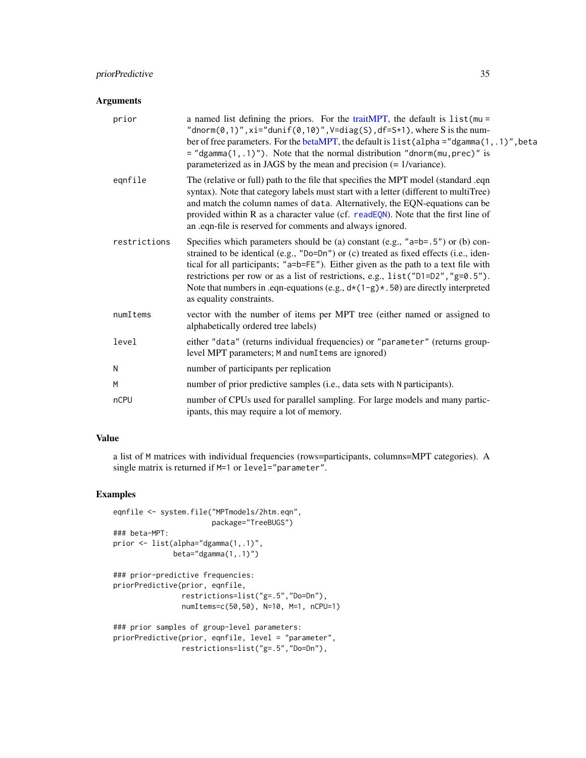## Arguments

| | |
|---|---|
| prior | a named list defining the priors. For the traitMPT, the default is `list(mu = "dnorm(0,1)",xi="dunif(0,10)",V=diag(S),df=S+1)`, where S is the number of free parameters. For the betaMPT, the default is `list(alpha ="dgamma(1,.1)",beta = "dgamma(1,.1)")`. Note that the normal distribution `"dnorm(mu,prec)"` is parameterized as in JAGS by the mean and precision (= 1/variance). |
| eqnfile | The (relative or full) path to the file that specifies the MPT model (standard .eqn syntax). Note that category labels must start with a letter (different to multiTree) and match the column names of `data`. Alternatively, the EQN-equations can be provided within R as a character value (cf. `readEQN`). Note that the first line of an .eqn-file is reserved for comments and always ignored. |
| restrictions | Specifies which parameters should be (a) constant (e.g., `"a=b=.5"`) or (b) constrained to be identical (e.g., `"Do=Dn"`) or (c) treated as fixed effects (i.e., identical for all participants; `"a=b=FE"`). Either given as the path to a text file with restrictions per row or as a list of restrictions, e.g., `list("D1=D2","g=0.5")`. Note that numbers in .eqn-equations (e.g., `d*(1-g)*.50`) are directly interpreted as equality constraints. |
| numItems | vector with the number of items per MPT tree (either named or assigned to alphabetically ordered tree labels) |
| level | either `"data"` (returns individual frequencies) or `"parameter"` (returns group-level MPT parameters; `M` and `numItems` are ignored) |
| N | number of participants per replication |
| M | number of prior predictive samples (i.e., data sets with `N` participants). |
| nCPU | number of CPUs used for parallel sampling. For large models and many participants, this may require a lot of memory. |

## Value

a list of `M` matrices with individual frequencies (rows=participants, columns=MPT categories). A single matrix is returned if `M=1` or `level="parameter"`.

## Examples

```
eqnfile <- system.file("MPTmodels/2htm.eqn",
                       package="TreeBUGS")
### beta-MPT:
prior <- list(alpha="dgamma(1,.1)",
              beta="dgamma(1,.1)")

### prior-predictive frequencies:
priorPredictive(prior, eqnfile,
                restrictions=list("g=.5","Do=Dn"),
                numItems=c(50,50), N=10, M=1, nCPU=1)

### prior samples of group-level parameters:
priorPredictive(prior, eqnfile, level = "parameter",
                restrictions=list("g=.5","Do=Dn"),
```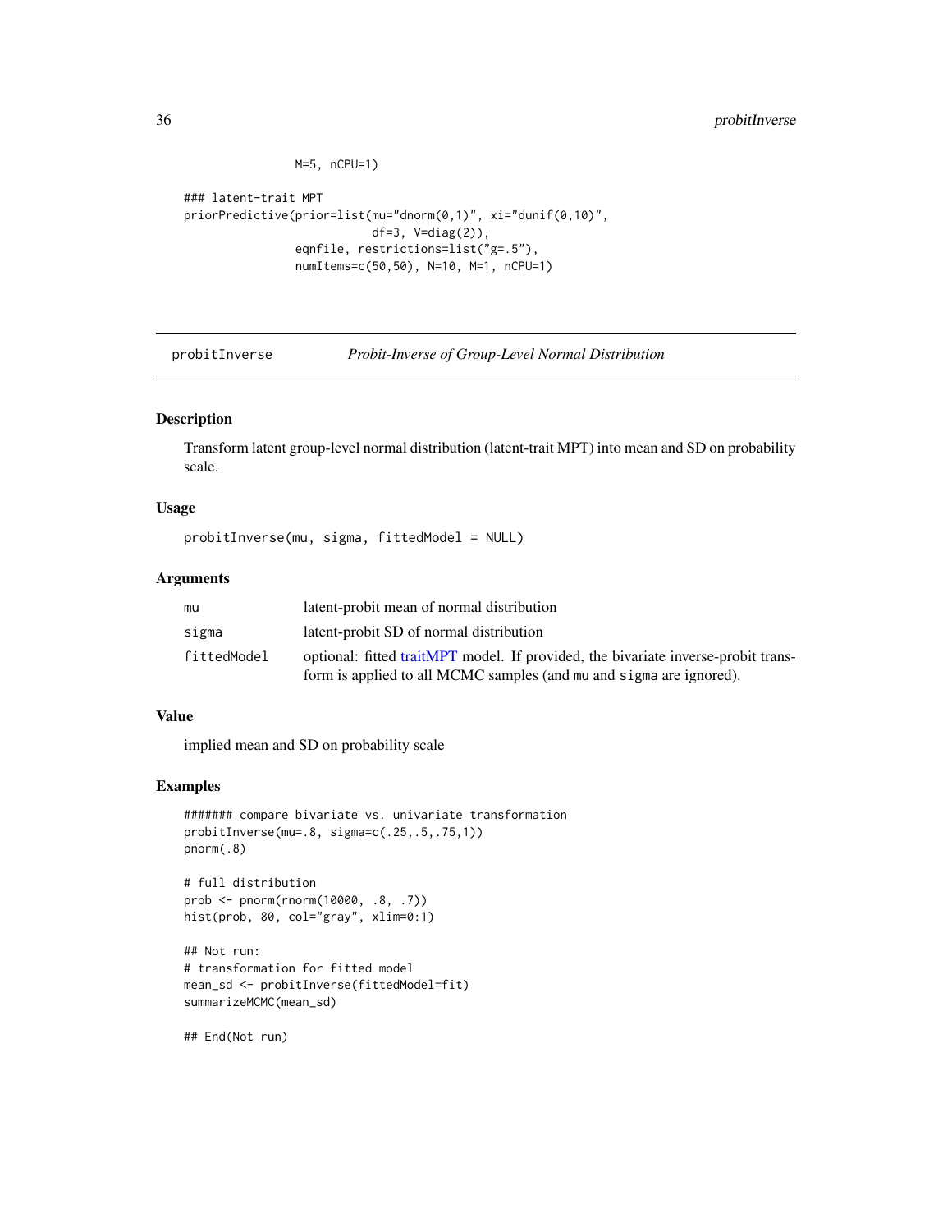```
                M=5, nCPU=1)

### latent-trait MPT
priorPredictive(prior=list(mu="dnorm(0,1)", xi="dunif(0,10)",
                            df=3, V=diag(2)),
                eqnfile, restrictions=list("g=.5"),
                numItems=c(50,50), N=10, M=1, nCPU=1)
```

---

## probitInverse — *Probit-Inverse of Group-Level Normal Distribution*

---

### Description

Transform latent group-level normal distribution (latent-trait MPT) into mean and SD on probability scale.

### Usage

```
probitInverse(mu, sigma, fittedModel = NULL)
```

### Arguments

| | |
|---|---|
| `mu` | latent-probit mean of normal distribution |
| `sigma` | latent-probit SD of normal distribution |
| `fittedModel` | optional: fitted traitMPT model. If provided, the bivariate inverse-probit transform is applied to all MCMC samples (and `mu` and `sigma` are ignored). |

### Value

implied mean and SD on probability scale

### Examples

```
####### compare bivariate vs. univariate transformation
probitInverse(mu=.8, sigma=c(.25,.5,.75,1))
pnorm(.8)

# full distribution
prob <- pnorm(rnorm(10000, .8, .7))
hist(prob, 80, col="gray", xlim=0:1)

## Not run:
# transformation for fitted model
mean_sd <- probitInverse(fittedModel=fit)
summarizeMCMC(mean_sd)

## End(Not run)
```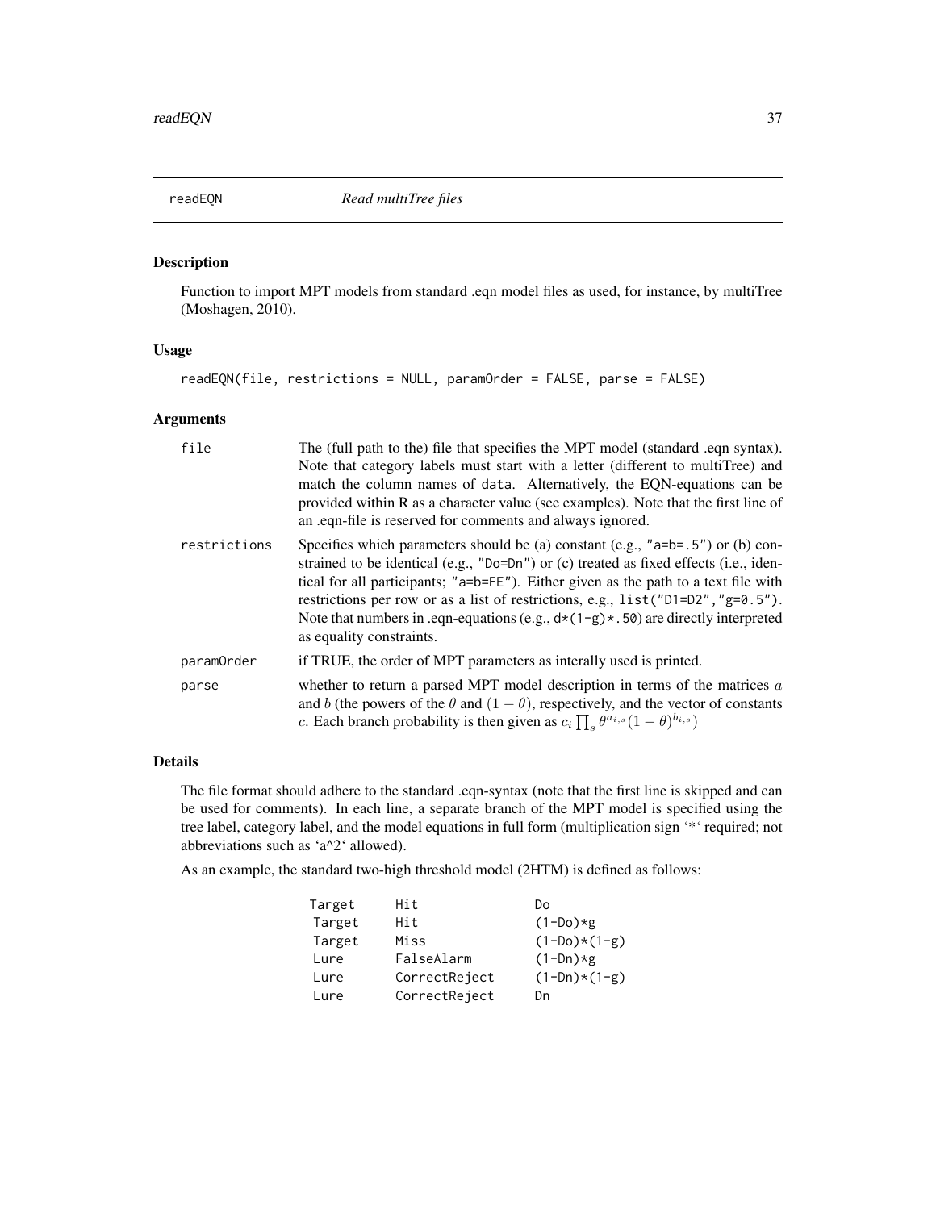## readEQN *Read multiTree files*

### Description

Function to import MPT models from standard .eqn model files as used, for instance, by multiTree (Moshagen, 2010).

### Usage

```
readEQN(file, restrictions = NULL, paramOrder = FALSE, parse = FALSE)
```

### Arguments

| | |
|---|---|
| `file` | The (full path to the) file that specifies the MPT model (standard .eqn syntax). Note that category labels must start with a letter (different to multiTree) and match the column names of `data`. Alternatively, the EQN-equations can be provided within R as a character value (see examples). Note that the first line of an .eqn-file is reserved for comments and always ignored. |
| `restrictions` | Specifies which parameters should be (a) constant (e.g., `"a=b=.5"`) or (b) constrained to be identical (e.g., `"Do=Dn"`) or (c) treated as fixed effects (i.e., identical for all participants; `"a=b=FE"`). Either given as the path to a text file with restrictions per row or as a list of restrictions, e.g., `list("D1=D2","g=0.5")`. Note that numbers in .eqn-equations (e.g., `d*(1-g)*.50`) are directly interpreted as equality constraints. |
| `paramOrder` | if TRUE, the order of MPT parameters as interally used is printed. |
| `parse` | whether to return a parsed MPT model description in terms of the matrices $a$ and $b$ (the powers of the $\theta$ and $(1-\theta)$, respectively, and the vector of constants $c$. Each branch probability is then given as $c_i \prod_s \theta^{a_{i,s}} (1-\theta)^{b_{i,s}}$) |

### Details

The file format should adhere to the standard .eqn-syntax (note that the first line is skipped and can be used for comments). In each line, a separate branch of the MPT model is specified using the tree label, category label, and the model equations in full form (multiplication sign '*' required; not abbreviations such as 'a^2' allowed).

As an example, the standard two-high threshold model (2HTM) is defined as follows:

```
Target    Hit            Do
 Target   Hit            (1-Do)*g
 Target   Miss           (1-Do)*(1-g)
 Lure     FalseAlarm     (1-Dn)*g
 Lure     CorrectReject  (1-Dn)*(1-g)
 Lure     CorrectReject  Dn
```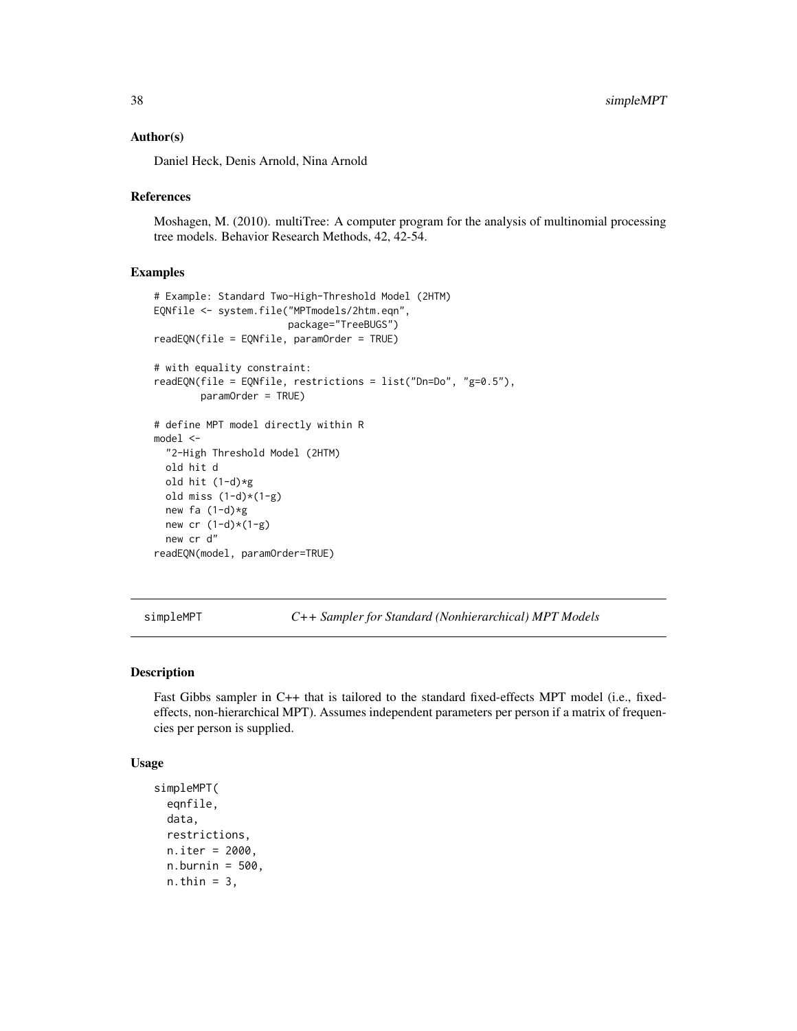### Author(s)

Daniel Heck, Denis Arnold, Nina Arnold

### References

Moshagen, M. (2010). multiTree: A computer program for the analysis of multinomial processing tree models. Behavior Research Methods, 42, 42-54.

### Examples

```
# Example: Standard Two-High-Threshold Model (2HTM)
EQNfile <- system.file("MPTmodels/2htm.eqn",
                       package="TreeBUGS")
readEQN(file = EQNfile, paramOrder = TRUE)

# with equality constraint:
readEQN(file = EQNfile, restrictions = list("Dn=Do", "g=0.5"),
        paramOrder = TRUE)

# define MPT model directly within R
model <-
  "2-High Threshold Model (2HTM)
  old hit d
  old hit (1-d)*g
  old miss (1-d)*(1-g)
  new fa (1-d)*g
  new cr (1-d)*(1-g)
  new cr d"
readEQN(model, paramOrder=TRUE)
```

---

## simpleMPT — *C++ Sampler for Standard (Nonhierarchical) MPT Models*

---

### Description

Fast Gibbs sampler in C++ that is tailored to the standard fixed-effects MPT model (i.e., fixed-effects, non-hierarchical MPT). Assumes independent parameters per person if a matrix of frequencies per person is supplied.

### Usage

```
simpleMPT(
  eqnfile,
  data,
  restrictions,
  n.iter = 2000,
  n.burnin = 500,
  n.thin = 3,
```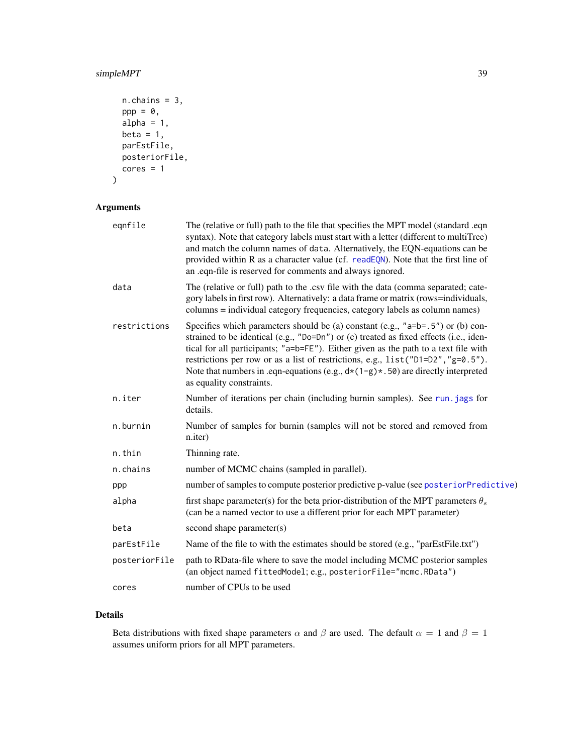```
  n.chains = 3,
  ppp = 0,
  alpha = 1,
  beta = 1,
  parEstFile,
  posteriorFile,
  cores = 1
)
```

## Arguments

| | |
|---|---|
| eqnfile | The (relative or full) path to the file that specifies the MPT model (standard .eqn syntax). Note that category labels must start with a letter (different to multiTree) and match the column names of `data`. Alternatively, the EQN-equations can be provided within R as a character value (cf. `readEQN`). Note that the first line of an .eqn-file is reserved for comments and always ignored. |
| data | The (relative or full) path to the .csv file with the data (comma separated; category labels in first row). Alternatively: a data frame or matrix (rows=individuals, columns = individual category frequencies, category labels as column names) |
| restrictions | Specifies which parameters should be (a) constant (e.g., `"a=b=.5"`) or (b) constrained to be identical (e.g., `"Do=Dn"`) or (c) treated as fixed effects (i.e., identical for all participants; `"a=b=FE"`). Either given as the path to a text file with restrictions per row or as a list of restrictions, e.g., `list("D1=D2","g=0.5")`. Note that numbers in .eqn-equations (e.g., `d*(1-g)*.50`) are directly interpreted as equality constraints. |
| n.iter | Number of iterations per chain (including burnin samples). See `run.jags` for details. |
| n.burnin | Number of samples for burnin (samples will not be stored and removed from n.iter) |
| n.thin | Thinning rate. |
| n.chains | number of MCMC chains (sampled in parallel). |
| ppp | number of samples to compute posterior predictive p-value (see `posteriorPredictive`) |
| alpha | first shape parameter(s) for the beta prior-distribution of the MPT parameters $\theta_s$ (can be a named vector to use a different prior for each MPT parameter) |
| beta | second shape parameter(s) |
| parEstFile | Name of the file to with the estimates should be stored (e.g., "parEstFile.txt") |
| posteriorFile | path to RData-file where to save the model including MCMC posterior samples (an object named `fittedModel`; e.g., `posteriorFile="mcmc.RData"`) |
| cores | number of CPUs to be used |

## Details

Beta distributions with fixed shape parameters $\alpha$ and $\beta$ are used. The default $\alpha = 1$ and $\beta = 1$ assumes uniform priors for all MPT parameters.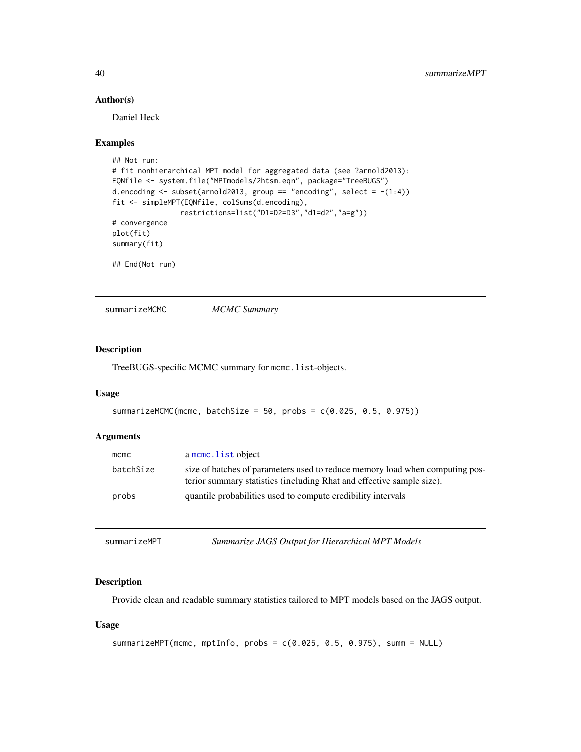### Author(s)

Daniel Heck

### Examples

```
## Not run:
# fit nonhierarchical MPT model for aggregated data (see ?arnold2013):
EQNfile <- system.file("MPTmodels/2htsm.eqn", package="TreeBUGS")
d.encoding <- subset(arnold2013, group == "encoding", select = -(1:4))
fit <- simpleMPT(EQNfile, colSums(d.encoding),
                restrictions=list("D1=D2=D3","d1=d2","a=g"))
# convergence
plot(fit)
summary(fit)

## End(Not run)
```

---

## summarizeMCMC — *MCMC Summary*

### Description

TreeBUGS-specific MCMC summary for `mcmc.list`-objects.

### Usage

```
summarizeMCMC(mcmc, batchSize = 50, probs = c(0.025, 0.5, 0.975))
```

### Arguments

| | |
|---|---|
| `mcmc` | a `mcmc.list` object |
| `batchSize` | size of batches of parameters used to reduce memory load when computing posterior summary statistics (including Rhat and effective sample size). |
| `probs` | quantile probabilities used to compute credibility intervals |

---

## summarizeMPT — *Summarize JAGS Output for Hierarchical MPT Models*

### Description

Provide clean and readable summary statistics tailored to MPT models based on the JAGS output.

### Usage

```
summarizeMPT(mcmc, mptInfo, probs = c(0.025, 0.5, 0.975), summ = NULL)
```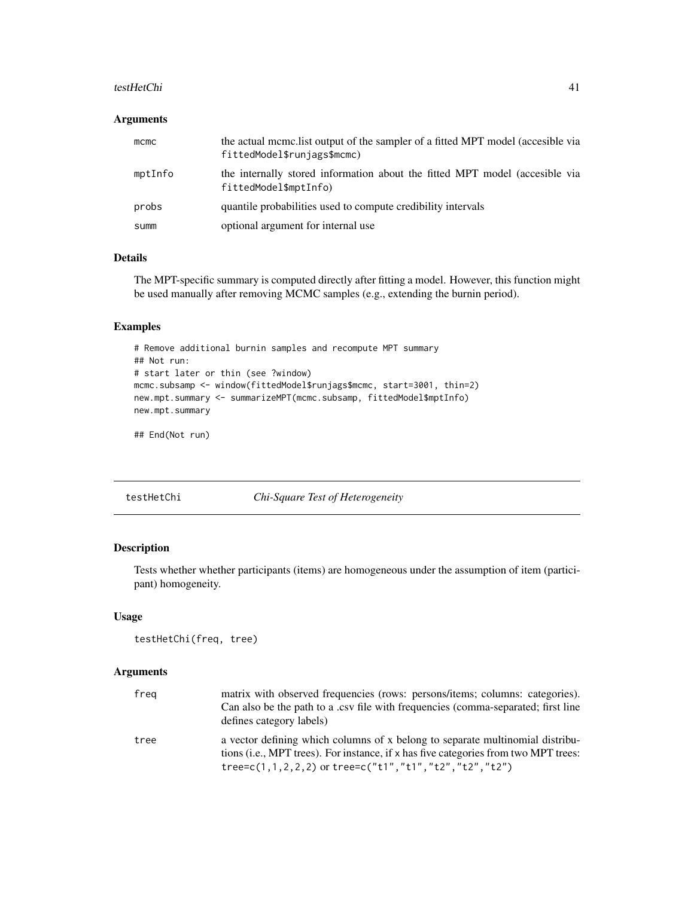### Arguments

| | |
|---|---|
| mcmc | the actual mcmc.list output of the sampler of a fitted MPT model (accesible via `fittedModel$runjags$mcmc`) |
| mptInfo | the internally stored information about the fitted MPT model (accesible via `fittedModel$mptInfo`) |
| probs | quantile probabilities used to compute credibility intervals |
| summ | optional argument for internal use |

### Details

The MPT-specific summary is computed directly after fitting a model. However, this function might be used manually after removing MCMC samples (e.g., extending the burnin period).

### Examples

```
# Remove additional burnin samples and recompute MPT summary
## Not run:
# start later or thin (see ?window)
mcmc.subsamp <- window(fittedModel$runjags$mcmc, start=3001, thin=2)
new.mpt.summary <- summarizeMPT(mcmc.subsamp, fittedModel$mptInfo)
new.mpt.summary

## End(Not run)
```

---

## testHetChi — *Chi-Square Test of Heterogeneity*

### Description

Tests whether whether participants (items) are homogeneous under the assumption of item (participant) homogeneity.

### Usage

```
testHetChi(freq, tree)
```

### Arguments

| | |
|---|---|
| freq | matrix with observed frequencies (rows: persons/items; columns: categories). Can also be the path to a .csv file with frequencies (comma-separated; first line defines category labels) |
| tree | a vector defining which columns of x belong to separate multinomial distributions (i.e., MPT trees). For instance, if x has five categories from two MPT trees: `tree=c(1,1,2,2,2)` or `tree=c("t1","t1","t2","t2","t2")` |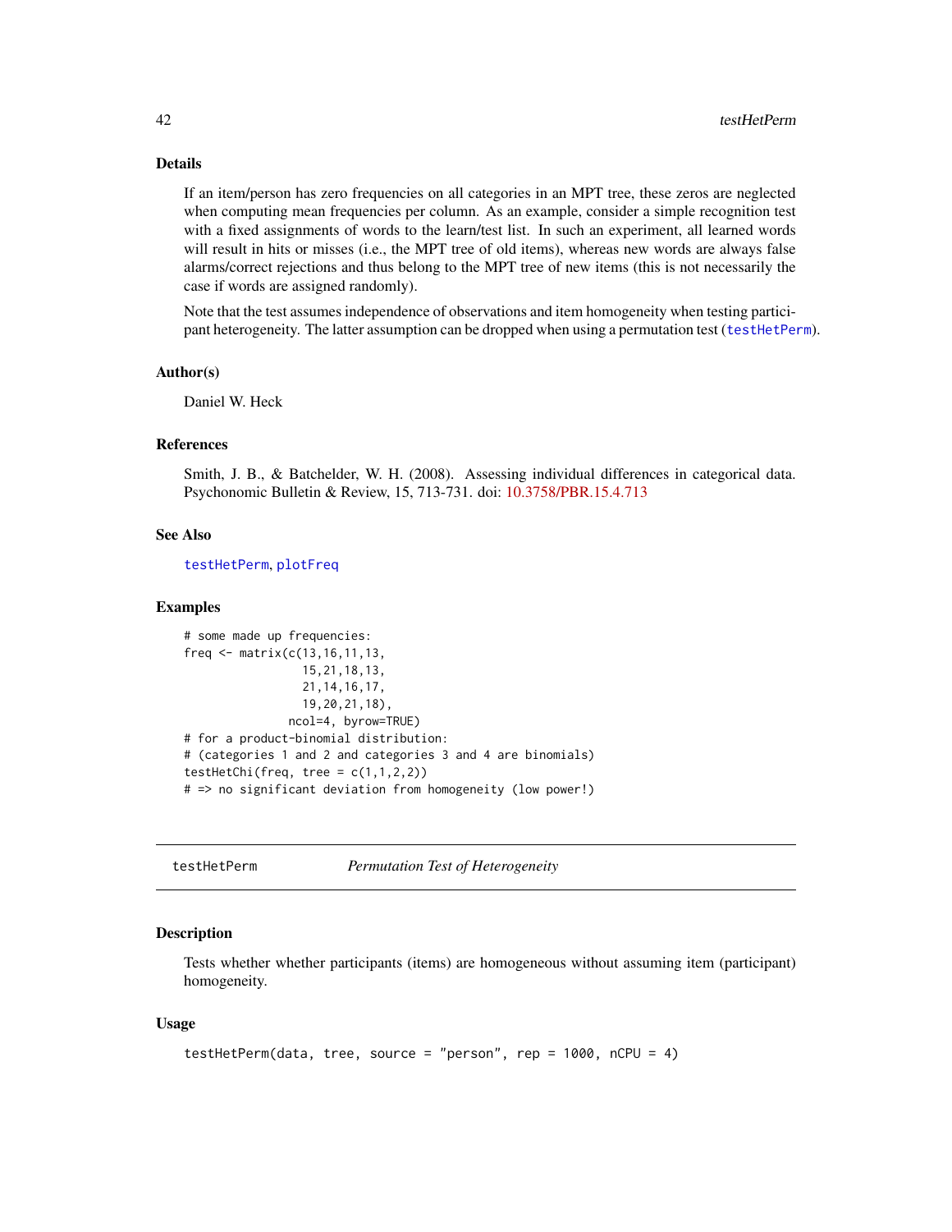## Details

If an item/person has zero frequencies on all categories in an MPT tree, these zeros are neglected when computing mean frequencies per column. As an example, consider a simple recognition test with a fixed assignments of words to the learn/test list. In such an experiment, all learned words will result in hits or misses (i.e., the MPT tree of old items), whereas new words are always false alarms/correct rejections and thus belong to the MPT tree of new items (this is not necessarily the case if words are assigned randomly).

Note that the test assumes independence of observations and item homogeneity when testing participant heterogeneity. The latter assumption can be dropped when using a permutation test (testHetPerm).

## Author(s)

Daniel W. Heck

## References

Smith, J. B., & Batchelder, W. H. (2008). Assessing individual differences in categorical data. Psychonomic Bulletin & Review, 15, 713-731. doi: 10.3758/PBR.15.4.713

## See Also

testHetPerm, plotFreq

## Examples

```
# some made up frequencies:
freq <- matrix(c(13,16,11,13,
                 15,21,18,13,
                 21,14,16,17,
                 19,20,21,18),
               ncol=4, byrow=TRUE)
# for a product-binomial distribution:
# (categories 1 and 2 and categories 3 and 4 are binomials)
testHetChi(freq, tree = c(1,1,2,2))
# => no significant deviation from homogeneity (low power!)
```

---

# testHetPerm — *Permutation Test of Heterogeneity*

## Description

Tests whether whether participants (items) are homogeneous without assuming item (participant) homogeneity.

## Usage

```
testHetPerm(data, tree, source = "person", rep = 1000, nCPU = 4)
```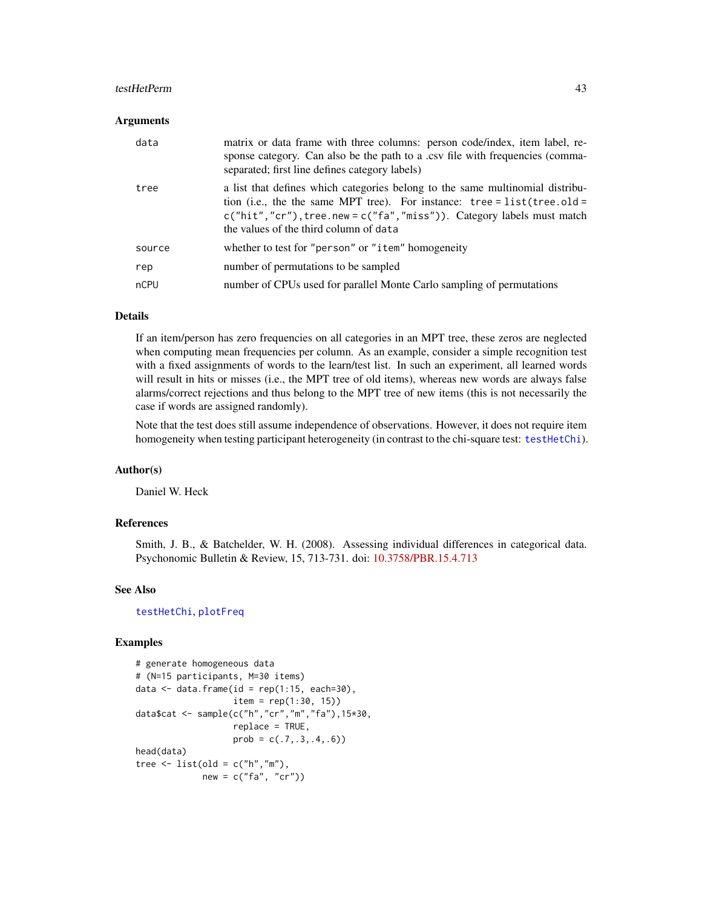### Arguments

| | |
|---|---|
| `data` | matrix or data frame with three columns: person code/index, item label, response category. Can also be the path to a .csv file with frequencies (comma-separated; first line defines category labels) |
| `tree` | a list that defines which categories belong to the same multinomial distribution (i.e., the the same MPT tree). For instance: `tree = list(tree.old = c("hit","cr"),tree.new = c("fa","miss"))`. Category labels must match the values of the third column of `data` |
| `source` | whether to test for `"person"` or `"item"` homogeneity |
| `rep` | number of permutations to be sampled |
| `nCPU` | number of CPUs used for parallel Monte Carlo sampling of permutations |

### Details

If an item/person has zero frequencies on all categories in an MPT tree, these zeros are neglected when computing mean frequencies per column. As an example, consider a simple recognition test with a fixed assignments of words to the learn/test list. In such an experiment, all learned words will result in hits or misses (i.e., the MPT tree of old items), whereas new words are always false alarms/correct rejections and thus belong to the MPT tree of new items (this is not necessarily the case if words are assigned randomly).

Note that the test does still assume independence of observations. However, it does not require item homogeneity when testing participant heterogeneity (in contrast to the chi-square test: `testHetChi`).

### Author(s)

Daniel W. Heck

### References

Smith, J. B., & Batchelder, W. H. (2008). Assessing individual differences in categorical data. Psychonomic Bulletin & Review, 15, 713-731. doi: 10.3758/PBR.15.4.713

### See Also

`testHetChi`, `plotFreq`

### Examples

```
# generate homogeneous data
# (N=15 participants, M=30 items)
data <- data.frame(id = rep(1:15, each=30),
                   item = rep(1:30, 15))
data$cat <- sample(c("h","cr","m","fa"),15*30,
                   replace = TRUE,
                   prob = c(.7,.3,.4,.6))
head(data)
tree <- list(old = c("h","m"),
             new = c("fa", "cr"))
```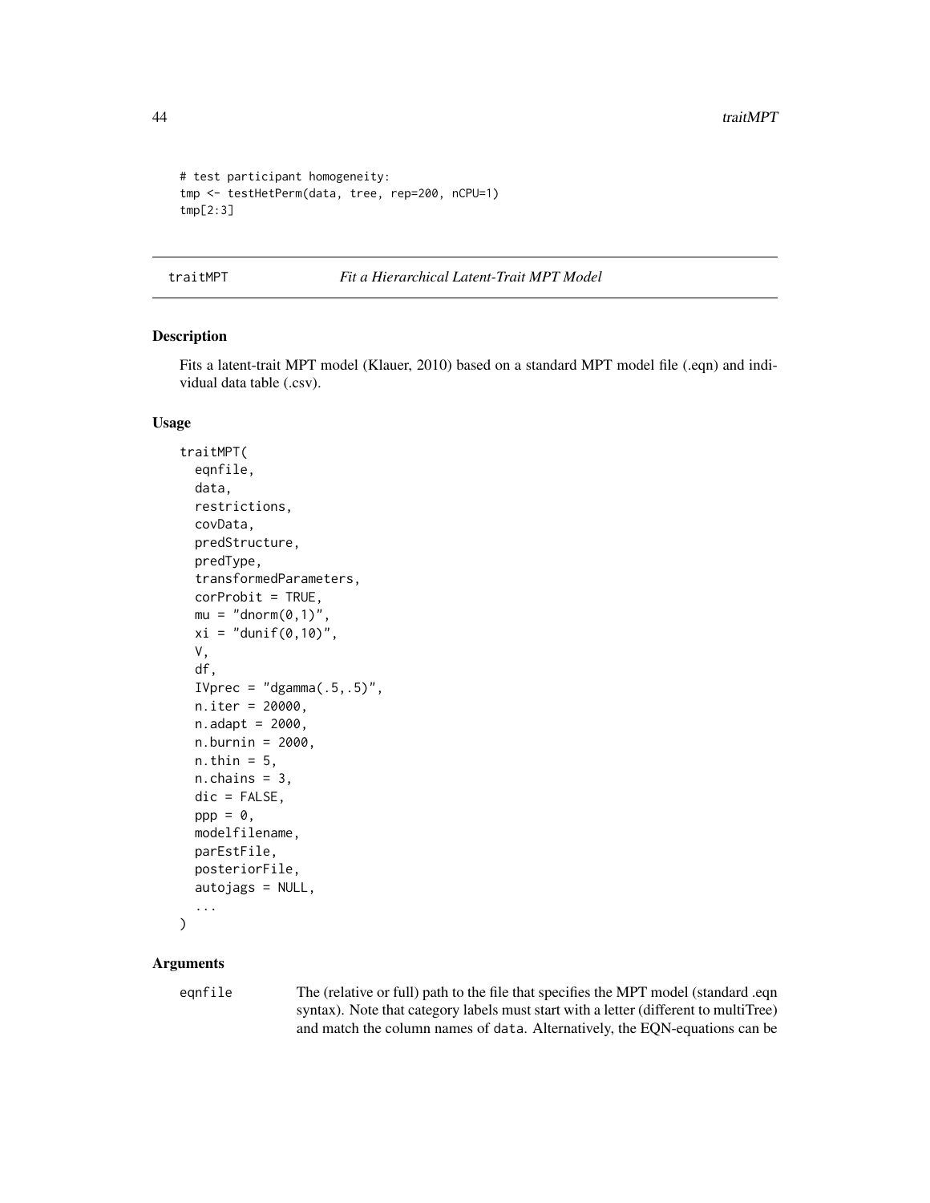```
# test participant homogeneity:
tmp <- testHetPerm(data, tree, rep=200, nCPU=1)
tmp[2:3]
```

## traitMPT — *Fit a Hierarchical Latent-Trait MPT Model*

### Description

Fits a latent-trait MPT model (Klauer, 2010) based on a standard MPT model file (.eqn) and individual data table (.csv).

### Usage

```
traitMPT(
  eqnfile,
  data,
  restrictions,
  covData,
  predStructure,
  predType,
  transformedParameters,
  corProbit = TRUE,
  mu = "dnorm(0,1)",
  xi = "dunif(0,10)",
  V,
  df,
  IVprec = "dgamma(.5,.5)",
  n.iter = 20000,
  n.adapt = 2000,
  n.burnin = 2000,
  n.thin = 5,
  n.chains = 3,
  dic = FALSE,
  ppp = 0,
  modelfilename,
  parEstFile,
  posteriorFile,
  autojags = NULL,
  ...
)
```

### Arguments

`eqnfile` The (relative or full) path to the file that specifies the MPT model (standard .eqn syntax). Note that category labels must start with a letter (different to multiTree) and match the column names of `data`. Alternatively, the EQN-equations can be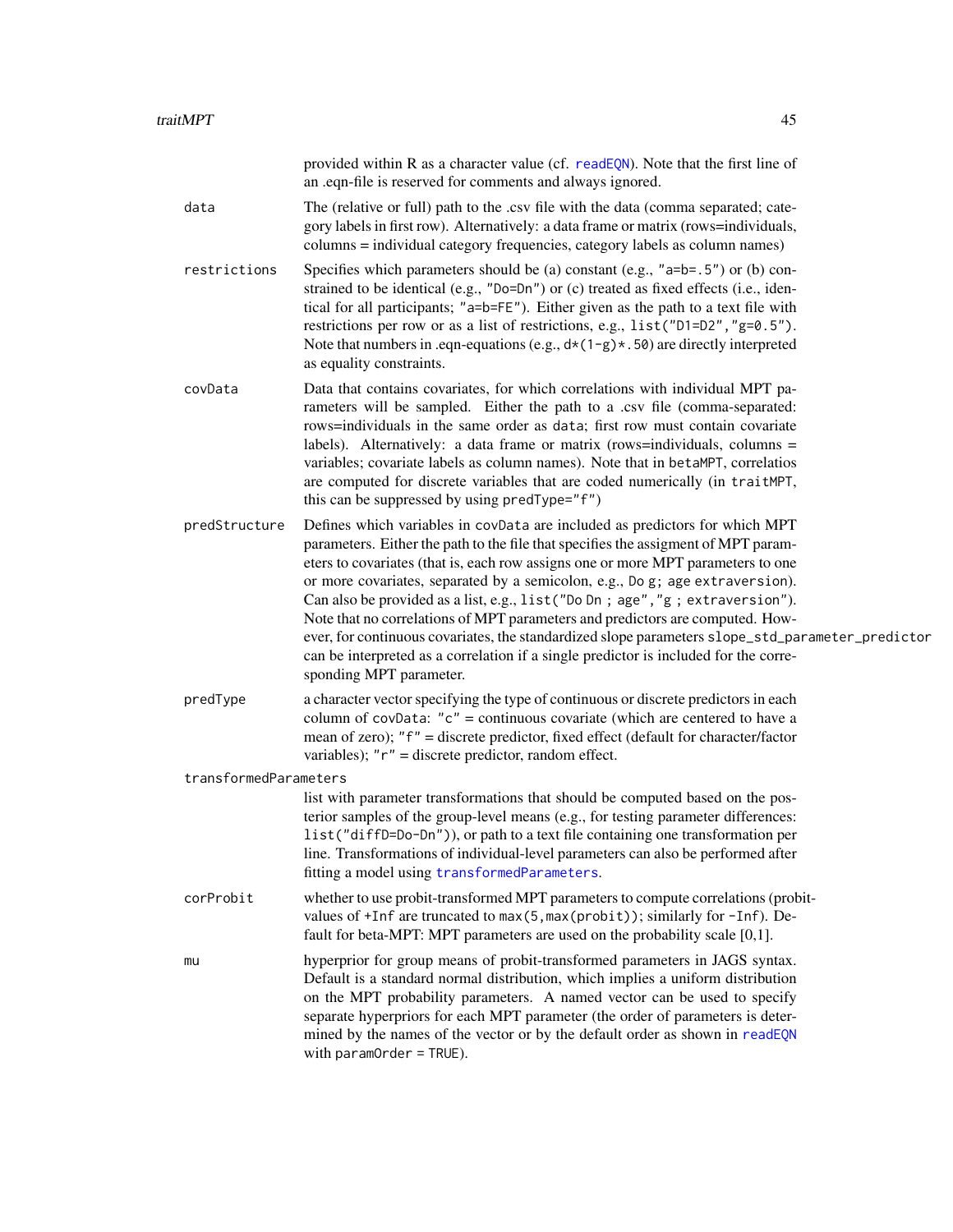provided within R as a character value (cf. `readEQN`). Note that the first line of an .eqn-file is reserved for comments and always ignored.

**data**
: The (relative or full) path to the .csv file with the data (comma separated; category labels in first row). Alternatively: a data frame or matrix (rows=individuals, columns = individual category frequencies, category labels as column names)

**restrictions**
: Specifies which parameters should be (a) constant (e.g., `"a=b=.5"`) or (b) constrained to be identical (e.g., `"Do=Dn"`) or (c) treated as fixed effects (i.e., identical for all participants; `"a=b=FE"`). Either given as the path to a text file with restrictions per row or as a list of restrictions, e.g., `list("D1=D2","g=0.5")`. Note that numbers in .eqn-equations (e.g., `d*(1-g)*.50`) are directly interpreted as equality constraints.

**covData**
: Data that contains covariates, for which correlations with individual MPT parameters will be sampled. Either the path to a .csv file (comma-separated: rows=individuals in the same order as `data`; first row must contain covariate labels). Alternatively: a data frame or matrix (rows=individuals, columns = variables; covariate labels as column names). Note that in `betaMPT`, correlatios are computed for discrete variables that are coded numerically (in `traitMPT`, this can be suppressed by using `predType="f"`)

**predStructure**
: Defines which variables in `covData` are included as predictors for which MPT parameters. Either the path to the file that specifies the assigment of MPT parameters to covariates (that is, each row assigns one or more MPT parameters to one or more covariates, separated by a semicolon, e.g., `Do g; age extraversion`). Can also be provided as a list, e.g., `list("Do Dn ; age","g ; extraversion")`. Note that no correlations of MPT parameters and predictors are computed. However, for continuous covariates, the standardized slope parameters `slope_std_parameter_predictor` can be interpreted as a correlation if a single predictor is included for the corresponding MPT parameter.

**predType**
: a character vector specifying the type of continuous or discrete predictors in each column of `covData`: `"c"` = continuous covariate (which are centered to have a mean of zero); `"f"` = discrete predictor, fixed effect (default for character/factor variables); `"r"` = discrete predictor, random effect.

**transformedParameters**
: list with parameter transformations that should be computed based on the posterior samples of the group-level means (e.g., for testing parameter differences: `list("diffD=Do-Dn")`), or path to a text file containing one transformation per line. Transformations of individual-level parameters can also be performed after fitting a model using `transformedParameters`.

**corProbit**
: whether to use probit-transformed MPT parameters to compute correlations (probit-values of `+Inf` are truncated to `max(5,max(probit))`; similarly for `-Inf`). Default for beta-MPT: MPT parameters are used on the probability scale [0,1].

**mu**
: hyperprior for group means of probit-transformed parameters in JAGS syntax. Default is a standard normal distribution, which implies a uniform distribution on the MPT probability parameters. A named vector can be used to specify separate hyperpriors for each MPT parameter (the order of parameters is determined by the names of the vector or by the default order as shown in `readEQN` with `paramOrder = TRUE`).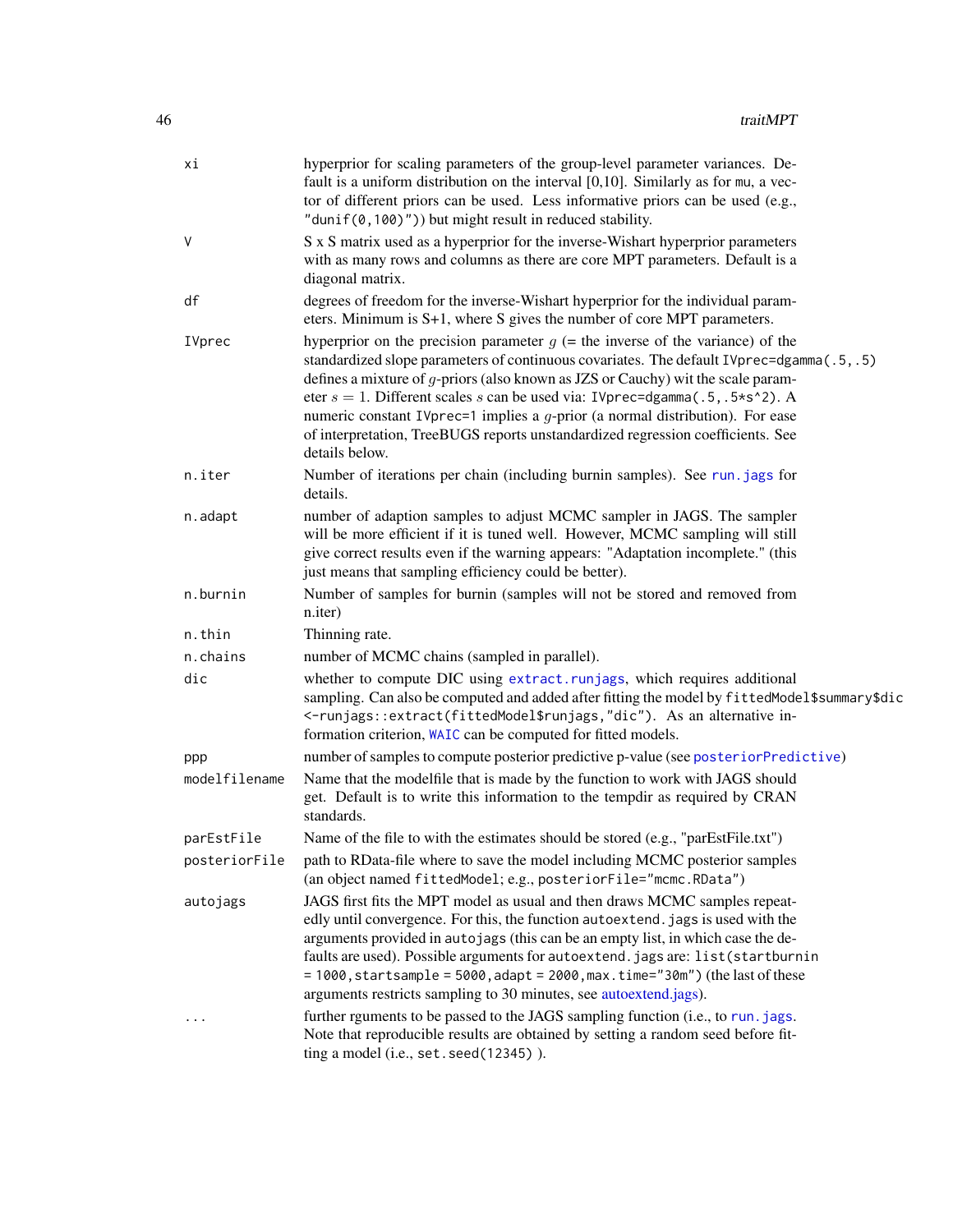| | |
|---|---|
| `xi` | hyperprior for scaling parameters of the group-level parameter variances. Default is a uniform distribution on the interval [0,10]. Similarly as for `mu`, a vector of different priors can be used. Less informative priors can be used (e.g., `"dunif(0,100)"`)) but might result in reduced stability. |
| `V` | S x S matrix used as a hyperprior for the inverse-Wishart hyperprior parameters with as many rows and columns as there are core MPT parameters. Default is a diagonal matrix. |
| `df` | degrees of freedom for the inverse-Wishart hyperprior for the individual parameters. Minimum is S+1, where S gives the number of core MPT parameters. |
| `IVprec` | hyperprior on the precision parameter $g$ (= the inverse of the variance) of the standardized slope parameters of continuous covariates. The default `IVprec=dgamma(.5,.5)` defines a mixture of $g$-priors (also known as JZS or Cauchy) wit the scale parameter $s = 1$. Different scales $s$ can be used via: `IVprec=dgamma(.5,.5*s^2)`. A numeric constant `IVprec=1` implies a $g$-prior (a normal distribution). For ease of interpretation, TreeBUGS reports unstandardized regression coefficients. See details below. |
| `n.iter` | Number of iterations per chain (including burnin samples). See `run.jags` for details. |
| `n.adapt` | number of adaption samples to adjust MCMC sampler in JAGS. The sampler will be more efficient if it is tuned well. However, MCMC sampling will still give correct results even if the warning appears: "Adaptation incomplete." (this just means that sampling efficiency could be better). |
| `n.burnin` | Number of samples for burnin (samples will not be stored and removed from n.iter) |
| `n.thin` | Thinning rate. |
| `n.chains` | number of MCMC chains (sampled in parallel). |
| `dic` | whether to compute DIC using `extract.runjags`, which requires additional sampling. Can also be computed and added after fitting the model by `fittedModel$summary$dic <-runjags::extract(fittedModel$runjags,"dic")`. As an alternative information criterion, `WAIC` can be computed for fitted models. |
| `ppp` | number of samples to compute posterior predictive p-value (see `posteriorPredictive`) |
| `modelfilename` | Name that the modelfile that is made by the function to work with JAGS should get. Default is to write this information to the tempdir as required by CRAN standards. |
| `parEstFile` | Name of the file to with the estimates should be stored (e.g., "parEstFile.txt") |
| `posteriorFile` | path to RData-file where to save the model including MCMC posterior samples (an object named `fittedModel`; e.g., `posteriorFile="mcmc.RData"`) |
| `autojags` | JAGS first fits the MPT model as usual and then draws MCMC samples repeatedly until convergence. For this, the function `autoextend.jags` is used with the arguments provided in `autojags` (this can be an empty list, in which case the defaults are used). Possible arguments for `autoextend.jags` are: `list(startburnin = 1000, startsample = 5000, adapt = 2000, max.time="30m")` (the last of these arguments restricts sampling to 30 minutes, see autoextend.jags). |
| `...` | further rguments to be passed to the JAGS sampling function (i.e., to `run.jags`. Note that reproducible results are obtained by setting a random seed before fitting a model (i.e., `set.seed(12345)` ). |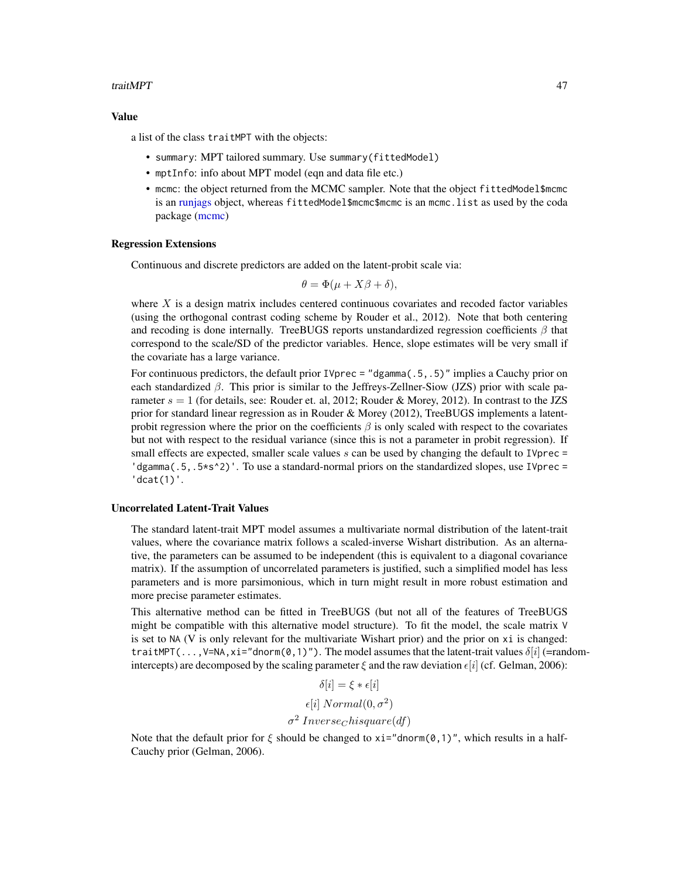### Value

a list of the class `traitMPT` with the objects:

- `summary`: MPT tailored summary. Use `summary(fittedModel)`
- `mptInfo`: info about MPT model (eqn and data file etc.)
- `mcmc`: the object returned from the MCMC sampler. Note that the object `fittedModel$mcmc` is an runjags object, whereas `fittedModel$mcmc$mcmc` is an `mcmc.list` as used by the coda package (mcmc)

### Regression Extensions

Continuous and discrete predictors are added on the latent-probit scale via:

$$\theta = \Phi(\mu + X\beta + \delta),$$

where $X$ is a design matrix includes centered continuous covariates and recoded factor variables (using the orthogonal contrast coding scheme by Rouder et al., 2012). Note that both centering and recoding is done internally. TreeBUGS reports unstandardized regression coefficients $\beta$ that correspond to the scale/SD of the predictor variables. Hence, slope estimates will be very small if the covariate has a large variance.

For continuous predictors, the default prior `IVprec = "dgamma(.5,.5)"` implies a Cauchy prior on each standardized $\beta$. This prior is similar to the Jeffreys-Zellner-Siow (JZS) prior with scale parameter $s = 1$ (for details, see: Rouder et. al, 2012; Rouder & Morey, 2012). In contrast to the JZS prior for standard linear regression as in Rouder & Morey (2012), TreeBUGS implements a latent-probit regression where the prior on the coefficients $\beta$ is only scaled with respect to the covariates but not with respect to the residual variance (since this is not a parameter in probit regression). If small effects are expected, smaller scale values $s$ can be used by changing the default to `IVprec = 'dgamma(.5,.5*s^2)'`. To use a standard-normal priors on the standardized slopes, use `IVprec = 'dcat(1)'`.

### Uncorrelated Latent-Trait Values

The standard latent-trait MPT model assumes a multivariate normal distribution of the latent-trait values, where the covariance matrix follows a scaled-inverse Wishart distribution. As an alternative, the parameters can be assumed to be independent (this is equivalent to a diagonal covariance matrix). If the assumption of uncorrelated parameters is justified, such a simplified model has less parameters and is more parsimonious, which in turn might result in more robust estimation and more precise parameter estimates.

This alternative method can be fitted in TreeBUGS (but not all of the features of TreeBUGS might be compatible with this alternative model structure). To fit the model, the scale matrix `V` is set to `NA` (V is only relevant for the multivariate Wishart prior) and the prior on `xi` is changed: `traitMPT(...,V=NA,xi="dnorm(0,1)")`. The model assumes that the latent-trait values $\delta[i]$ (=random-intercepts) are decomposed by the scaling parameter $\xi$ and the raw deviation $\epsilon[i]$ (cf. Gelman, 2006):

$$\delta[i] = \xi * \epsilon[i]$$

$$\epsilon[i] \; Normal(0, \sigma^2)$$

$$\sigma^2 \; Inverse_Chisquare(df)$$

Note that the default prior for $\xi$ should be changed to `xi="dnorm(0,1)"`, which results in a half-Cauchy prior (Gelman, 2006).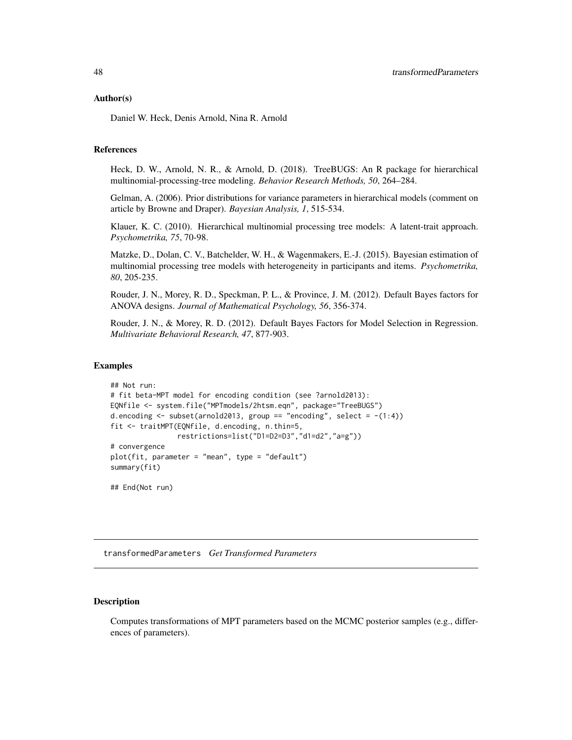### Author(s)

Daniel W. Heck, Denis Arnold, Nina R. Arnold

### References

Heck, D. W., Arnold, N. R., & Arnold, D. (2018). TreeBUGS: An R package for hierarchical multinomial-processing-tree modeling. *Behavior Research Methods, 50*, 264–284.

Gelman, A. (2006). Prior distributions for variance parameters in hierarchical models (comment on article by Browne and Draper). *Bayesian Analysis, 1*, 515-534.

Klauer, K. C. (2010). Hierarchical multinomial processing tree models: A latent-trait approach. *Psychometrika, 75*, 70-98.

Matzke, D., Dolan, C. V., Batchelder, W. H., & Wagenmakers, E.-J. (2015). Bayesian estimation of multinomial processing tree models with heterogeneity in participants and items. *Psychometrika, 80*, 205-235.

Rouder, J. N., Morey, R. D., Speckman, P. L., & Province, J. M. (2012). Default Bayes factors for ANOVA designs. *Journal of Mathematical Psychology, 56*, 356-374.

Rouder, J. N., & Morey, R. D. (2012). Default Bayes Factors for Model Selection in Regression. *Multivariate Behavioral Research, 47*, 877-903.

### Examples

```
## Not run:
# fit beta-MPT model for encoding condition (see ?arnold2013):
EQNfile <- system.file("MPTmodels/2htsm.eqn", package="TreeBUGS")
d.encoding <- subset(arnold2013, group == "encoding", select = -(1:4))
fit <- traitMPT(EQNfile, d.encoding, n.thin=5,
                restrictions=list("D1=D2=D3","d1=d2","a=g"))
# convergence
plot(fit, parameter = "mean", type = "default")
summary(fit)

## End(Not run)
```

---

## transformedParameters *Get Transformed Parameters*

### Description

Computes transformations of MPT parameters based on the MCMC posterior samples (e.g., differences of parameters).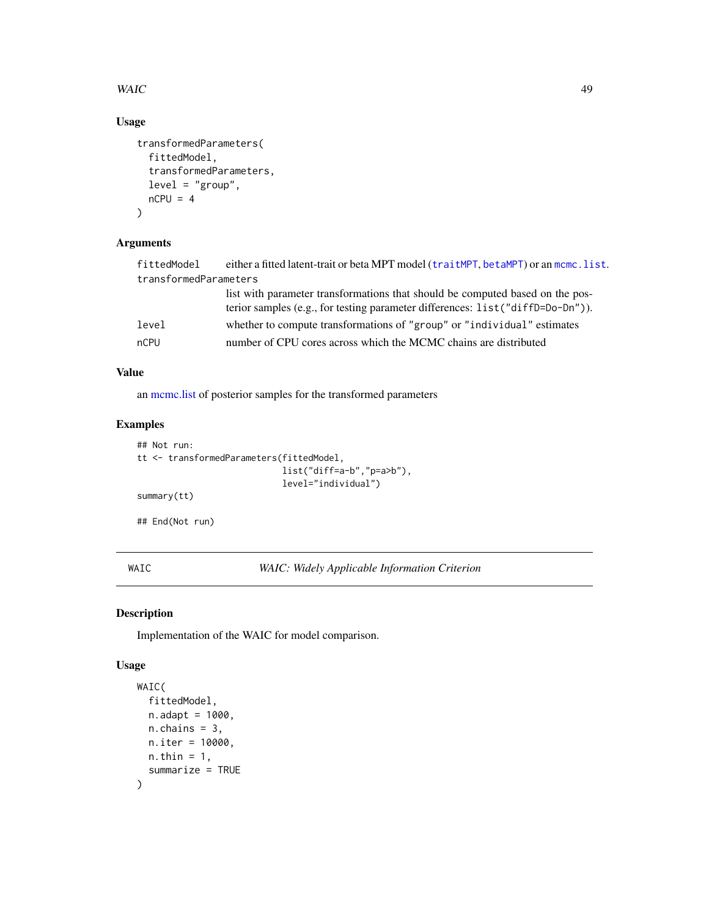## Usage

```
transformedParameters(
  fittedModel,
  transformedParameters,
  level = "group",
  nCPU = 4
)
```

## Arguments

| | |
|---|---|
| `fittedModel` | either a fitted latent-trait or beta MPT model (`traitMPT`, `betaMPT`) or an `mcmc.list`. |
| `transformedParameters` | list with parameter transformations that should be computed based on the posterior samples (e.g., for testing parameter differences: `list("diffD=Do-Dn")`). |
| `level` | whether to compute transformations of `"group"` or `"individual"` estimates |
| `nCPU` | number of CPU cores across which the MCMC chains are distributed |

## Value

an mcmc.list of posterior samples for the transformed parameters

## Examples

```
## Not run:
tt <- transformedParameters(fittedModel,
                            list("diff=a-b","p=a>b"),
                            level="individual")
summary(tt)

## End(Not run)
```

---

# WAIC — *WAIC: Widely Applicable Information Criterion*

## Description

Implementation of the WAIC for model comparison.

## Usage

```
WAIC(
  fittedModel,
  n.adapt = 1000,
  n.chains = 3,
  n.iter = 10000,
  n.thin = 1,
  summarize = TRUE
)
```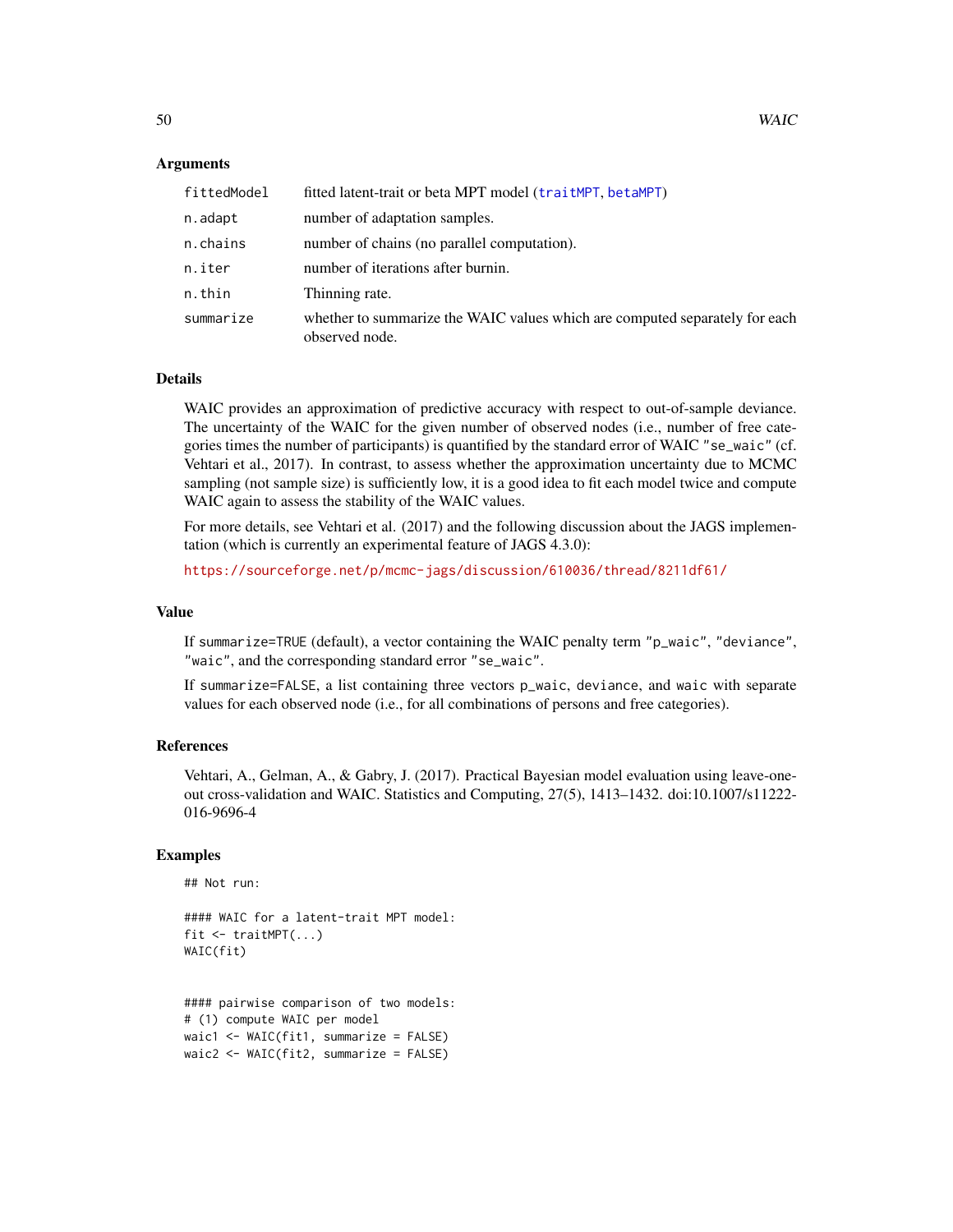### Arguments

| | |
|---|---|
| `fittedModel` | fitted latent-trait or beta MPT model (`traitMPT`, `betaMPT`) |
| `n.adapt` | number of adaptation samples. |
| `n.chains` | number of chains (no parallel computation). |
| `n.iter` | number of iterations after burnin. |
| `n.thin` | Thinning rate. |
| `summarize` | whether to summarize the WAIC values which are computed separately for each observed node. |

### Details

WAIC provides an approximation of predictive accuracy with respect to out-of-sample deviance. The uncertainty of the WAIC for the given number of observed nodes (i.e., number of free categories times the number of participants) is quantified by the standard error of WAIC `"se_waic"` (cf. Vehtari et al., 2017). In contrast, to assess whether the approximation uncertainty due to MCMC sampling (not sample size) is sufficiently low, it is a good idea to fit each model twice and compute WAIC again to assess the stability of the WAIC values.

For more details, see Vehtari et al. (2017) and the following discussion about the JAGS implementation (which is currently an experimental feature of JAGS 4.3.0):

https://sourceforge.net/p/mcmc-jags/discussion/610036/thread/8211df61/

### Value

If `summarize=TRUE` (default), a vector containing the WAIC penalty term `"p_waic"`, `"deviance"`, `"waic"`, and the corresponding standard error `"se_waic"`.

If `summarize=FALSE`, a list containing three vectors `p_waic`, `deviance`, and `waic` with separate values for each observed node (i.e., for all combinations of persons and free categories).

### References

Vehtari, A., Gelman, A., & Gabry, J. (2017). Practical Bayesian model evaluation using leave-one-out cross-validation and WAIC. Statistics and Computing, 27(5), 1413–1432. doi:10.1007/s11222-016-9696-4

### Examples

```
## Not run:

#### WAIC for a latent-trait MPT model:
fit <- traitMPT(...)
WAIC(fit)


#### pairwise comparison of two models:
# (1) compute WAIC per model
waic1 <- WAIC(fit1, summarize = FALSE)
waic2 <- WAIC(fit2, summarize = FALSE)
```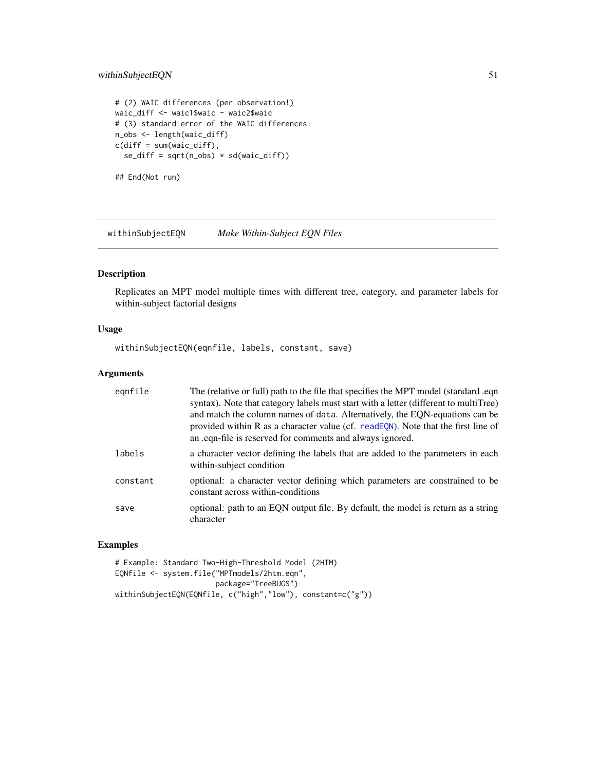```
# (2) WAIC differences (per observation!)
waic_diff <- waic1$waic - waic2$waic
# (3) standard error of the WAIC differences:
n_obs <- length(waic_diff)
c(diff = sum(waic_diff),
  se_diff = sqrt(n_obs) * sd(waic_diff))

## End(Not run)
```

## withinSubjectEQN *Make Within-Subject EQN Files*

### Description

Replicates an MPT model multiple times with different tree, category, and parameter labels for within-subject factorial designs

### Usage

```
withinSubjectEQN(eqnfile, labels, constant, save)
```

### Arguments

| | |
|---|---|
| eqnfile | The (relative or full) path to the file that specifies the MPT model (standard .eqn syntax). Note that category labels must start with a letter (different to multiTree) and match the column names of data. Alternatively, the EQN-equations can be provided within R as a character value (cf. readEQN). Note that the first line of an .eqn-file is reserved for comments and always ignored. |
| labels | a character vector defining the labels that are added to the parameters in each within-subject condition |
| constant | optional: a character vector defining which parameters are constrained to be constant across within-conditions |
| save | optional: path to an EQN output file. By default, the model is return as a string character |

### Examples

```
# Example: Standard Two-High-Threshold Model (2HTM)
EQNfile <- system.file("MPTmodels/2htm.eqn",
                       package="TreeBUGS")
withinSubjectEQN(EQNfile, c("high","low"), constant=c("g"))
```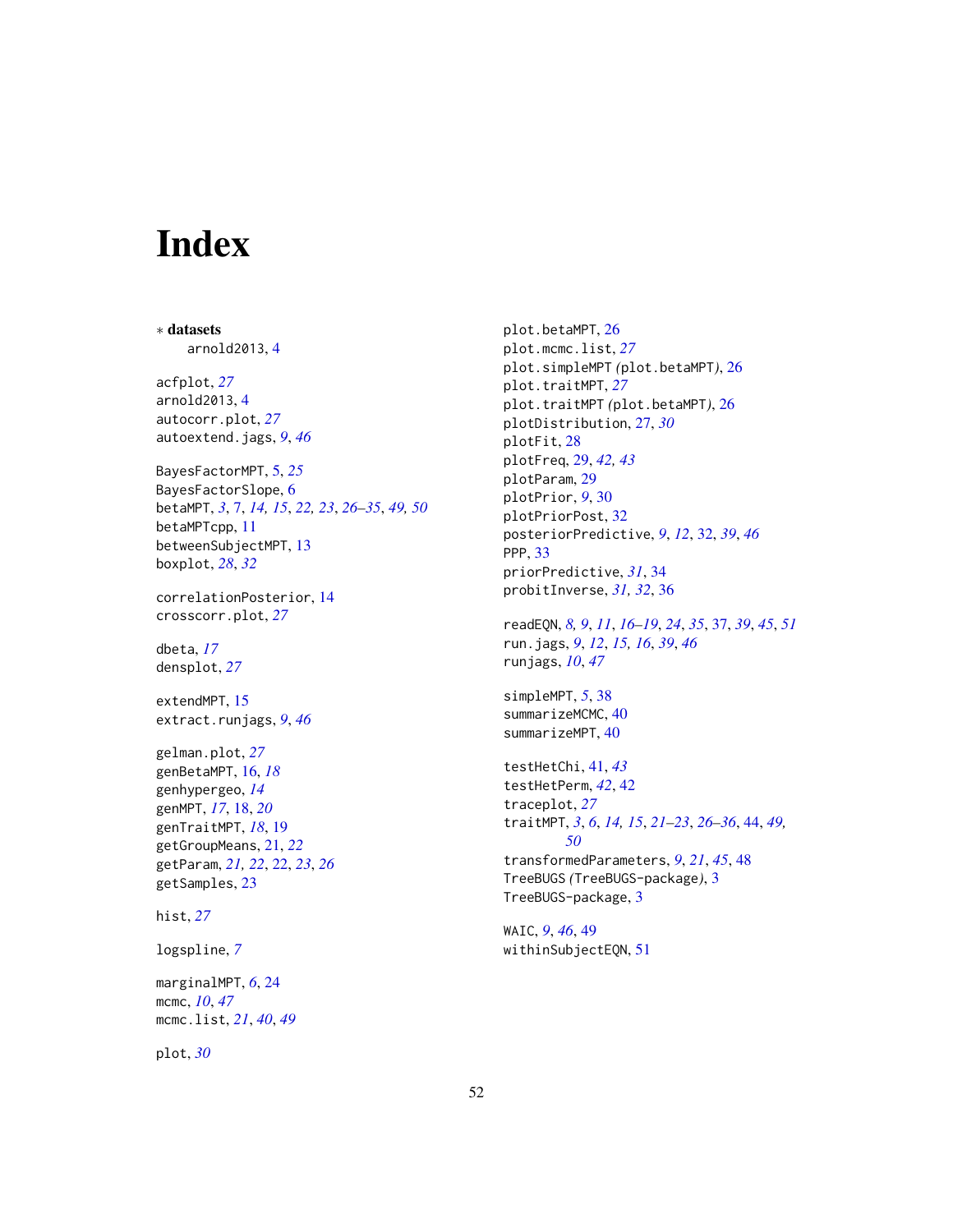# Index

∗ **datasets**
  arnold2013, 4

acfplot, *27*
arnold2013, 4
autocorr.plot, *27*
autoextend.jags, *9*, *46*

BayesFactorMPT, 5, *25*
BayesFactorSlope, 6
betaMPT, *3*, 7, *14, 15*, *22, 23*, *26–35*, *49, 50*
betaMPTcpp, 11
betweenSubjectMPT, 13
boxplot, *28*, *32*

correlationPosterior, 14
crosscorr.plot, *27*

dbeta, *17*
densplot, *27*

extendMPT, 15
extract.runjags, *9*, *46*

gelman.plot, *27*
genBetaMPT, 16, *18*
genhypergeo, *14*
genMPT, *17*, 18, *20*
genTraitMPT, *18*, 19
getGroupMeans, 21, *22*
getParam, *21, 22*, 22, *23*, *26*
getSamples, 23

hist, *27*

logspline, *7*

marginalMPT, *6*, 24
mcmc, *10*, *47*
mcmc.list, *21*, *40*, *49*

plot, *30*
plot.betaMPT, 26
plot.mcmc.list, *27*
plot.simpleMPT *(*plot.betaMPT*)*, 26
plot.traitMPT, *27*
plot.traitMPT *(*plot.betaMPT*)*, 26
plotDistribution, 27, *30*
plotFit, 28
plotFreq, 29, *42, 43*
plotParam, 29
plotPrior, *9*, 30
plotPriorPost, 32
posteriorPredictive, *9*, *12*, 32, *39*, *46*
PPP, 33
priorPredictive, *31*, 34
probitInverse, *31, 32*, 36

readEQN, *8, 9*, *11*, *16–19*, *24*, *35*, 37, *39*, *45*, *51*
run.jags, *9*, *12*, *15, 16*, *39*, *46*
runjags, *10*, *47*

simpleMPT, *5*, 38
summarizeMCMC, 40
summarizeMPT, 40

testHetChi, 41, *43*
testHetPerm, *42*, 42
traceplot, *27*
traitMPT, *3*, *6*, *14, 15*, *21–23*, *26–36*, 44, *49, 50*
transformedParameters, *9*, *21*, *45*, 48
TreeBUGS *(*TreeBUGS-package*)*, 3
TreeBUGS-package, 3

WAIC, *9*, *46*, 49
withinSubjectEQN, 51